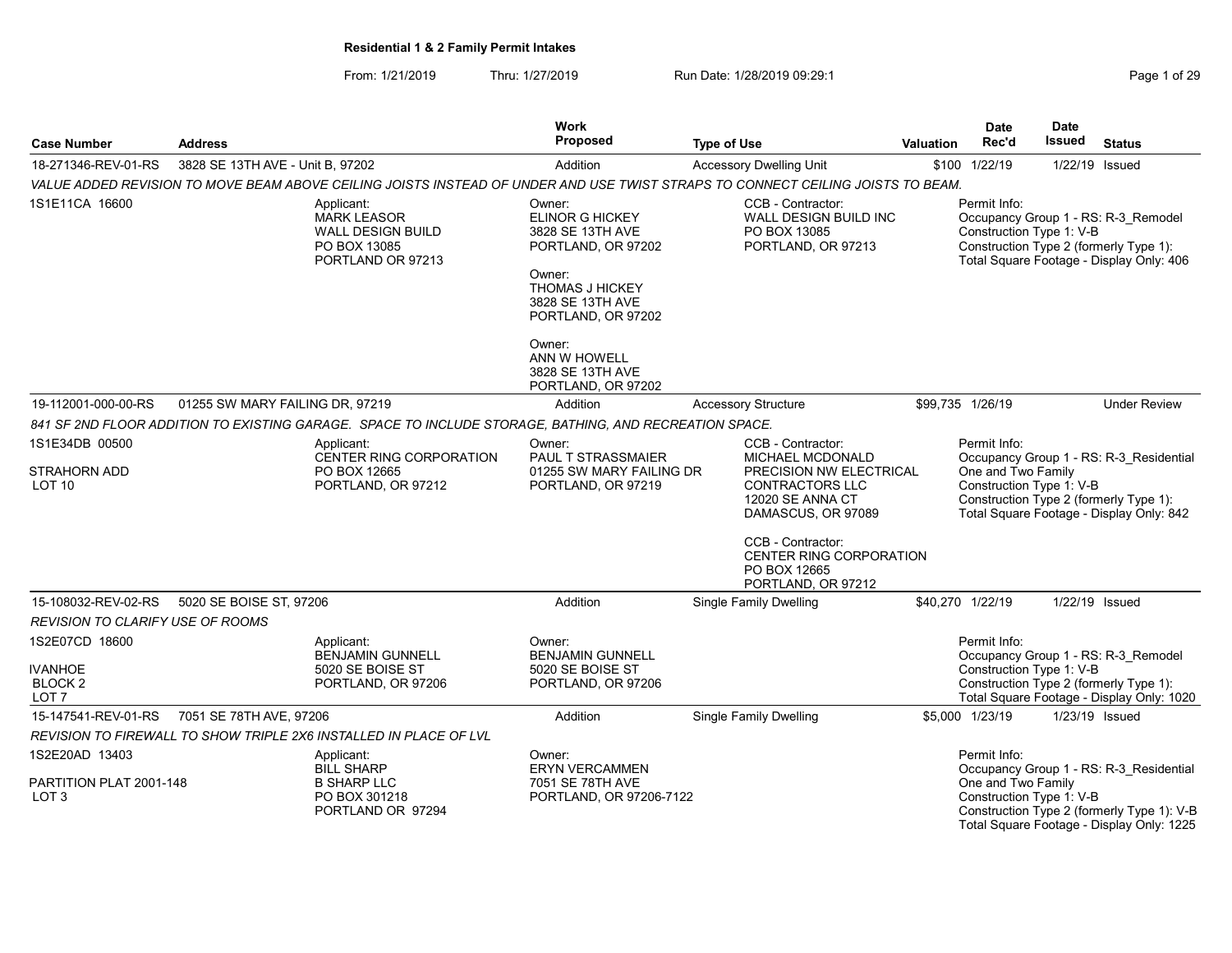# Residential 1 & 2 Family Permit Intakes

From: 1/21/2019 Thru: 1/27/2019 Run Date: 1/28/2019 09:29:1

| Case Number | Address | Work Proposed | Type of Use | Valuation | Date Rec'd | Date Issued | Status |
|---|---|---|---|---|---|---|---|
| 18-271346-REV-01-RS | 3828 SE 13TH AVE - Unit B, 97202 | Addition | Accessory Dwelling Unit | $100 | 1/22/19 | 1/22/19 | Issued |

*VALUE ADDED REVISION TO MOVE BEAM ABOVE CEILING JOISTS INSTEAD OF UNDER AND USE TWIST STRAPS TO CONNECT CEILING JOISTS TO BEAM.*

1S1E11CA 16600

Applicant:
MARK LEASOR
WALL DESIGN BUILD
PO BOX 13085
PORTLAND OR 97213

Owner:
ELINOR G HICKEY
3828 SE 13TH AVE
PORTLAND, OR 97202

Owner:
THOMAS J HICKEY
3828 SE 13TH AVE
PORTLAND, OR 97202

Owner:
ANN W HOWELL
3828 SE 13TH AVE
PORTLAND, OR 97202

CCB - Contractor:
WALL DESIGN BUILD INC
PO BOX 13085
PORTLAND, OR 97213

Permit Info:
Occupancy Group 1 - RS: R-3_Remodel
Construction Type 1: V-B
Construction Type 2 (formerly Type 1):
Total Square Footage - Display Only: 406

| Case Number | Address | Work Proposed | Type of Use | Valuation | Date Rec'd | Date Issued | Status |
|---|---|---|---|---|---|---|---|
| 19-112001-000-00-RS | 01255 SW MARY FAILING DR, 97219 | Addition | Accessory Structure | $99,735 | 1/26/19 | | Under Review |

*841 SF 2ND FLOOR ADDITION TO EXISTING GARAGE. SPACE TO INCLUDE STORAGE, BATHING, AND RECREATION SPACE.*

1S1E34DB 00500

STRAHORN ADD
LOT 10

Applicant:
CENTER RING CORPORATION
PO BOX 12665
PORTLAND, OR 97212

Owner:
PAUL T STRASSMAIER
01255 SW MARY FAILING DR
PORTLAND, OR 97219

CCB - Contractor:
MICHAEL MCDONALD
PRECISION NW ELECTRICAL CONTRACTORS LLC
12020 SE ANNA CT
DAMASCUS, OR 97089

CCB - Contractor:
CENTER RING CORPORATION
PO BOX 12665
PORTLAND, OR 97212

Permit Info:
Occupancy Group 1 - RS: R-3_Residential One and Two Family
Construction Type 1: V-B
Construction Type 2 (formerly Type 1):
Total Square Footage - Display Only: 842

| Case Number | Address | Work Proposed | Type of Use | Valuation | Date Rec'd | Date Issued | Status |
|---|---|---|---|---|---|---|---|
| 15-108032-REV-02-RS | 5020 SE BOISE ST, 97206 | Addition | Single Family Dwelling | $40,270 | 1/22/19 | 1/22/19 | Issued |

*REVISION TO CLARIFY USE OF ROOMS*

1S2E07CD 18600

IVANHOE
BLOCK 2
LOT 7

Applicant:
BENJAMIN GUNNELL
5020 SE BOISE ST
PORTLAND, OR 97206

Owner:
BENJAMIN GUNNELL
5020 SE BOISE ST
PORTLAND, OR 97206

Permit Info:
Occupancy Group 1 - RS: R-3_Remodel
Construction Type 1: V-B
Construction Type 2 (formerly Type 1):
Total Square Footage - Display Only: 1020

| Case Number | Address | Work Proposed | Type of Use | Valuation | Date Rec'd | Date Issued | Status |
|---|---|---|---|---|---|---|---|
| 15-147541-REV-01-RS | 7051 SE 78TH AVE, 97206 | Addition | Single Family Dwelling | $5,000 | 1/23/19 | 1/23/19 | Issued |

*REVISION TO FIREWALL TO SHOW TRIPLE 2X6 INSTALLED IN PLACE OF LVL*

1S2E20AD 13403

PARTITION PLAT 2001-148
LOT 3

Applicant:
BILL SHARP
B SHARP LLC
PO BOX 301218
PORTLAND OR 97294

Owner:
ERYN VERCAMMEN
7051 SE 78TH AVE
PORTLAND, OR 97206-7122

Permit Info:
Occupancy Group 1 - RS: R-3_Residential One and Two Family
Construction Type 1: V-B
Construction Type 2 (formerly Type 1): V-B
Total Square Footage - Display Only: 1225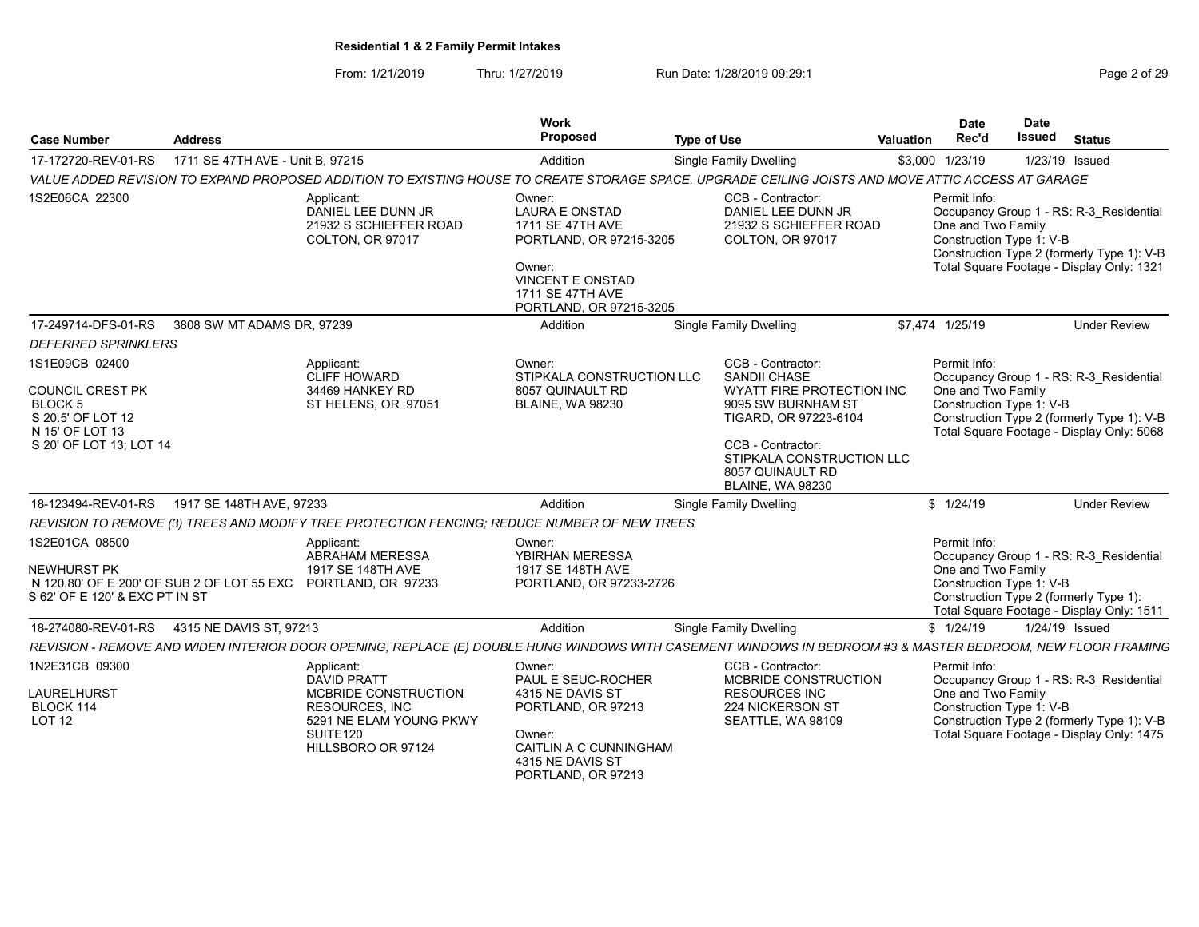**Residential 1 & 2 Family Permit Intakes**

From: 1/21/2019 Thru: 1/27/2019 Run Date: 1/28/2019 09:29:1

| Case Number | Address | Work Proposed | Type of Use | Valuation | Date Rec'd | Date Issued | Status |
|---|---|---|---|---|---|---|---|
| 17-172720-REV-01-RS | 1711 SE 47TH AVE - Unit B, 97215 | Addition | Single Family Dwelling | $3,000 | 1/23/19 | 1/23/19 | Issued |

*VALUE ADDED REVISION TO EXPAND PROPOSED ADDITION TO EXISTING HOUSE TO CREATE STORAGE SPACE. UPGRADE CEILING JOISTS AND MOVE ATTIC ACCESS AT GARAGE*

1S2E06CA 22300

Applicant:
DANIEL LEE DUNN JR
21932 S SCHIEFFER ROAD
COLTON, OR 97017

Owner:
LAURA E ONSTAD
1711 SE 47TH AVE
PORTLAND, OR 97215-3205

Owner:
VINCENT E ONSTAD
1711 SE 47TH AVE
PORTLAND, OR 97215-3205

CCB - Contractor:
DANIEL LEE DUNN JR
21932 S SCHIEFFER ROAD
COLTON, OR 97017

Permit Info:
Occupancy Group 1 - RS: R-3_Residential One and Two Family
Construction Type 1: V-B
Construction Type 2 (formerly Type 1): V-B
Total Square Footage - Display Only: 1321

| Case Number | Address | Work Proposed | Type of Use | Valuation | Date Rec'd | Date Issued | Status |
|---|---|---|---|---|---|---|---|
| 17-249714-DFS-01-RS | 3808 SW MT ADAMS DR, 97239 | Addition | Single Family Dwelling | $7,474 | 1/25/19 | | Under Review |

*DEFERRED SPRINKLERS*

1S1E09CB 02400

COUNCIL CREST PK
BLOCK 5
S 20.5' OF LOT 12
N 15' OF LOT 13
S 20' OF LOT 13; LOT 14

Applicant:
CLIFF HOWARD
34469 HANKEY RD
ST HELENS, OR 97051

Owner:
STIPKALA CONSTRUCTION LLC
8057 QUINAULT RD
BLAINE, WA 98230

CCB - Contractor:
SANDII CHASE
WYATT FIRE PROTECTION INC
9095 SW BURNHAM ST
TIGARD, OR 97223-6104

CCB - Contractor:
STIPKALA CONSTRUCTION LLC
8057 QUINAULT RD
BLAINE, WA 98230

Permit Info:
Occupancy Group 1 - RS: R-3_Residential One and Two Family
Construction Type 1: V-B
Construction Type 2 (formerly Type 1): V-B
Total Square Footage - Display Only: 5068

| Case Number | Address | Work Proposed | Type of Use | Valuation | Date Rec'd | Date Issued | Status |
|---|---|---|---|---|---|---|---|
| 18-123494-REV-01-RS | 1917 SE 148TH AVE, 97233 | Addition | Single Family Dwelling | $ | 1/24/19 | | Under Review |

*REVISION TO REMOVE (3) TREES AND MODIFY TREE PROTECTION FENCING; REDUCE NUMBER OF NEW TREES*

1S2E01CA 08500

NEWHURST PK
N 120.80' OF E 200' OF SUB 2 OF LOT 55 EXC S 62' OF E 120' & EXC PT IN ST

Applicant:
ABRAHAM MERESSA
1917 SE 148TH AVE
PORTLAND, OR 97233

Owner:
YBIRHAN MERESSA
1917 SE 148TH AVE
PORTLAND, OR 97233-2726

Permit Info:
Occupancy Group 1 - RS: R-3_Residential One and Two Family
Construction Type 1: V-B
Construction Type 2 (formerly Type 1):
Total Square Footage - Display Only: 1511

| Case Number | Address | Work Proposed | Type of Use | Valuation | Date Rec'd | Date Issued | Status |
|---|---|---|---|---|---|---|---|
| 18-274080-REV-01-RS | 4315 NE DAVIS ST, 97213 | Addition | Single Family Dwelling | $ | 1/24/19 | 1/24/19 | Issued |

*REVISION - REMOVE AND WIDEN INTERIOR DOOR OPENING, REPLACE (E) DOUBLE HUNG WINDOWS WITH CASEMENT WINDOWS IN BEDROOM #3 & MASTER BEDROOM, NEW FLOOR FRAMING*

1N2E31CB 09300

LAURELHURST
BLOCK 114
LOT 12

Applicant:
DAVID PRATT
MCBRIDE CONSTRUCTION RESOURCES, INC
5291 NE ELAM YOUNG PKWY SUITE120
HILLSBORO OR 97124

Owner:
PAUL E SEUC-ROCHER
4315 NE DAVIS ST
PORTLAND, OR 97213

Owner:
CAITLIN A C CUNNINGHAM
4315 NE DAVIS ST
PORTLAND, OR 97213

CCB - Contractor:
MCBRIDE CONSTRUCTION RESOURCES INC
224 NICKERSON ST
SEATTLE, WA 98109

Permit Info:
Occupancy Group 1 - RS: R-3_Residential One and Two Family
Construction Type 1: V-B
Construction Type 2 (formerly Type 1): V-B
Total Square Footage - Display Only: 1475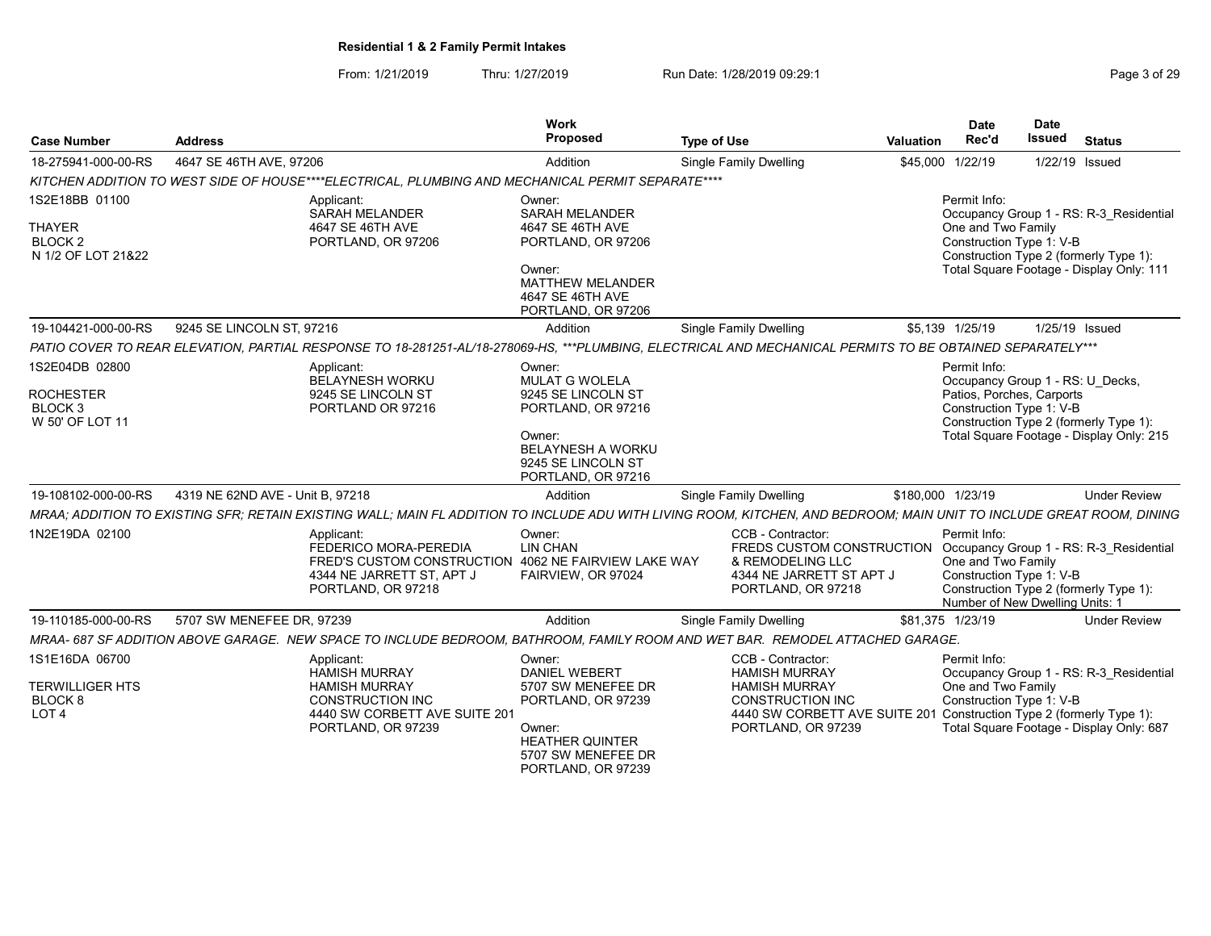**Residential 1 & 2 Family Permit Intakes**

From: 1/21/2019 Thru: 1/27/2019 Run Date: 1/28/2019 09:29:1

| Case Number | Address | Work Proposed | Type of Use | Valuation | Date Rec'd | Date Issued | Status |
|---|---|---|---|---|---|---|---|
| 18-275941-000-00-RS | 4647 SE 46TH AVE, 97206 | Addition | Single Family Dwelling | $45,000 | 1/22/19 | 1/22/19 | Issued |

*KITCHEN ADDITION TO WEST SIDE OF HOUSE****ELECTRICAL, PLUMBING AND MECHANICAL PERMIT SEPARATE*****

1S2E18BB 01100
THAYER
BLOCK 2
N 1/2 OF LOT 21&22

Applicant:
SARAH MELANDER
4647 SE 46TH AVE
PORTLAND, OR 97206

Owner:
SARAH MELANDER
4647 SE 46TH AVE
PORTLAND, OR 97206

Owner:
MATTHEW MELANDER
4647 SE 46TH AVE
PORTLAND, OR 97206

Permit Info:
Occupancy Group 1 - RS: R-3_Residential One and Two Family
Construction Type 1: V-B
Construction Type 2 (formerly Type 1):
Total Square Footage - Display Only: 111

| Case Number | Address | Work Proposed | Type of Use | Valuation | Date Rec'd | Date Issued | Status |
|---|---|---|---|---|---|---|---|
| 19-104421-000-00-RS | 9245 SE LINCOLN ST, 97216 | Addition | Single Family Dwelling | $5,139 | 1/25/19 | 1/25/19 | Issued |

*PATIO COVER TO REAR ELEVATION, PARTIAL RESPONSE TO 18-281251-AL/18-278069-HS, ***PLUMBING, ELECTRICAL AND MECHANICAL PERMITS TO BE OBTAINED SEPARATELY****

1S2E04DB 02800
ROCHESTER
BLOCK 3
W 50' OF LOT 11

Applicant:
BELAYNESH WORKU
9245 SE LINCOLN ST
PORTLAND OR 97216

Owner:
MULAT G WOLELA
9245 SE LINCOLN ST
PORTLAND, OR 97216

Owner:
BELAYNESH A WORKU
9245 SE LINCOLN ST
PORTLAND, OR 97216

Permit Info:
Occupancy Group 1 - RS: U_Decks, Patios, Porches, Carports
Construction Type 1: V-B
Construction Type 2 (formerly Type 1):
Total Square Footage - Display Only: 215

| Case Number | Address | Work Proposed | Type of Use | Valuation | Date Rec'd | Date Issued | Status |
|---|---|---|---|---|---|---|---|
| 19-108102-000-00-RS | 4319 NE 62ND AVE - Unit B, 97218 | Addition | Single Family Dwelling | $180,000 | 1/23/19 | | Under Review |

*MRAA; ADDITION TO EXISTING SFR; RETAIN EXISTING WALL; MAIN FL ADDITION TO INCLUDE ADU WITH LIVING ROOM, KITCHEN, AND BEDROOM; MAIN UNIT TO INCLUDE GREAT ROOM, DINING*

1N2E19DA 02100

Applicant:
FEDERICO MORA-PEREDIA
FRED'S CUSTOM CONSTRUCTION
4344 NE JARRETT ST, APT J
PORTLAND, OR 97218

Owner:
LIN CHAN
4062 NE FAIRVIEW LAKE WAY
FAIRVIEW, OR 97024

CCB - Contractor:
FREDS CUSTOM CONSTRUCTION & REMODELING LLC
4344 NE JARRETT ST APT J
PORTLAND, OR 97218

Permit Info:
Occupancy Group 1 - RS: R-3_Residential One and Two Family
Construction Type 1: V-B
Construction Type 2 (formerly Type 1):
Number of New Dwelling Units: 1

| Case Number | Address | Work Proposed | Type of Use | Valuation | Date Rec'd | Date Issued | Status |
|---|---|---|---|---|---|---|---|
| 19-110185-000-00-RS | 5707 SW MENEFEE DR, 97239 | Addition | Single Family Dwelling | $81,375 | 1/23/19 | | Under Review |

*MRAA- 687 SF ADDITION ABOVE GARAGE. NEW SPACE TO INCLUDE BEDROOM, BATHROOM, FAMILY ROOM AND WET BAR. REMODEL ATTACHED GARAGE.*

1S1E16DA 06700
TERWILLIGER HTS
BLOCK 8
LOT 4

Applicant:
HAMISH MURRAY
HAMISH MURRAY CONSTRUCTION INC
4440 SW CORBETT AVE SUITE 201
PORTLAND, OR 97239

Owner:
DANIEL WEBERT
5707 SW MENEFEE DR
PORTLAND, OR 97239

Owner:
HEATHER QUINTER
5707 SW MENEFEE DR
PORTLAND, OR 97239

CCB - Contractor:
HAMISH MURRAY
HAMISH MURRAY CONSTRUCTION INC
4440 SW CORBETT AVE SUITE 201
PORTLAND, OR 97239

Permit Info:
Occupancy Group 1 - RS: R-3_Residential One and Two Family
Construction Type 1: V-B
Construction Type 2 (formerly Type 1):
Total Square Footage - Display Only: 687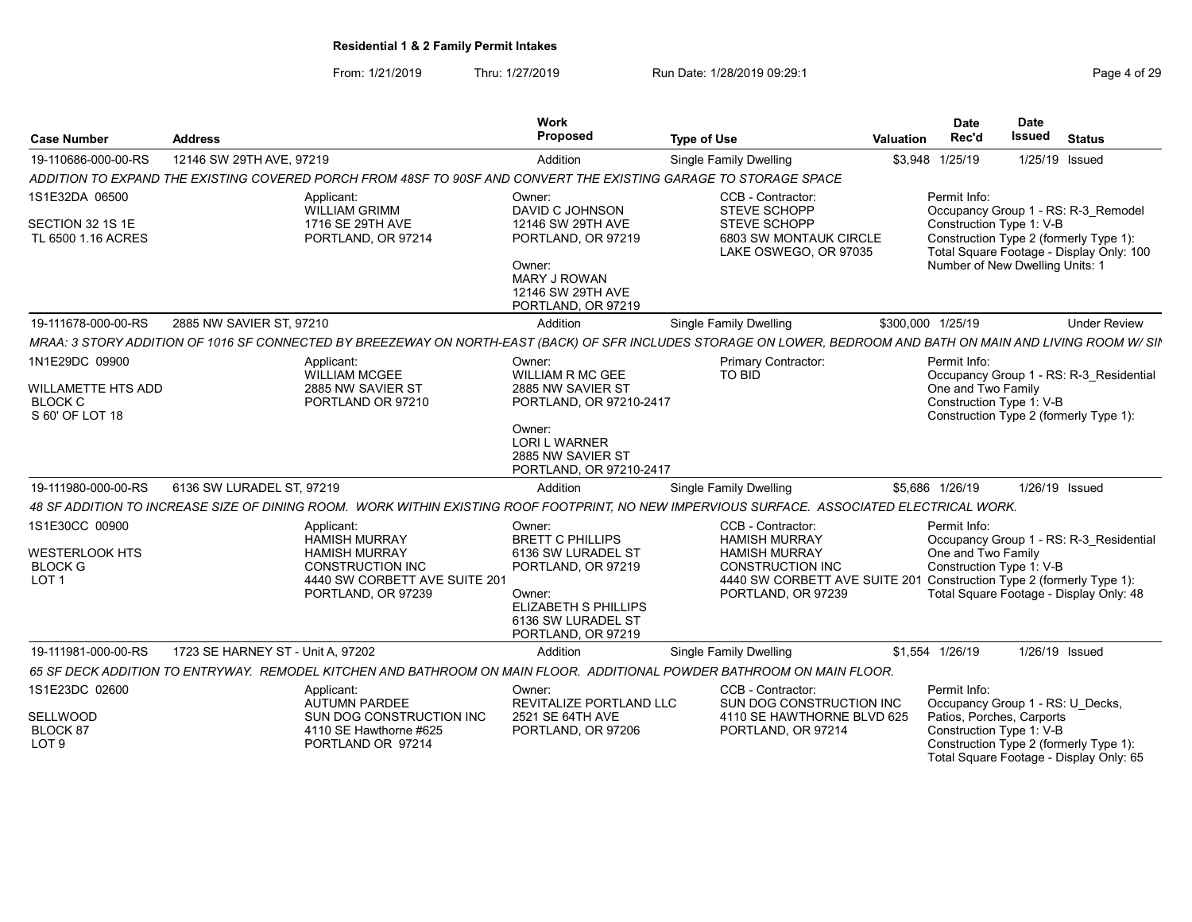**Residential 1 & 2 Family Permit Intakes**

From: 1/21/2019 Thru: 1/27/2019 Run Date: 1/28/2019 09:29:1

| Case Number | Address | Work Proposed | Type of Use | Valuation | Date Rec'd | Date Issued | Status |
|---|---|---|---|---|---|---|---|
| 19-110686-000-00-RS | 12146 SW 29TH AVE, 97219 | Addition | Single Family Dwelling | $3,948 | 1/25/19 | 1/25/19 | Issued |

*ADDITION TO EXPAND THE EXISTING COVERED PORCH FROM 48SF TO 90SF AND CONVERT THE EXISTING GARAGE TO STORAGE SPACE*

1S1E32DA 06500
SECTION 32 1S 1E
TL 6500 1.16 ACRES

Applicant: WILLIAM GRIMM, 1716 SE 29TH AVE, PORTLAND, OR 97214

Owner: DAVID C JOHNSON, 12146 SW 29TH AVE, PORTLAND, OR 97219
Owner: MARY J ROWAN, 12146 SW 29TH AVE, PORTLAND, OR 97219

CCB - Contractor: STEVE SCHOPP, STEVE SCHOPP, 6803 SW MONTAUK CIRCLE, LAKE OSWEGO, OR 97035

Permit Info: Occupancy Group 1 - RS: R-3_Remodel; Construction Type 1: V-B; Construction Type 2 (formerly Type 1):; Total Square Footage - Display Only: 100; Number of New Dwelling Units: 1

| Case Number | Address | Work Proposed | Type of Use | Valuation | Date Rec'd | Date Issued | Status |
|---|---|---|---|---|---|---|---|
| 19-111678-000-00-RS | 2885 NW SAVIER ST, 97210 | Addition | Single Family Dwelling | $300,000 | 1/25/19 | | Under Review |

*MRAA: 3 STORY ADDITION OF 1016 SF CONNECTED BY BREEZEWAY ON NORTH-EAST (BACK) OF SFR INCLUDES STORAGE ON LOWER, BEDROOM AND BATH ON MAIN AND LIVING ROOM W/ SIN*

1N1E29DC 09900
WILLAMETTE HTS ADD
BLOCK C
S 60' OF LOT 18

Applicant: WILLIAM MCGEE, 2885 NW SAVIER ST, PORTLAND OR 97210

Owner: WILLIAM R MC GEE, 2885 NW SAVIER ST, PORTLAND, OR 97210-2417
Owner: LORI L WARNER, 2885 NW SAVIER ST, PORTLAND, OR 97210-2417

Primary Contractor: TO BID

Permit Info: Occupancy Group 1 - RS: R-3_Residential One and Two Family; Construction Type 1: V-B; Construction Type 2 (formerly Type 1):

| Case Number | Address | Work Proposed | Type of Use | Valuation | Date Rec'd | Date Issued | Status |
|---|---|---|---|---|---|---|---|
| 19-111980-000-00-RS | 6136 SW LURADEL ST, 97219 | Addition | Single Family Dwelling | $5,686 | 1/26/19 | 1/26/19 | Issued |

*48 SF ADDITION TO INCREASE SIZE OF DINING ROOM. WORK WITHIN EXISTING ROOF FOOTPRINT, NO NEW IMPERVIOUS SURFACE. ASSOCIATED ELECTRICAL WORK.*

1S1E30CC 00900
WESTERLOOK HTS
BLOCK G
LOT 1

Applicant: HAMISH MURRAY, HAMISH MURRAY CONSTRUCTION INC, 4440 SW CORBETT AVE SUITE 201, PORTLAND, OR 97239

Owner: BRETT C PHILLIPS, 6136 SW LURADEL ST, PORTLAND, OR 97219
Owner: ELIZABETH S PHILLIPS, 6136 SW LURADEL ST, PORTLAND, OR 97219

CCB - Contractor: HAMISH MURRAY, HAMISH MURRAY CONSTRUCTION INC, 4440 SW CORBETT AVE SUITE 201, PORTLAND, OR 97239

Permit Info: Occupancy Group 1 - RS: R-3_Residential One and Two Family; Construction Type 1: V-B; Construction Type 2 (formerly Type 1):; Total Square Footage - Display Only: 48

| Case Number | Address | Work Proposed | Type of Use | Valuation | Date Rec'd | Date Issued | Status |
|---|---|---|---|---|---|---|---|
| 19-111981-000-00-RS | 1723 SE HARNEY ST - Unit A, 97202 | Addition | Single Family Dwelling | $1,554 | 1/26/19 | 1/26/19 | Issued |

*65 SF DECK ADDITION TO ENTRYWAY. REMODEL KITCHEN AND BATHROOM ON MAIN FLOOR. ADDITIONAL POWDER BATHROOM ON MAIN FLOOR.*

1S1E23DC 02600
SELLWOOD
BLOCK 87
LOT 9

Applicant: AUTUMN PARDEE, SUN DOG CONSTRUCTION INC, 4110 SE Hawthorne #625, PORTLAND OR 97214

Owner: REVITALIZE PORTLAND LLC, 2521 SE 64TH AVE, PORTLAND, OR 97206

CCB - Contractor: SUN DOG CONSTRUCTION INC, 4110 SE HAWTHORNE BLVD 625, PORTLAND, OR 97214

Permit Info: Occupancy Group 1 - RS: U_Decks, Patios, Porches, Carports; Construction Type 1: V-B; Construction Type 2 (formerly Type 1):; Total Square Footage - Display Only: 65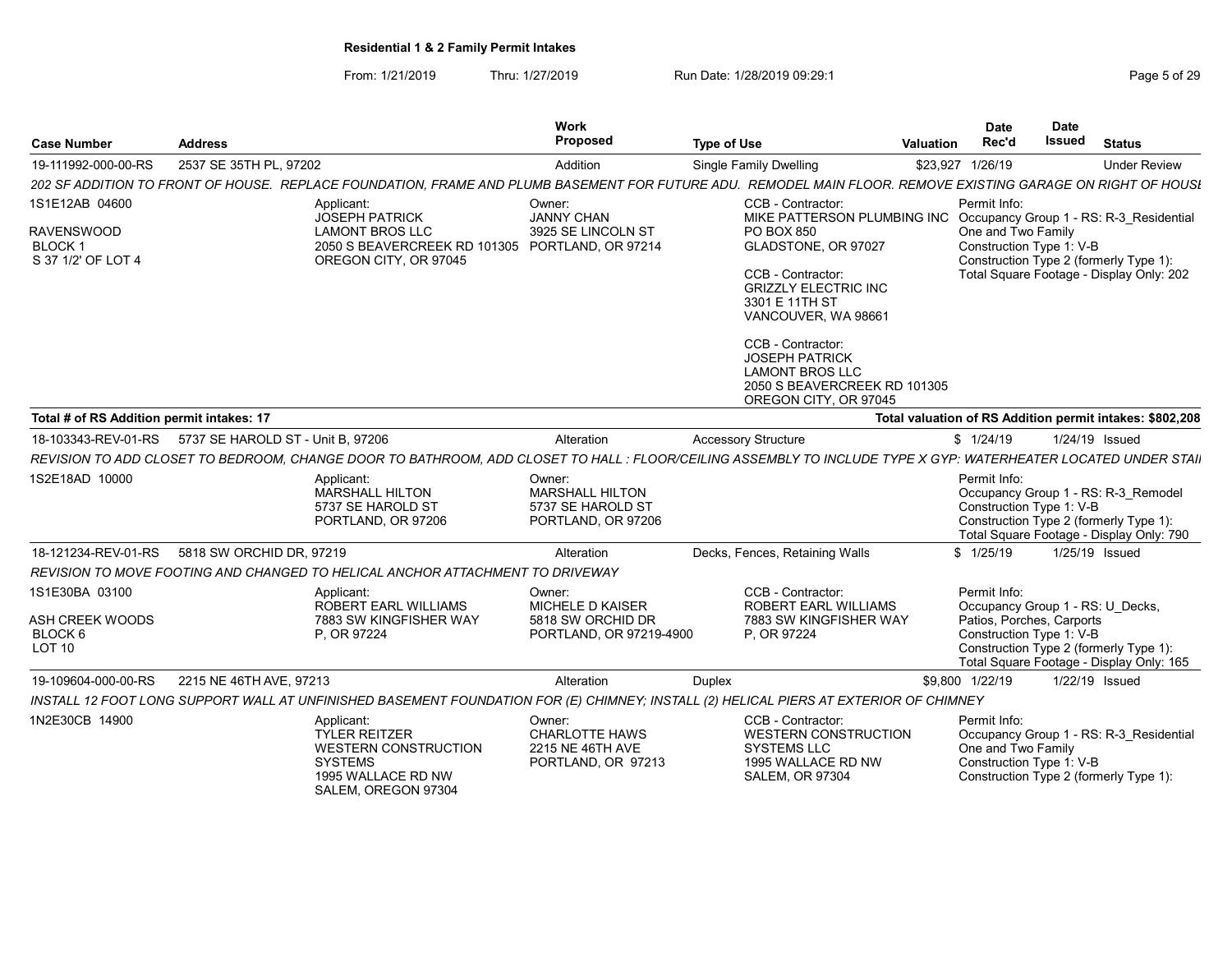**Residential 1 & 2 Family Permit Intakes**

From: 1/21/2019 Thru: 1/27/2019 Run Date: 1/28/2019 09:29:1

| Case Number | Address | Work Proposed | Type of Use | Valuation | Date Rec'd | Date Issued | Status |
|---|---|---|---|---|---|---|---|
| 19-111992-000-00-RS | 2537 SE 35TH PL, 97202 | Addition | Single Family Dwelling | $23,927 | 1/26/19 | | Under Review |

*202 SF ADDITION TO FRONT OF HOUSE. REPLACE FOUNDATION, FRAME AND PLUMB BASEMENT FOR FUTURE ADU. REMODEL MAIN FLOOR. REMOVE EXISTING GARAGE ON RIGHT OF HOUSI*

1S1E12AB 04600
RAVENSWOOD
BLOCK 1
S 37 1/2' OF LOT 4

Applicant:
JOSEPH PATRICK
LAMONT BROS LLC
2050 S BEAVERCREEK RD 101305
OREGON CITY, OR 97045

Owner:
JANNY CHAN
3925 SE LINCOLN ST
PORTLAND, OR 97214

CCB - Contractor:
MIKE PATTERSON PLUMBING INC
PO BOX 850
GLADSTONE, OR 97027

CCB - Contractor:
GRIZZLY ELECTRIC INC
3301 E 11TH ST
VANCOUVER, WA 98661

CCB - Contractor:
JOSEPH PATRICK
LAMONT BROS LLC
2050 S BEAVERCREEK RD 101305
OREGON CITY, OR 97045

Permit Info:
Occupancy Group 1 - RS: R-3_Residential One and Two Family
Construction Type 1: V-B
Construction Type 2 (formerly Type 1):
Total Square Footage - Display Only: 202

**Total # of RS Addition permit intakes: 17**

**Total valuation of RS Addition permit intakes: $802,208**

| Case Number | Address | Work Proposed | Type of Use | Valuation | Date Rec'd | Date Issued | Status |
|---|---|---|---|---|---|---|---|
| 18-103343-REV-01-RS | 5737 SE HAROLD ST - Unit B, 97206 | Alteration | Accessory Structure | $ | 1/24/19 | 1/24/19 | Issued |

*REVISION TO ADD CLOSET TO BEDROOM, CHANGE DOOR TO BATHROOM, ADD CLOSET TO HALL : FLOOR/CEILING ASSEMBLY TO INCLUDE TYPE X GYP: WATERHEATER LOCATED UNDER STAII*

1S2E18AD 10000

Applicant:
MARSHALL HILTON
5737 SE HAROLD ST
PORTLAND, OR 97206

Owner:
MARSHALL HILTON
5737 SE HAROLD ST
PORTLAND, OR 97206

Permit Info:
Occupancy Group 1 - RS: R-3_Remodel
Construction Type 1: V-B
Construction Type 2 (formerly Type 1):
Total Square Footage - Display Only: 790

| Case Number | Address | Work Proposed | Type of Use | Valuation | Date Rec'd | Date Issued | Status |
|---|---|---|---|---|---|---|---|
| 18-121234-REV-01-RS | 5818 SW ORCHID DR, 97219 | Alteration | Decks, Fences, Retaining Walls | $ | 1/25/19 | 1/25/19 | Issued |

*REVISION TO MOVE FOOTING AND CHANGED TO HELICAL ANCHOR ATTACHMENT TO DRIVEWAY*

1S1E30BA 03100
ASH CREEK WOODS
BLOCK 6
LOT 10

Applicant:
ROBERT EARL WILLIAMS
7883 SW KINGFISHER WAY
P, OR 97224

Owner:
MICHELE D KAISER
5818 SW ORCHID DR
PORTLAND, OR 97219-4900

CCB - Contractor:
ROBERT EARL WILLIAMS
7883 SW KINGFISHER WAY
P, OR 97224

Permit Info:
Occupancy Group 1 - RS: U_Decks, Patios, Porches, Carports
Construction Type 1: V-B
Construction Type 2 (formerly Type 1):
Total Square Footage - Display Only: 165

| Case Number | Address | Work Proposed | Type of Use | Valuation | Date Rec'd | Date Issued | Status |
|---|---|---|---|---|---|---|---|
| 19-109604-000-00-RS | 2215 NE 46TH AVE, 97213 | Alteration | Duplex | $9,800 | 1/22/19 | 1/22/19 | Issued |

*INSTALL 12 FOOT LONG SUPPORT WALL AT UNFINISHED BASEMENT FOUNDATION FOR (E) CHIMNEY; INSTALL (2) HELICAL PIERS AT EXTERIOR OF CHIMNEY*

1N2E30CB 14900

Applicant:
TYLER REITZER
WESTERN CONSTRUCTION SYSTEMS
1995 WALLACE RD NW
SALEM, OREGON 97304

Owner:
CHARLOTTE HAWS
2215 NE 46TH AVE
PORTLAND, OR 97213

CCB - Contractor:
WESTERN CONSTRUCTION SYSTEMS LLC
1995 WALLACE RD NW
SALEM, OR 97304

Permit Info:
Occupancy Group 1 - RS: R-3_Residential One and Two Family
Construction Type 1: V-B
Construction Type 2 (formerly Type 1):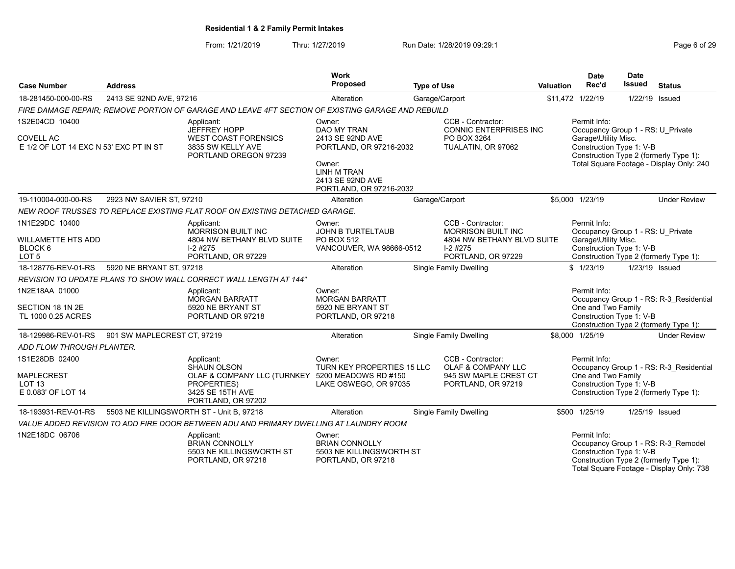**Residential 1 & 2 Family Permit Intakes**

From: 1/21/2019 Thru: 1/27/2019 Run Date: 1/28/2019 09:29:1

| Case Number | Address | Work Proposed | Type of Use | Valuation | Date Rec'd | Date Issued | Status |
|---|---|---|---|---|---|---|---|
| 18-281450-000-00-RS | 2413 SE 92ND AVE, 97216 | Alteration | Garage/Carport | $11,472 | 1/22/19 | 1/22/19 | Issued |

*FIRE DAMAGE REPAIR; REMOVE PORTION OF GARAGE AND LEAVE 4FT SECTION OF EXISTING GARAGE AND REBUILD*

1S2E04CD 10400
COVELL AC
E 1/2 OF LOT 14 EXC N 53' EXC PT IN ST

Applicant: JEFFREY HOPP, WEST COAST FORENSICS, 3835 SW KELLY AVE, PORTLAND OREGON 97239

Owner: DAO MY TRAN, 2413 SE 92ND AVE, PORTLAND, OR 97216-2032

Owner: LINH M TRAN, 2413 SE 92ND AVE, PORTLAND, OR 97216-2032

CCB - Contractor: CONNIC ENTERPRISES INC, PO BOX 3264, TUALATIN, OR 97062

Permit Info: Occupancy Group 1 - RS: U_Private Garage\Utility Misc.; Construction Type 1: V-B; Construction Type 2 (formerly Type 1):; Total Square Footage - Display Only: 240

| Case Number | Address | Work Proposed | Type of Use | Valuation | Date Rec'd | Date Issued | Status |
|---|---|---|---|---|---|---|---|
| 19-110004-000-00-RS | 2923 NW SAVIER ST, 97210 | Alteration | Garage/Carport | $5,000 | 1/23/19 | | Under Review |

*NEW ROOF TRUSSES TO REPLACE EXISTING FLAT ROOF ON EXISTING DETACHED GARAGE.*

1N1E29DC 10400
WILLAMETTE HTS ADD
BLOCK 6
LOT 5

Applicant: MORRISON BUILT INC, 4804 NW BETHANY BLVD SUITE I-2 #275, PORTLAND, OR 97229

Owner: JOHN B TURTELTAUB, PO BOX 512, VANCOUVER, WA 98666-0512

CCB - Contractor: MORRISON BUILT INC, 4804 NW BETHANY BLVD SUITE I-2 #275, PORTLAND, OR 97229

Permit Info: Occupancy Group 1 - RS: U_Private Garage\Utility Misc.; Construction Type 1: V-B; Construction Type 2 (formerly Type 1):

| Case Number | Address | Work Proposed | Type of Use | Valuation | Date Rec'd | Date Issued | Status |
|---|---|---|---|---|---|---|---|
| 18-128776-REV-01-RS | 5920 NE BRYANT ST, 97218 | Alteration | Single Family Dwelling | $ | 1/23/19 | 1/23/19 | Issued |

*REVISION TO UPDATE PLANS TO SHOW WALL CORRECT WALL LENGTH AT 144"*

1N2E18AA 01000
SECTION 18 1N 2E
TL 1000 0.25 ACRES

Applicant: MORGAN BARRATT, 5920 NE BRYANT ST, PORTLAND OR 97218

Owner: MORGAN BARRATT, 5920 NE BRYANT ST, PORTLAND, OR 97218

Permit Info: Occupancy Group 1 - RS: R-3_Residential One and Two Family; Construction Type 1: V-B; Construction Type 2 (formerly Type 1):

| Case Number | Address | Work Proposed | Type of Use | Valuation | Date Rec'd | Date Issued | Status |
|---|---|---|---|---|---|---|---|
| 18-129986-REV-01-RS | 901 SW MAPLECREST CT, 97219 | Alteration | Single Family Dwelling | $8,000 | 1/25/19 | | Under Review |

*ADD FLOW THROUGH PLANTER.*

1S1E28DB 02400
MAPLECREST
LOT 13
E 0.083' OF LOT 14

Applicant: SHAUN OLSON, OLAF & COMPANY LLC (TURNKEY PROPERTIES), 3425 SE 15TH AVE, PORTLAND, OR 97202

Owner: TURN KEY PROPERTIES 15 LLC, 5200 MEADOWS RD #150, LAKE OSWEGO, OR 97035

CCB - Contractor: OLAF & COMPANY LLC, 945 SW MAPLE CREST CT, PORTLAND, OR 97219

Permit Info: Occupancy Group 1 - RS: R-3_Residential One and Two Family; Construction Type 1: V-B; Construction Type 2 (formerly Type 1):

| Case Number | Address | Work Proposed | Type of Use | Valuation | Date Rec'd | Date Issued | Status |
|---|---|---|---|---|---|---|---|
| 18-193931-REV-01-RS | 5503 NE KILLINGSWORTH ST - Unit B, 97218 | Alteration | Single Family Dwelling | $500 | 1/25/19 | 1/25/19 | Issued |

*VALUE ADDED REVISION TO ADD FIRE DOOR BETWEEN ADU AND PRIMARY DWELLING AT LAUNDRY ROOM*

1N2E18DC 06706

Applicant: BRIAN CONNOLLY, 5503 NE KILLINGSWORTH ST, PORTLAND, OR 97218

Owner: BRIAN CONNOLLY, 5503 NE KILLINGSWORTH ST, PORTLAND, OR 97218

Permit Info: Occupancy Group 1 - RS: R-3_Remodel; Construction Type 1: V-B; Construction Type 2 (formerly Type 1):; Total Square Footage - Display Only: 738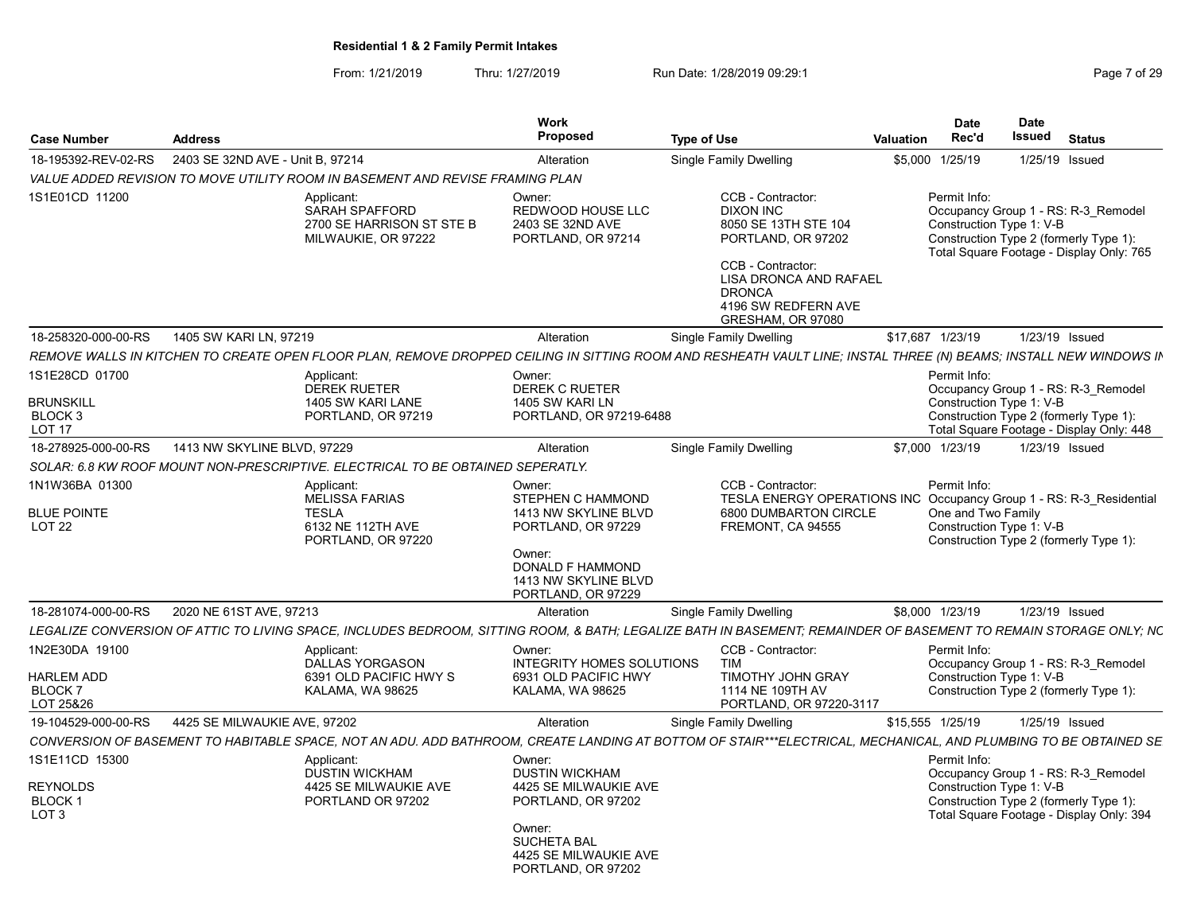**Residential 1 & 2 Family Permit Intakes**

From: 1/21/2019 Thru: 1/27/2019 Run Date: 1/28/2019 09:29:1

| Case Number | Address | Work Proposed | Type of Use | Valuation | Date Rec'd | Date Issued | Status |
|---|---|---|---|---|---|---|---|
| 18-195392-REV-02-RS | 2403 SE 32ND AVE - Unit B, 97214 | Alteration | Single Family Dwelling | $5,000 | 1/25/19 | 1/25/19 | Issued |

*VALUE ADDED REVISION TO MOVE UTILITY ROOM IN BASEMENT AND REVISE FRAMING PLAN*

1S1E01CD 11200

Applicant: SARAH SPAFFORD, 2700 SE HARRISON ST STE B, MILWAUKIE, OR 97222

Owner: REDWOOD HOUSE LLC, 2403 SE 32ND AVE, PORTLAND, OR 97214

CCB - Contractor: DIXON INC, 8050 SE 13TH STE 104, PORTLAND, OR 97202

CCB - Contractor: LISA DRONCA AND RAFAEL DRONCA, 4196 SW REDFERN AVE, GRESHAM, OR 97080

Permit Info: Occupancy Group 1 - RS: R-3_Remodel; Construction Type 1: V-B; Construction Type 2 (formerly Type 1):; Total Square Footage - Display Only: 765

| Case Number | Address | Work Proposed | Type of Use | Valuation | Date Rec'd | Date Issued | Status |
|---|---|---|---|---|---|---|---|
| 18-258320-000-00-RS | 1405 SW KARI LN, 97219 | Alteration | Single Family Dwelling | $17,687 | 1/23/19 | 1/23/19 | Issued |

*REMOVE WALLS IN KITCHEN TO CREATE OPEN FLOOR PLAN, REMOVE DROPPED CEILING IN SITTING ROOM AND RESHEATH VAULT LINE; INSTAL THREE (N) BEAMS; INSTALL NEW WINDOWS IN*

1S1E28CD 01700
BRUNSKILL
BLOCK 3
LOT 17

Applicant: DEREK RUETER, 1405 SW KARI LANE, PORTLAND, OR 97219

Owner: DEREK C RUETER, 1405 SW KARI LN, PORTLAND, OR 97219-6488

Permit Info: Occupancy Group 1 - RS: R-3_Remodel; Construction Type 1: V-B; Construction Type 2 (formerly Type 1):; Total Square Footage - Display Only: 448

| Case Number | Address | Work Proposed | Type of Use | Valuation | Date Rec'd | Date Issued | Status |
|---|---|---|---|---|---|---|---|
| 18-278925-000-00-RS | 1413 NW SKYLINE BLVD, 97229 | Alteration | Single Family Dwelling | $7,000 | 1/23/19 | 1/23/19 | Issued |

*SOLAR: 6.8 KW ROOF MOUNT NON-PRESCRIPTIVE. ELECTRICAL TO BE OBTAINED SEPERATLY.*

1N1W36BA 01300
BLUE POINTE
LOT 22

Applicant: MELISSA FARIAS, TESLA, 6132 NE 112TH AVE, PORTLAND, OR 97220

Owner: STEPHEN C HAMMOND, 1413 NW SKYLINE BLVD, PORTLAND, OR 97229

Owner: DONALD F HAMMOND, 1413 NW SKYLINE BLVD, PORTLAND, OR 97229

CCB - Contractor: TESLA ENERGY OPERATIONS INC, 6800 DUMBARTON CIRCLE, FREMONT, CA 94555

Permit Info: Occupancy Group 1 - RS: R-3_Residential One and Two Family; Construction Type 1: V-B; Construction Type 2 (formerly Type 1):

| Case Number | Address | Work Proposed | Type of Use | Valuation | Date Rec'd | Date Issued | Status |
|---|---|---|---|---|---|---|---|
| 18-281074-000-00-RS | 2020 NE 61ST AVE, 97213 | Alteration | Single Family Dwelling | $8,000 | 1/23/19 | 1/23/19 | Issued |

*LEGALIZE CONVERSION OF ATTIC TO LIVING SPACE, INCLUDES BEDROOM, SITTING ROOM, & BATH; LEGALIZE BATH IN BASEMENT; REMAINDER OF BASEMENT TO REMAIN STORAGE ONLY; NC*

1N2E30DA 19100
HARLEM ADD
BLOCK 7
LOT 25&26

Applicant: DALLAS YORGASON, 6391 OLD PACIFIC HWY S, KALAMA, WA 98625

Owner: INTEGRITY HOMES SOLUTIONS, 6931 OLD PACIFIC HWY, KALAMA, WA 98625

CCB - Contractor: TIM, TIMOTHY JOHN GRAY, 1114 NE 109TH AV, PORTLAND, OR 97220-3117

Permit Info: Occupancy Group 1 - RS: R-3_Remodel; Construction Type 1: V-B; Construction Type 2 (formerly Type 1):

| Case Number | Address | Work Proposed | Type of Use | Valuation | Date Rec'd | Date Issued | Status |
|---|---|---|---|---|---|---|---|
| 19-104529-000-00-RS | 4425 SE MILWAUKIE AVE, 97202 | Alteration | Single Family Dwelling | $15,555 | 1/25/19 | 1/25/19 | Issued |

*CONVERSION OF BASEMENT TO HABITABLE SPACE, NOT AN ADU. ADD BATHROOM, CREATE LANDING AT BOTTOM OF STAIR***ELECTRICAL, MECHANICAL, AND PLUMBING TO BE OBTAINED SE*

1S1E11CD 15300
REYNOLDS
BLOCK 1
LOT 3

Applicant: DUSTIN WICKHAM, 4425 SE MILWAUKIE AVE, PORTLAND OR 97202

Owner: DUSTIN WICKHAM, 4425 SE MILWAUKIE AVE, PORTLAND, OR 97202

Owner: SUCHETA BAL, 4425 SE MILWAUKIE AVE, PORTLAND, OR 97202

Permit Info: Occupancy Group 1 - RS: R-3_Remodel; Construction Type 1: V-B; Construction Type 2 (formerly Type 1):; Total Square Footage - Display Only: 394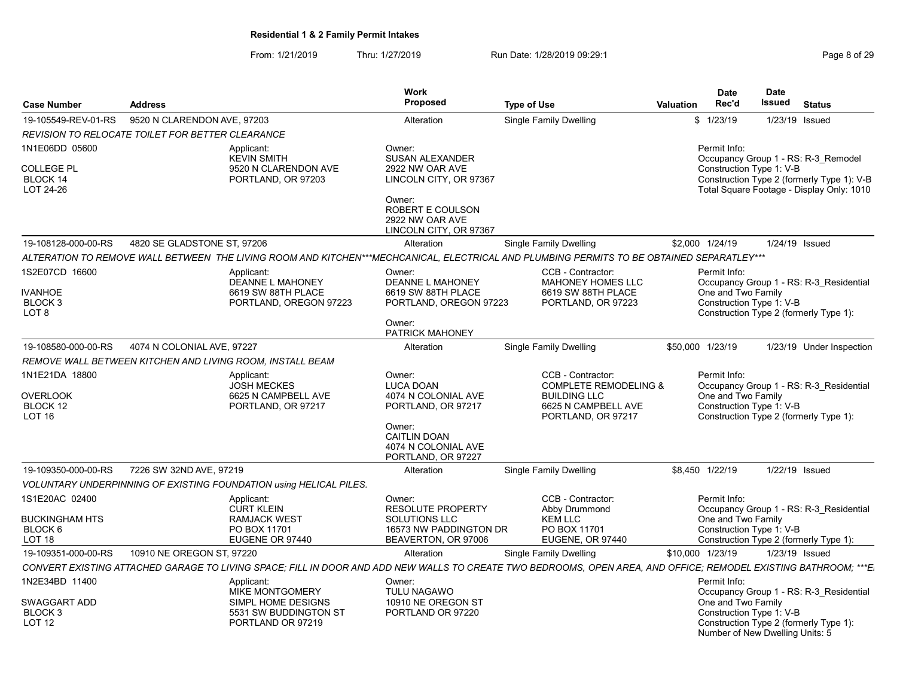## Residential 1 & 2 Family Permit Intakes

From: 1/21/2019 Thru: 1/27/2019 Run Date: 1/28/2019 09:29:1

| Case Number | Address | Work Proposed | Type of Use | Valuation | Date Rec'd | Date Issued | Status |
|---|---|---|---|---|---|---|---|
| 19-105549-REV-01-RS | 9520 N CLARENDON AVE, 97203 | Alteration | Single Family Dwelling | $ | 1/23/19 | 1/23/19 | Issued |

REVISION TO RELOCATE TOILET FOR BETTER CLEARANCE

1N1E06DD 05600
COLLEGE PL
BLOCK 14
LOT 24-26

Applicant: KEVIN SMITH, 9520 N CLARENDON AVE, PORTLAND, OR 97203

Owner: SUSAN ALEXANDER, 2922 NW OAR AVE, LINCOLN CITY, OR 97367

Owner: ROBERT E COULSON, 2922 NW OAR AVE, LINCOLN CITY, OR 97367

Permit Info:
Occupancy Group 1 - RS: R-3_Remodel
Construction Type 1: V-B
Construction Type 2 (formerly Type 1): V-B
Total Square Footage - Display Only: 1010

---

| Case Number | Address | Work Proposed | Type of Use | Valuation | Date Rec'd | Date Issued | Status |
|---|---|---|---|---|---|---|---|
| 19-108128-000-00-RS | 4820 SE GLADSTONE ST, 97206 | Alteration | Single Family Dwelling | $2,000 | 1/24/19 | 1/24/19 | Issued |

ALTERATION TO REMOVE WALL BETWEEN THE LIVING ROOM AND KITCHEN***MECHCANICAL, ELECTRICAL AND PLUMBING PERMITS TO BE OBTAINED SEPARATLEY***

1S2E07CD 16600
IVANHOE
BLOCK 3
LOT 8

Applicant: DEANNE L MAHONEY, 6619 SW 88TH PLACE, PORTLAND, OREGON 97223

Owner: DEANNE L MAHONEY, 6619 SW 88TH PLACE, PORTLAND, OREGON 97223

Owner: PATRICK MAHONEY

CCB - Contractor: MAHONEY HOMES LLC, 6619 SW 88TH PLACE, PORTLAND, OR 97223

Permit Info:
Occupancy Group 1 - RS: R-3_Residential One and Two Family
Construction Type 1: V-B
Construction Type 2 (formerly Type 1):

---

| Case Number | Address | Work Proposed | Type of Use | Valuation | Date Rec'd | Date Issued | Status |
|---|---|---|---|---|---|---|---|
| 19-108580-000-00-RS | 4074 N COLONIAL AVE, 97227 | Alteration | Single Family Dwelling | $50,000 | 1/23/19 | 1/23/19 | Under Inspection |

REMOVE WALL BETWEEN KITCHEN AND LIVING ROOM, INSTALL BEAM

1N1E21DA 18800
OVERLOOK
BLOCK 12
LOT 16

Applicant: JOSH MECKES, 6625 N CAMPBELL AVE, PORTLAND, OR 97217

Owner: LUCA DOAN, 4074 N COLONIAL AVE, PORTLAND, OR 97217

Owner: CAITLIN DOAN, 4074 N COLONIAL AVE, PORTLAND, OR 97227

CCB - Contractor: COMPLETE REMODELING & BUILDING LLC, 6625 N CAMPBELL AVE, PORTLAND, OR 97217

Permit Info:
Occupancy Group 1 - RS: R-3_Residential One and Two Family
Construction Type 1: V-B
Construction Type 2 (formerly Type 1):

---

| Case Number | Address | Work Proposed | Type of Use | Valuation | Date Rec'd | Date Issued | Status |
|---|---|---|---|---|---|---|---|
| 19-109350-000-00-RS | 7226 SW 32ND AVE, 97219 | Alteration | Single Family Dwelling | $8,450 | 1/22/19 | 1/22/19 | Issued |

VOLUNTARY UNDERPINNING OF EXISTING FOUNDATION using HELICAL PILES.

1S1E20AC 02400
BUCKINGHAM HTS
BLOCK 6
LOT 18

Applicant: CURT KLEIN, RAMJACK WEST, PO BOX 11701, EUGENE OR 97440

Owner: RESOLUTE PROPERTY SOLUTIONS LLC, 16573 NW PADDINGTON DR, BEAVERTON, OR 97006

CCB - Contractor: Abby Drummond, KEM LLC, PO BOX 11701, EUGENE, OR 97440

Permit Info:
Occupancy Group 1 - RS: R-3_Residential One and Two Family
Construction Type 1: V-B
Construction Type 2 (formerly Type 1):

---

| Case Number | Address | Work Proposed | Type of Use | Valuation | Date Rec'd | Date Issued | Status |
|---|---|---|---|---|---|---|---|
| 19-109351-000-00-RS | 10910 NE OREGON ST, 97220 | Alteration | Single Family Dwelling | $10,000 | 1/23/19 | 1/23/19 | Issued |

CONVERT EXISTING ATTACHED GARAGE TO LIVING SPACE; FILL IN DOOR AND ADD NEW WALLS TO CREATE TWO BEDROOMS, OPEN AREA, AND OFFICE; REMODEL EXISTING BATHROOM; ***E

1N2E34BD 11400
SWAGGART ADD
BLOCK 3
LOT 12

Applicant: MIKE MONTGOMERY, SIMPL HOME DESIGNS, 5531 SW BUDDINGTON ST, PORTLAND OR 97219

Owner: TULU NAGAWO, 10910 NE OREGON ST, PORTLAND OR 97220

Permit Info:
Occupancy Group 1 - RS: R-3_Residential One and Two Family
Construction Type 1: V-B
Construction Type 2 (formerly Type 1):
Number of New Dwelling Units: 5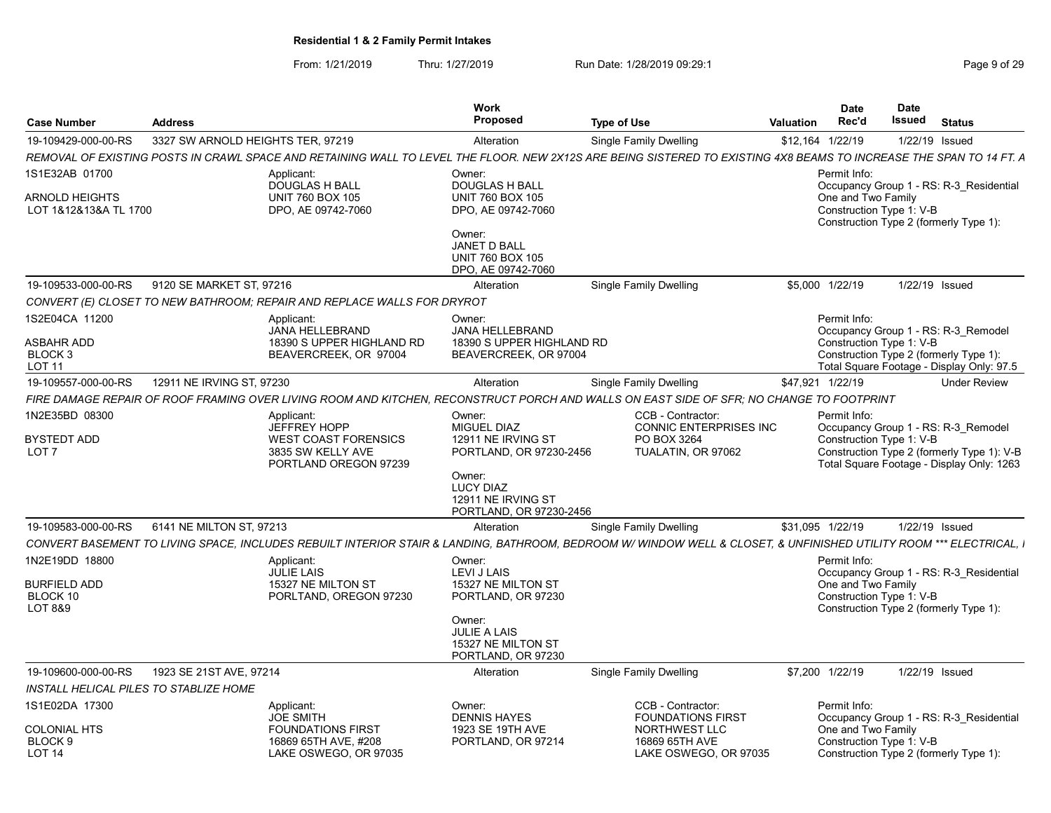**Residential 1 & 2 Family Permit Intakes**

From: 1/21/2019 Thru: 1/27/2019 Run Date: 1/28/2019 09:29:1

| Case Number | Address | Work Proposed | Type of Use | Valuation | Date Rec'd | Date Issued | Status |
|---|---|---|---|---|---|---|---|
| 19-109429-000-00-RS | 3327 SW ARNOLD HEIGHTS TER, 97219 | Alteration | Single Family Dwelling | $12,164 | 1/22/19 | 1/22/19 | Issued |

*REMOVAL OF EXISTING POSTS IN CRAWL SPACE AND RETAINING WALL TO LEVEL THE FLOOR. NEW 2X12S ARE BEING SISTERED TO EXISTING 4X8 BEAMS TO INCREASE THE SPAN TO 14 FT. A*

1S1E32AB 01700
ARNOLD HEIGHTS
LOT 1&12&13&A TL 1700

Applicant: DOUGLAS H BALL, UNIT 760 BOX 105, DPO, AE 09742-7060

Owner: DOUGLAS H BALL, UNIT 760 BOX 105, DPO, AE 09742-7060

Owner: JANET D BALL, UNIT 760 BOX 105, DPO, AE 09742-7060

Permit Info:
Occupancy Group 1 - RS: R-3_Residential One and Two Family
Construction Type 1: V-B
Construction Type 2 (formerly Type 1):

| Case Number | Address | Work Proposed | Type of Use | Valuation | Date Rec'd | Date Issued | Status |
|---|---|---|---|---|---|---|---|
| 19-109533-000-00-RS | 9120 SE MARKET ST, 97216 | Alteration | Single Family Dwelling | $5,000 | 1/22/19 | 1/22/19 | Issued |

*CONVERT (E) CLOSET TO NEW BATHROOM; REPAIR AND REPLACE WALLS FOR DRYROT*

1S2E04CA 11200
ASBAHR ADD
BLOCK 3
LOT 11

Applicant: JANA HELLEBRAND, 18390 S UPPER HIGHLAND RD, BEAVERCREEK, OR 97004

Owner: JANA HELLEBRAND, 18390 S UPPER HIGHLAND RD, BEAVERCREEK, OR 97004

Permit Info:
Occupancy Group 1 - RS: R-3_Remodel
Construction Type 1: V-B
Construction Type 2 (formerly Type 1):
Total Square Footage - Display Only: 97.5

| Case Number | Address | Work Proposed | Type of Use | Valuation | Date Rec'd | Date Issued | Status |
|---|---|---|---|---|---|---|---|
| 19-109557-000-00-RS | 12911 NE IRVING ST, 97230 | Alteration | Single Family Dwelling | $47,921 | 1/22/19 | | Under Review |

*FIRE DAMAGE REPAIR OF ROOF FRAMING OVER LIVING ROOM AND KITCHEN, RECONSTRUCT PORCH AND WALLS ON EAST SIDE OF SFR; NO CHANGE TO FOOTPRINT*

1N2E35BD 08300
BYSTEDT ADD
LOT 7

Applicant: JEFFREY HOPP, WEST COAST FORENSICS, 3835 SW KELLY AVE, PORTLAND OREGON 97239

Owner: MIGUEL DIAZ, 12911 NE IRVING ST, PORTLAND, OR 97230-2456

Owner: LUCY DIAZ, 12911 NE IRVING ST, PORTLAND, OR 97230-2456

CCB - Contractor: CONNIC ENTERPRISES INC, PO BOX 3264, TUALATIN, OR 97062

Permit Info:
Occupancy Group 1 - RS: R-3_Remodel
Construction Type 1: V-B
Construction Type 2 (formerly Type 1): V-B
Total Square Footage - Display Only: 1263

| Case Number | Address | Work Proposed | Type of Use | Valuation | Date Rec'd | Date Issued | Status |
|---|---|---|---|---|---|---|---|
| 19-109583-000-00-RS | 6141 NE MILTON ST, 97213 | Alteration | Single Family Dwelling | $31,095 | 1/22/19 | 1/22/19 | Issued |

*CONVERT BASEMENT TO LIVING SPACE, INCLUDES REBUILT INTERIOR STAIR & LANDING, BATHROOM, BEDROOM W/ WINDOW WELL & CLOSET, & UNFINISHED UTILITY ROOM *** ELECTRICAL, I*

1N2E19DD 18800
BURFIELD ADD
BLOCK 10
LOT 8&9

Applicant: JULIE LAIS, 15327 NE MILTON ST, PORTLAND, OREGON 97230

Owner: LEVI J LAIS, 15327 NE MILTON ST, PORTLAND, OR 97230

Owner: JULIE A LAIS, 15327 NE MILTON ST, PORTLAND, OR 97230

Permit Info:
Occupancy Group 1 - RS: R-3_Residential One and Two Family
Construction Type 1: V-B
Construction Type 2 (formerly Type 1):

| Case Number | Address | Work Proposed | Type of Use | Valuation | Date Rec'd | Date Issued | Status |
|---|---|---|---|---|---|---|---|
| 19-109600-000-00-RS | 1923 SE 21ST AVE, 97214 | Alteration | Single Family Dwelling | $7,200 | 1/22/19 | 1/22/19 | Issued |

*INSTALL HELICAL PILES TO STABLIZE HOME*

1S1E02DA 17300
COLONIAL HTS
BLOCK 9
LOT 14

Applicant: JOE SMITH, FOUNDATIONS FIRST, 16869 65TH AVE, #208, LAKE OSWEGO, OR 97035

Owner: DENNIS HAYES, 1923 SE 19TH AVE, PORTLAND, OR 97214

CCB - Contractor: FOUNDATIONS FIRST NORTHWEST LLC, 16869 65TH AVE, LAKE OSWEGO, OR 97035

Permit Info:
Occupancy Group 1 - RS: R-3_Residential One and Two Family
Construction Type 1: V-B
Construction Type 2 (formerly Type 1):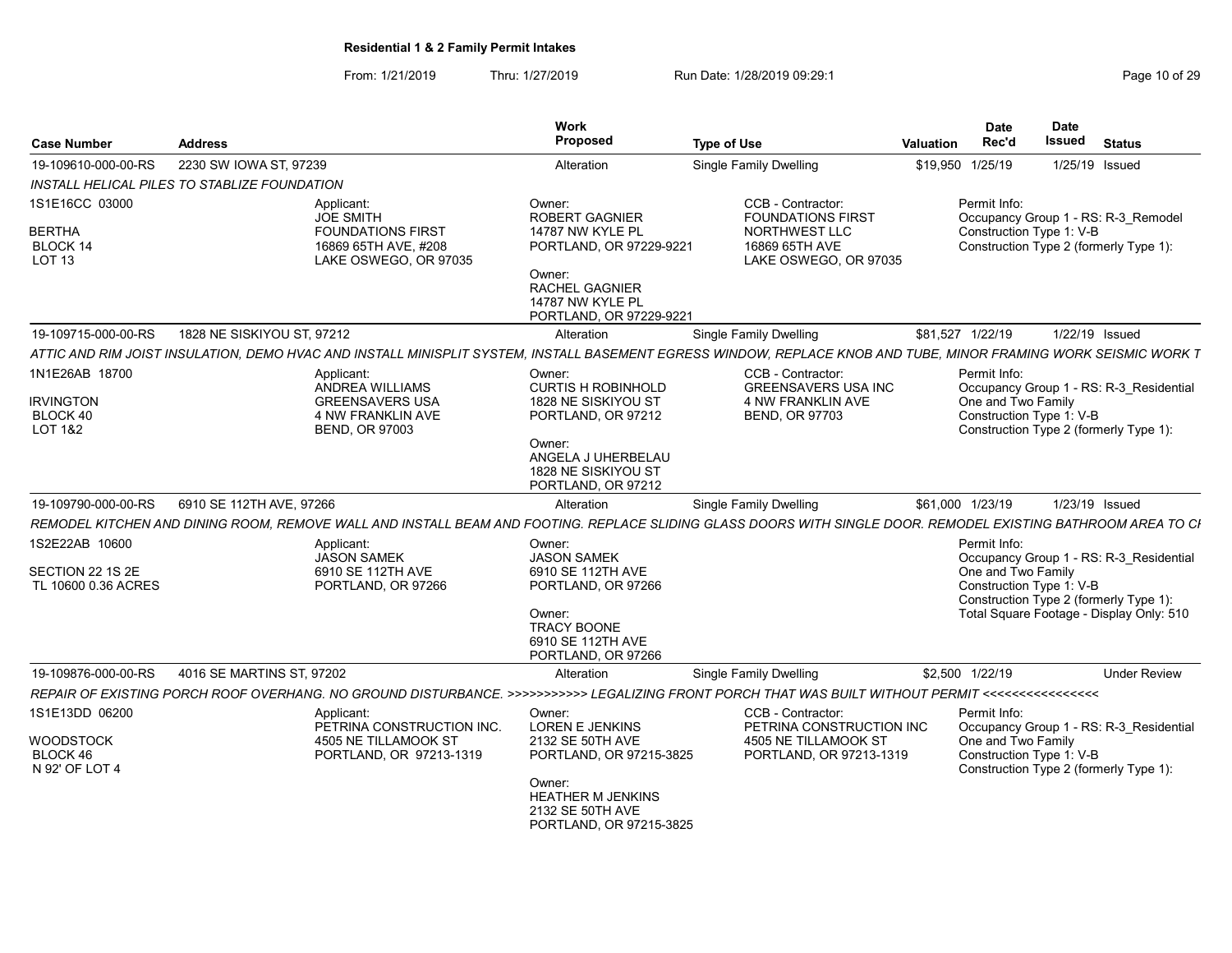## Residential 1 & 2 Family Permit Intakes

From: 1/21/2019 Thru: 1/27/2019 Run Date: 1/28/2019 09:29:1

| Case Number | Address | Work Proposed | Type of Use | Valuation | Date Rec'd | Date Issued | Status |
|---|---|---|---|---|---|---|---|
| 19-109610-000-00-RS | 2230 SW IOWA ST, 97239 | Alteration | Single Family Dwelling | $19,950 | 1/25/19 | 1/25/19 | Issued |

*INSTALL HELICAL PILES TO STABLIZE FOUNDATION*

| Property | Applicant | Owner | CCB - Contractor | Permit Info |
|---|---|---|---|---|
| 1S1E16CC 03000<br>BERTHA<br>BLOCK 14<br>LOT 13 | Applicant:<br>JOE SMITH<br>FOUNDATIONS FIRST<br>16869 65TH AVE, #208<br>LAKE OSWEGO, OR 97035 | Owner:<br>ROBERT GAGNIER<br>14787 NW KYLE PL<br>PORTLAND, OR 97229-9221<br>Owner:<br>RACHEL GAGNIER<br>14787 NW KYLE PL<br>PORTLAND, OR 97229-9221 | CCB - Contractor:<br>FOUNDATIONS FIRST<br>NORTHWEST LLC<br>16869 65TH AVE<br>LAKE OSWEGO, OR 97035 | Permit Info:<br>Occupancy Group 1 - RS: R-3_Remodel<br>Construction Type 1: V-B<br>Construction Type 2 (formerly Type 1): |

| Case Number | Address | Work Proposed | Type of Use | Valuation | Date Rec'd | Date Issued | Status |
|---|---|---|---|---|---|---|---|
| 19-109715-000-00-RS | 1828 NE SISKIYOU ST, 97212 | Alteration | Single Family Dwelling | $81,527 | 1/22/19 | 1/22/19 | Issued |

*ATTIC AND RIM JOIST INSULATION, DEMO HVAC AND INSTALL MINISPLIT SYSTEM, INSTALL BASEMENT EGRESS WINDOW, REPLACE KNOB AND TUBE, MINOR FRAMING WORK SEISMIC WORK T*

| Property | Applicant | Owner | CCB - Contractor | Permit Info |
|---|---|---|---|---|
| 1N1E26AB 18700<br>IRVINGTON<br>BLOCK 40<br>LOT 1&2 | Applicant:<br>ANDREA WILLIAMS<br>GREENSAVERS USA<br>4 NW FRANKLIN AVE<br>BEND, OR 97003 | Owner:<br>CURTIS H ROBINHOLD<br>1828 NE SISKIYOU ST<br>PORTLAND, OR 97212<br>Owner:<br>ANGELA J UHERBELAU<br>1828 NE SISKIYOU ST<br>PORTLAND, OR 97212 | CCB - Contractor:<br>GREENSAVERS USA INC<br>4 NW FRANKLIN AVE<br>BEND, OR 97703 | Permit Info:<br>Occupancy Group 1 - RS: R-3_Residential One and Two Family<br>Construction Type 1: V-B<br>Construction Type 2 (formerly Type 1): |

| Case Number | Address | Work Proposed | Type of Use | Valuation | Date Rec'd | Date Issued | Status |
|---|---|---|---|---|---|---|---|
| 19-109790-000-00-RS | 6910 SE 112TH AVE, 97266 | Alteration | Single Family Dwelling | $61,000 | 1/23/19 | 1/23/19 | Issued |

*REMODEL KITCHEN AND DINING ROOM, REMOVE WALL AND INSTALL BEAM AND FOOTING. REPLACE SLIDING GLASS DOORS WITH SINGLE DOOR. REMODEL EXISTING BATHROOM AREA TO CI*

| Property | Applicant | Owner | CCB - Contractor | Permit Info |
|---|---|---|---|---|
| 1S2E22AB 10600<br>SECTION 22 1S 2E<br>TL 10600 0.36 ACRES | Applicant:<br>JASON SAMEK<br>6910 SE 112TH AVE<br>PORTLAND, OR 97266 | Owner:<br>JASON SAMEK<br>6910 SE 112TH AVE<br>PORTLAND, OR 97266<br>Owner:<br>TRACY BOONE<br>6910 SE 112TH AVE<br>PORTLAND, OR 97266 | | Permit Info:<br>Occupancy Group 1 - RS: R-3_Residential One and Two Family<br>Construction Type 1: V-B<br>Construction Type 2 (formerly Type 1):<br>Total Square Footage - Display Only: 510 |

| Case Number | Address | Work Proposed | Type of Use | Valuation | Date Rec'd | Date Issued | Status |
|---|---|---|---|---|---|---|---|
| 19-109876-000-00-RS | 4016 SE MARTINS ST, 97202 | Alteration | Single Family Dwelling | $2,500 | 1/22/19 | | Under Review |

*REPAIR OF EXISTING PORCH ROOF OVERHANG. NO GROUND DISTURBANCE. >>>>>>>>>>> LEGALIZING FRONT PORCH THAT WAS BUILT WITHOUT PERMIT <<<<<<<<<<<<<<<<*

| Property | Applicant | Owner | CCB - Contractor | Permit Info |
|---|---|---|---|---|
| 1S1E13DD 06200<br>WOODSTOCK<br>BLOCK 46<br>N 92' OF LOT 4 | Applicant:<br>PETRINA CONSTRUCTION INC.<br>4505 NE TILLAMOOK ST<br>PORTLAND, OR 97213-1319 | Owner:<br>LOREN E JENKINS<br>2132 SE 50TH AVE<br>PORTLAND, OR 97215-3825<br>Owner:<br>HEATHER M JENKINS<br>2132 SE 50TH AVE<br>PORTLAND, OR 97215-3825 | CCB - Contractor:<br>PETRINA CONSTRUCTION INC<br>4505 NE TILLAMOOK ST<br>PORTLAND, OR 97213-1319 | Permit Info:<br>Occupancy Group 1 - RS: R-3_Residential One and Two Family<br>Construction Type 1: V-B<br>Construction Type 2 (formerly Type 1): |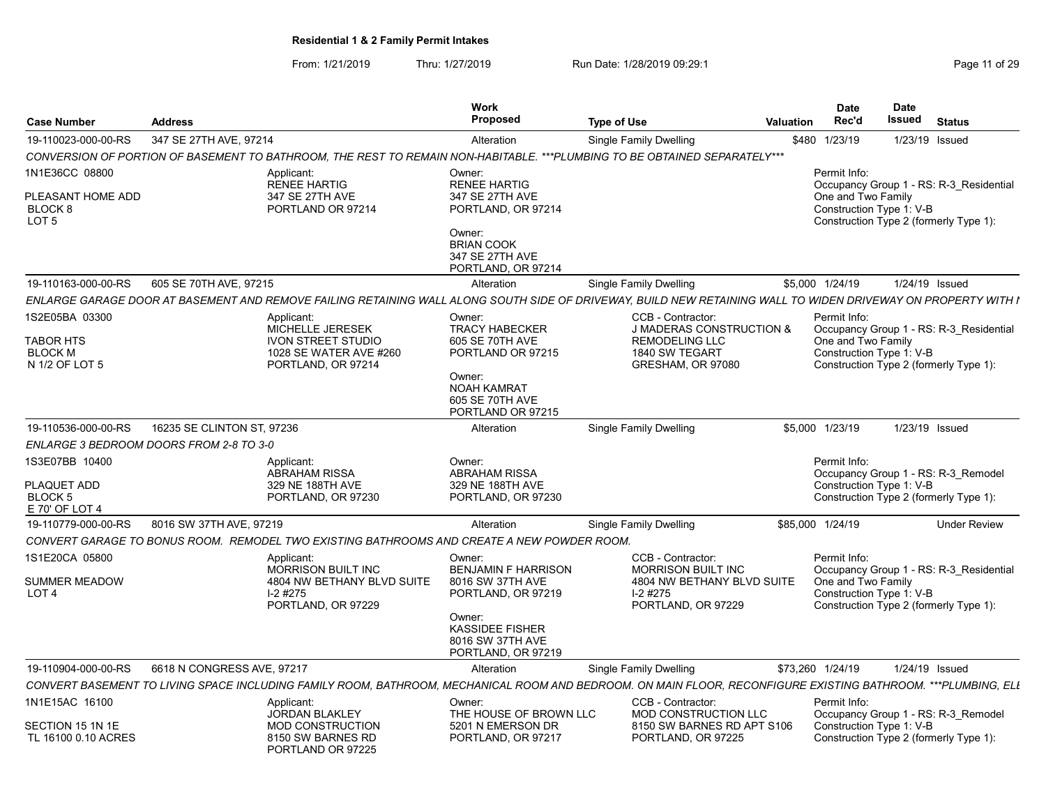**Residential 1 & 2 Family Permit Intakes**

From: 1/21/2019 Thru: 1/27/2019 Run Date: 1/28/2019 09:29:1

| Case Number | Address | Work Proposed | Type of Use | Valuation | Date Rec'd | Date Issued | Status |
|---|---|---|---|---|---|---|---|
| 19-110023-000-00-RS | 347 SE 27TH AVE, 97214 | Alteration | Single Family Dwelling | $480 | 1/23/19 | 1/23/19 | Issued |

*CONVERSION OF PORTION OF BASEMENT TO BATHROOM, THE REST TO REMAIN NON-HABITABLE. ***PLUMBING TO BE OBTAINED SEPARATELY****

1N1E36CC 08800
PLEASANT HOME ADD
BLOCK 8
LOT 5

Applicant:
RENEE HARTIG
347 SE 27TH AVE
PORTLAND OR 97214

Owner:
RENEE HARTIG
347 SE 27TH AVE
PORTLAND, OR 97214

Owner:
BRIAN COOK
347 SE 27TH AVE
PORTLAND, OR 97214

Permit Info:
Occupancy Group 1 - RS: R-3_Residential One and Two Family
Construction Type 1: V-B
Construction Type 2 (formerly Type 1):

---

| Case Number | Address | Work Proposed | Type of Use | Valuation | Date Rec'd | Date Issued | Status |
|---|---|---|---|---|---|---|---|
| 19-110163-000-00-RS | 605 SE 70TH AVE, 97215 | Alteration | Single Family Dwelling | $5,000 | 1/24/19 | 1/24/19 | Issued |

*ENLARGE GARAGE DOOR AT BASEMENT AND REMOVE FAILING RETAINING WALL ALONG SOUTH SIDE OF DRIVEWAY, BUILD NEW RETAINING WALL TO WIDEN DRIVEWAY ON PROPERTY WITH I*

1S2E05BA 03300
TABOR HTS
BLOCK M
N 1/2 OF LOT 5

Applicant:
MICHELLE JERESEK
IVON STREET STUDIO
1028 SE WATER AVE #260
PORTLAND, OR 97214

Owner:
TRACY HABECKER
605 SE 70TH AVE
PORTLAND OR 97215

Owner:
NOAH KAMRAT
605 SE 70TH AVE
PORTLAND OR 97215

CCB - Contractor:
J MADERAS CONSTRUCTION & REMODELING LLC
1840 SW TEGART
GRESHAM, OR 97080

Permit Info:
Occupancy Group 1 - RS: R-3_Residential One and Two Family
Construction Type 1: V-B
Construction Type 2 (formerly Type 1):

---

| Case Number | Address | Work Proposed | Type of Use | Valuation | Date Rec'd | Date Issued | Status |
|---|---|---|---|---|---|---|---|
| 19-110536-000-00-RS | 16235 SE CLINTON ST, 97236 | Alteration | Single Family Dwelling | $5,000 | 1/23/19 | 1/23/19 | Issued |

*ENLARGE 3 BEDROOM DOORS FROM 2-8 TO 3-0*

1S3E07BB 10400
PLAQUET ADD
BLOCK 5
E 70' OF LOT 4

Applicant:
ABRAHAM RISSA
329 NE 188TH AVE
PORTLAND, OR 97230

Owner:
ABRAHAM RISSA
329 NE 188TH AVE
PORTLAND, OR 97230

Permit Info:
Occupancy Group 1 - RS: R-3_Remodel
Construction Type 1: V-B
Construction Type 2 (formerly Type 1):

---

| Case Number | Address | Work Proposed | Type of Use | Valuation | Date Rec'd | Date Issued | Status |
|---|---|---|---|---|---|---|---|
| 19-110779-000-00-RS | 8016 SW 37TH AVE, 97219 | Alteration | Single Family Dwelling | $85,000 | 1/24/19 | | Under Review |

*CONVERT GARAGE TO BONUS ROOM. REMODEL TWO EXISTING BATHROOMS AND CREATE A NEW POWDER ROOM.*

1S1E20CA 05800
SUMMER MEADOW
LOT 4

Applicant:
MORRISON BUILT INC
4804 NW BETHANY BLVD SUITE I-2 #275
PORTLAND, OR 97229

Owner:
BENJAMIN F HARRISON
8016 SW 37TH AVE
PORTLAND, OR 97219

Owner:
KASSIDEE FISHER
8016 SW 37TH AVE
PORTLAND, OR 97219

CCB - Contractor:
MORRISON BUILT INC
4804 NW BETHANY BLVD SUITE I-2 #275
PORTLAND, OR 97229

Permit Info:
Occupancy Group 1 - RS: R-3_Residential One and Two Family
Construction Type 1: V-B
Construction Type 2 (formerly Type 1):

---

| Case Number | Address | Work Proposed | Type of Use | Valuation | Date Rec'd | Date Issued | Status |
|---|---|---|---|---|---|---|---|
| 19-110904-000-00-RS | 6618 N CONGRESS AVE, 97217 | Alteration | Single Family Dwelling | $73,260 | 1/24/19 | 1/24/19 | Issued |

*CONVERT BASEMENT TO LIVING SPACE INCLUDING FAMILY ROOM, BATHROOM, MECHANICAL ROOM AND BEDROOM. ON MAIN FLOOR, RECONFIGURE EXISTING BATHROOM. ***PLUMBING, ELI*

1N1E15AC 16100
SECTION 15 1N 1E
TL 16100 0.10 ACRES

Applicant:
JORDAN BLAKLEY
MOD CONSTRUCTION
8150 SW BARNES RD
PORTLAND OR 97225

Owner:
THE HOUSE OF BROWN LLC
5201 N EMERSON DR
PORTLAND, OR 97217

CCB - Contractor:
MOD CONSTRUCTION LLC
8150 SW BARNES RD APT S106
PORTLAND, OR 97225

Permit Info:
Occupancy Group 1 - RS: R-3_Remodel
Construction Type 1: V-B
Construction Type 2 (formerly Type 1):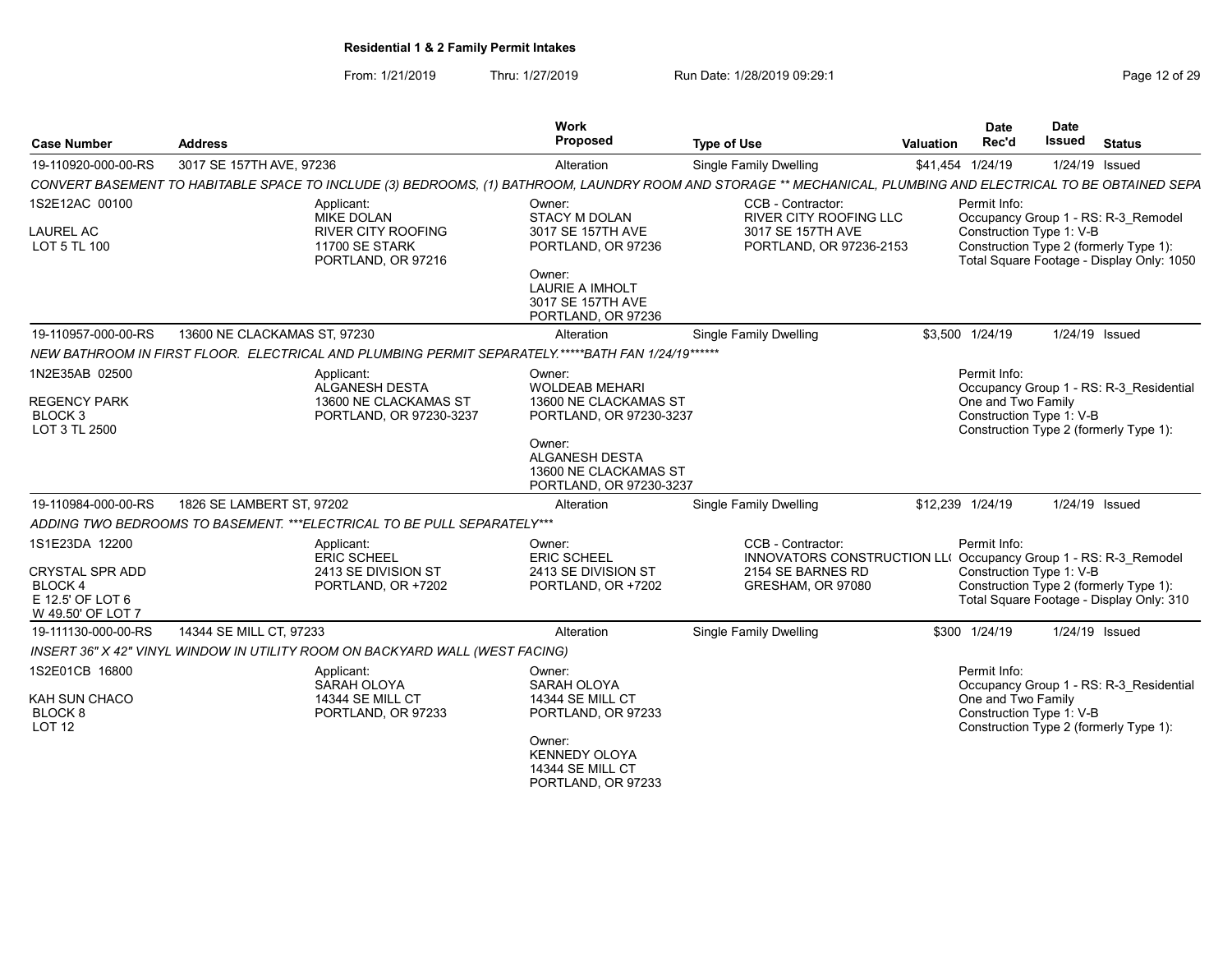# Residential 1 & 2 Family Permit Intakes

From: 1/21/2019 Thru: 1/27/2019 Run Date: 1/28/2019 09:29:1

| Case Number | Address | Work Proposed | Type of Use | Valuation | Date Rec'd | Date Issued | Status |
|---|---|---|---|---|---|---|---|
| 19-110920-000-00-RS | 3017 SE 157TH AVE, 97236 | Alteration | Single Family Dwelling | $41,454 | 1/24/19 | 1/24/19 | Issued |

*CONVERT BASEMENT TO HABITABLE SPACE TO INCLUDE (3) BEDROOMS, (1) BATHROOM, LAUNDRY ROOM AND STORAGE ** MECHANICAL, PLUMBING AND ELECTRICAL TO BE OBTAINED SEPA*

1S2E12AC 00100
LAUREL AC
LOT 5 TL 100

Applicant:
MIKE DOLAN
RIVER CITY ROOFING
11700 SE STARK
PORTLAND, OR 97216

Owner:
STACY M DOLAN
3017 SE 157TH AVE
PORTLAND, OR 97236

Owner:
LAURIE A IMHOLT
3017 SE 157TH AVE
PORTLAND, OR 97236

CCB - Contractor:
RIVER CITY ROOFING LLC
3017 SE 157TH AVE
PORTLAND, OR 97236-2153

Permit Info:
Occupancy Group 1 - RS: R-3_Remodel
Construction Type 1: V-B
Construction Type 2 (formerly Type 1):
Total Square Footage - Display Only: 1050

| Case Number | Address | Work Proposed | Type of Use | Valuation | Date Rec'd | Date Issued | Status |
|---|---|---|---|---|---|---|---|
| 19-110957-000-00-RS | 13600 NE CLACKAMAS ST, 97230 | Alteration | Single Family Dwelling | $3,500 | 1/24/19 | 1/24/19 | Issued |

*NEW BATHROOM IN FIRST FLOOR. ELECTRICAL AND PLUMBING PERMIT SEPARATELY.*****BATH FAN 1/24/19******

1N2E35AB 02500
REGENCY PARK
BLOCK 3
LOT 3 TL 2500

Applicant:
ALGANESH DESTA
13600 NE CLACKAMAS ST
PORTLAND, OR 97230-3237

Owner:
WOLDEAB MEHARI
13600 NE CLACKAMAS ST
PORTLAND, OR 97230-3237

Owner:
ALGANESH DESTA
13600 NE CLACKAMAS ST
PORTLAND, OR 97230-3237

Permit Info:
Occupancy Group 1 - RS: R-3_Residential One and Two Family
Construction Type 1: V-B
Construction Type 2 (formerly Type 1):

| Case Number | Address | Work Proposed | Type of Use | Valuation | Date Rec'd | Date Issued | Status |
|---|---|---|---|---|---|---|---|
| 19-110984-000-00-RS | 1826 SE LAMBERT ST, 97202 | Alteration | Single Family Dwelling | $12,239 | 1/24/19 | 1/24/19 | Issued |

*ADDING TWO BEDROOMS TO BASEMENT. ***ELECTRICAL TO BE PULL SEPARATELY****

1S1E23DA 12200
CRYSTAL SPR ADD
BLOCK 4
E 12.5' OF LOT 6
W 49.50' OF LOT 7

Applicant:
ERIC SCHEEL
2413 SE DIVISION ST
PORTLAND, OR +7202

Owner:
ERIC SCHEEL
2413 SE DIVISION ST
PORTLAND, OR +7202

CCB - Contractor:
INNOVATORS CONSTRUCTION LL(
2154 SE BARNES RD
GRESHAM, OR 97080

Permit Info:
Occupancy Group 1 - RS: R-3_Remodel
Construction Type 1: V-B
Construction Type 2 (formerly Type 1):
Total Square Footage - Display Only: 310

| Case Number | Address | Work Proposed | Type of Use | Valuation | Date Rec'd | Date Issued | Status |
|---|---|---|---|---|---|---|---|
| 19-111130-000-00-RS | 14344 SE MILL CT, 97233 | Alteration | Single Family Dwelling | $300 | 1/24/19 | 1/24/19 | Issued |

*INSERT 36" X 42" VINYL WINDOW IN UTILITY ROOM ON BACKYARD WALL (WEST FACING)*

1S2E01CB 16800
KAH SUN CHACO
BLOCK 8
LOT 12

Applicant:
SARAH OLOYA
14344 SE MILL CT
PORTLAND, OR 97233

Owner:
SARAH OLOYA
14344 SE MILL CT
PORTLAND, OR 97233

Owner:
KENNEDY OLOYA
14344 SE MILL CT
PORTLAND, OR 97233

Permit Info:
Occupancy Group 1 - RS: R-3_Residential One and Two Family
Construction Type 1: V-B
Construction Type 2 (formerly Type 1):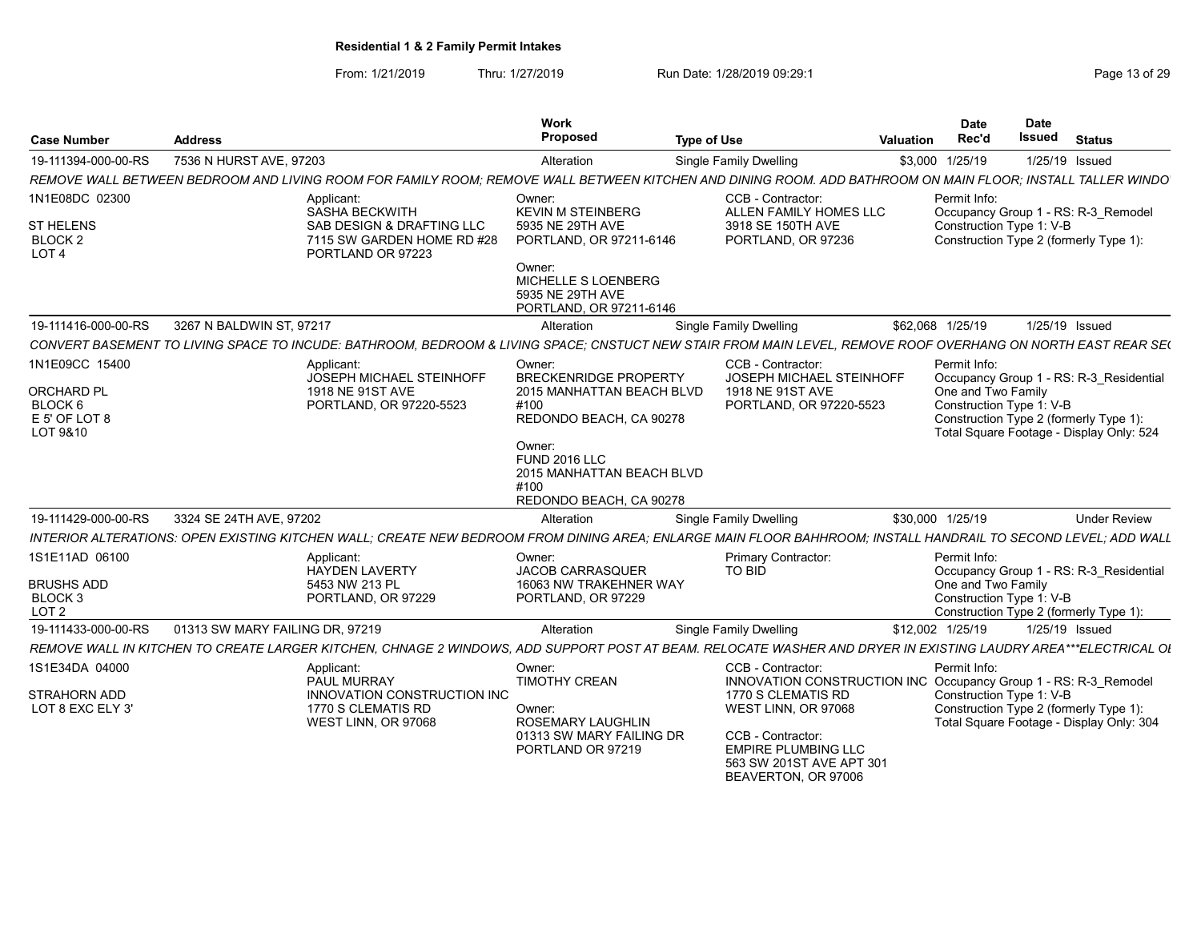**Residential 1 & 2 Family Permit Intakes**

From: 1/21/2019 Thru: 1/27/2019 Run Date: 1/28/2019 09:29:1

| Case Number | Address | Work Proposed | Type of Use | Valuation | Date Rec'd | Date Issued | Status |
|---|---|---|---|---|---|---|---|
| 19-111394-000-00-RS | 7536 N HURST AVE, 97203 | Alteration | Single Family Dwelling | $3,000 | 1/25/19 | 1/25/19 | Issued |

*REMOVE WALL BETWEEN BEDROOM AND LIVING ROOM FOR FAMILY ROOM; REMOVE WALL BETWEEN KITCHEN AND DINING ROOM. ADD BATHROOM ON MAIN FLOOR; INSTALL TALLER WINDO*

1N1E08DC 02300
ST HELENS
BLOCK 2
LOT 4

Applicant:
SASHA BECKWITH
SAB DESIGN & DRAFTING LLC
7115 SW GARDEN HOME RD #28
PORTLAND OR 97223

Owner:
KEVIN M STEINBERG
5935 NE 29TH AVE
PORTLAND, OR 97211-6146

Owner:
MICHELLE S LOENBERG
5935 NE 29TH AVE
PORTLAND, OR 97211-6146

CCB - Contractor:
ALLEN FAMILY HOMES LLC
3918 SE 150TH AVE
PORTLAND, OR 97236

Permit Info:
Occupancy Group 1 - RS: R-3_Remodel
Construction Type 1: V-B
Construction Type 2 (formerly Type 1):

| Case Number | Address | Work Proposed | Type of Use | Valuation | Date Rec'd | Date Issued | Status |
|---|---|---|---|---|---|---|---|
| 19-111416-000-00-RS | 3267 N BALDWIN ST, 97217 | Alteration | Single Family Dwelling | $62,068 | 1/25/19 | 1/25/19 | Issued |

*CONVERT BASEMENT TO LIVING SPACE TO INCUDE: BATHROOM, BEDROOM & LIVING SPACE; CNSTUCT NEW STAIR FROM MAIN LEVEL, REMOVE ROOF OVERHANG ON NORTH EAST REAR SE*

1N1E09CC 15400
ORCHARD PL
BLOCK 6
E 5' OF LOT 8
LOT 9&10

Applicant:
JOSEPH MICHAEL STEINHOFF
1918 NE 91ST AVE
PORTLAND, OR 97220-5523

Owner:
BRECKENRIDGE PROPERTY
2015 MANHATTAN BEACH BLVD
#100
REDONDO BEACH, CA 90278

Owner:
FUND 2016 LLC
2015 MANHATTAN BEACH BLVD
#100
REDONDO BEACH, CA 90278

CCB - Contractor:
JOSEPH MICHAEL STEINHOFF
1918 NE 91ST AVE
PORTLAND, OR 97220-5523

Permit Info:
Occupancy Group 1 - RS: R-3_Residential One and Two Family
Construction Type 1: V-B
Construction Type 2 (formerly Type 1):
Total Square Footage - Display Only: 524

| Case Number | Address | Work Proposed | Type of Use | Valuation | Date Rec'd | Date Issued | Status |
|---|---|---|---|---|---|---|---|
| 19-111429-000-00-RS | 3324 SE 24TH AVE, 97202 | Alteration | Single Family Dwelling | $30,000 | 1/25/19 | | Under Review |

*INTERIOR ALTERATIONS: OPEN EXISTING KITCHEN WALL; CREATE NEW BEDROOM FROM DINING AREA; ENLARGE MAIN FLOOR BAHHROOM; INSTALL HANDRAIL TO SECOND LEVEL; ADD WALL*

1S1E11AD 06100
BRUSHS ADD
BLOCK 3
LOT 2

Applicant:
HAYDEN LAVERTY
5453 NW 213 PL
PORTLAND, OR 97229

Owner:
JACOB CARRASQUER
16063 NW TRAKEHNER WAY
PORTLAND, OR 97229

Primary Contractor:
TO BID

Permit Info:
Occupancy Group 1 - RS: R-3_Residential One and Two Family
Construction Type 1: V-B
Construction Type 2 (formerly Type 1):

| Case Number | Address | Work Proposed | Type of Use | Valuation | Date Rec'd | Date Issued | Status |
|---|---|---|---|---|---|---|---|
| 19-111433-000-00-RS | 01313 SW MARY FAILING DR, 97219 | Alteration | Single Family Dwelling | $12,002 | 1/25/19 | 1/25/19 | Issued |

*REMOVE WALL IN KITCHEN TO CREATE LARGER KITCHEN, CHNAGE 2 WINDOWS, ADD SUPPORT POST AT BEAM. RELOCATE WASHER AND DRYER IN EXISTING LAUDRY AREA***ELECTRICAL OI*

1S1E34DA 04000
STRAHORN ADD
LOT 8 EXC ELY 3'

Applicant:
PAUL MURRAY
INNOVATION CONSTRUCTION INC
1770 S CLEMATIS RD
WEST LINN, OR 97068

Owner:
TIMOTHY CREAN

Owner:
ROSEMARY LAUGHLIN
01313 SW MARY FAILING DR
PORTLAND OR 97219

CCB - Contractor:
INNOVATION CONSTRUCTION INC
1770 S CLEMATIS RD
WEST LINN, OR 97068

CCB - Contractor:
EMPIRE PLUMBING LLC
563 SW 201ST AVE APT 301
BEAVERTON, OR 97006

Permit Info:
Occupancy Group 1 - RS: R-3_Remodel
Construction Type 1: V-B
Construction Type 2 (formerly Type 1):
Total Square Footage - Display Only: 304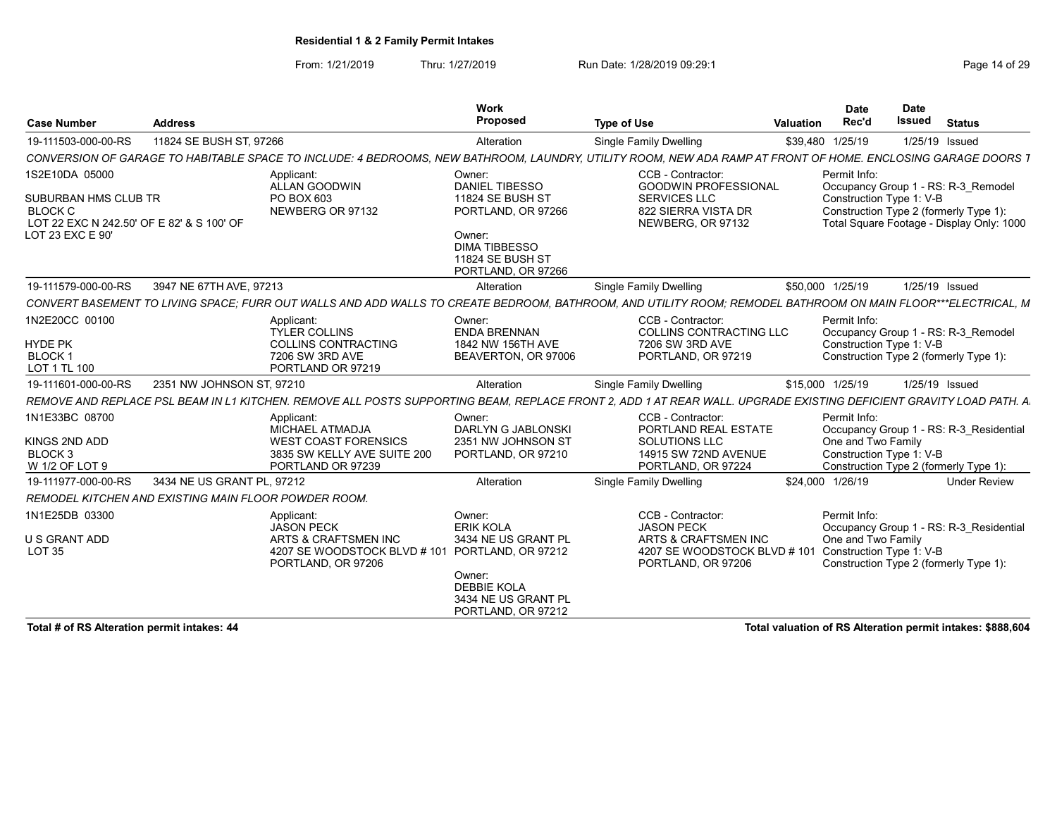**Residential 1 & 2 Family Permit Intakes**

From: 1/21/2019 Thru: 1/27/2019 Run Date: 1/28/2019 09:29:1

| Case Number | Address | Work Proposed | Type of Use | Valuation | Date Rec'd | Date Issued | Status |
|---|---|---|---|---|---|---|---|
| 19-111503-000-00-RS | 11824 SE BUSH ST, 97266 | Alteration | Single Family Dwelling | $39,480 | 1/25/19 | 1/25/19 | Issued |

*CONVERSION OF GARAGE TO HABITABLE SPACE TO INCLUDE: 4 BEDROOMS, NEW BATHROOM, LAUNDRY, UTILITY ROOM, NEW ADA RAMP AT FRONT OF HOME. ENCLOSING GARAGE DOORS T*

1S2E10DA 05000
SUBURBAN HMS CLUB TR
BLOCK C
LOT 22 EXC N 242.50' OF E 82' & S 100' OF LOT 23 EXC E 90'

Applicant: ALLAN GOODWIN, PO BOX 603, NEWBERG OR 97132

Owner: DANIEL TIBESSO, 11824 SE BUSH ST, PORTLAND, OR 97266
Owner: DIMA TIBBESSO, 11824 SE BUSH ST, PORTLAND, OR 97266

CCB - Contractor: GOODWIN PROFESSIONAL SERVICES LLC, 822 SIERRA VISTA DR, NEWBERG, OR 97132

Permit Info: Occupancy Group 1 - RS: R-3_Remodel; Construction Type 1: V-B; Construction Type 2 (formerly Type 1):; Total Square Footage - Display Only: 1000

| Case Number | Address | Work Proposed | Type of Use | Valuation | Date Rec'd | Date Issued | Status |
|---|---|---|---|---|---|---|---|
| 19-111579-000-00-RS | 3947 NE 67TH AVE, 97213 | Alteration | Single Family Dwelling | $50,000 | 1/25/19 | 1/25/19 | Issued |

*CONVERT BASEMENT TO LIVING SPACE; FURR OUT WALLS AND ADD WALLS TO CREATE BEDROOM, BATHROOM, AND UTILITY ROOM; REMODEL BATHROOM ON MAIN FLOOR***ELECTRICAL, M*

1N2E20CC 00100
HYDE PK
BLOCK 1
LOT 1 TL 100

Applicant: TYLER COLLINS, COLLINS CONTRACTING, 7206 SW 3RD AVE, PORTLAND OR 97219

Owner: ENDA BRENNAN, 1842 NW 156TH AVE, BEAVERTON, OR 97006

CCB - Contractor: COLLINS CONTRACTING LLC, 7206 SW 3RD AVE, PORTLAND, OR 97219

Permit Info: Occupancy Group 1 - RS: R-3_Remodel; Construction Type 1: V-B; Construction Type 2 (formerly Type 1):

| Case Number | Address | Work Proposed | Type of Use | Valuation | Date Rec'd | Date Issued | Status |
|---|---|---|---|---|---|---|---|
| 19-111601-000-00-RS | 2351 NW JOHNSON ST, 97210 | Alteration | Single Family Dwelling | $15,000 | 1/25/19 | 1/25/19 | Issued |

*REMOVE AND REPLACE PSL BEAM IN L1 KITCHEN. REMOVE ALL POSTS SUPPORTING BEAM, REPLACE FRONT 2, ADD 1 AT REAR WALL. UPGRADE EXISTING DEFICIENT GRAVITY LOAD PATH. A*

1N1E33BC 08700
KINGS 2ND ADD
BLOCK 3
W 1/2 OF LOT 9

Applicant: MICHAEL ATMADJA, WEST COAST FORENSICS, 3835 SW KELLY AVE SUITE 200, PORTLAND OR 97239

Owner: DARLYN G JABLONSKI, 2351 NW JOHNSON ST, PORTLAND, OR 97210

CCB - Contractor: PORTLAND REAL ESTATE SOLUTIONS LLC, 14915 SW 72ND AVENUE, PORTLAND, OR 97224

Permit Info: Occupancy Group 1 - RS: R-3_Residential One and Two Family; Construction Type 1: V-B; Construction Type 2 (formerly Type 1):

| Case Number | Address | Work Proposed | Type of Use | Valuation | Date Rec'd | Date Issued | Status |
|---|---|---|---|---|---|---|---|
| 19-111977-000-00-RS | 3434 NE US GRANT PL, 97212 | Alteration | Single Family Dwelling | $24,000 | 1/26/19 | | Under Review |

*REMODEL KITCHEN AND EXISTING MAIN FLOOR POWDER ROOM.*

1N1E25DB 03300
U S GRANT ADD
LOT 35

Applicant: JASON PECK, ARTS & CRAFTSMEN INC, 4207 SE WOODSTOCK BLVD # 101, PORTLAND, OR 97206

Owner: ERIK KOLA, 3434 NE US GRANT PL, PORTLAND, OR 97212
Owner: DEBBIE KOLA, 3434 NE US GRANT PL, PORTLAND, OR 97212

CCB - Contractor: JASON PECK, ARTS & CRAFTSMEN INC, 4207 SE WOODSTOCK BLVD # 101, PORTLAND, OR 97206

Permit Info: Occupancy Group 1 - RS: R-3_Residential One and Two Family; Construction Type 1: V-B; Construction Type 2 (formerly Type 1):

**Total # of RS Alteration permit intakes: 44**

**Total valuation of RS Alteration permit intakes: $888,604**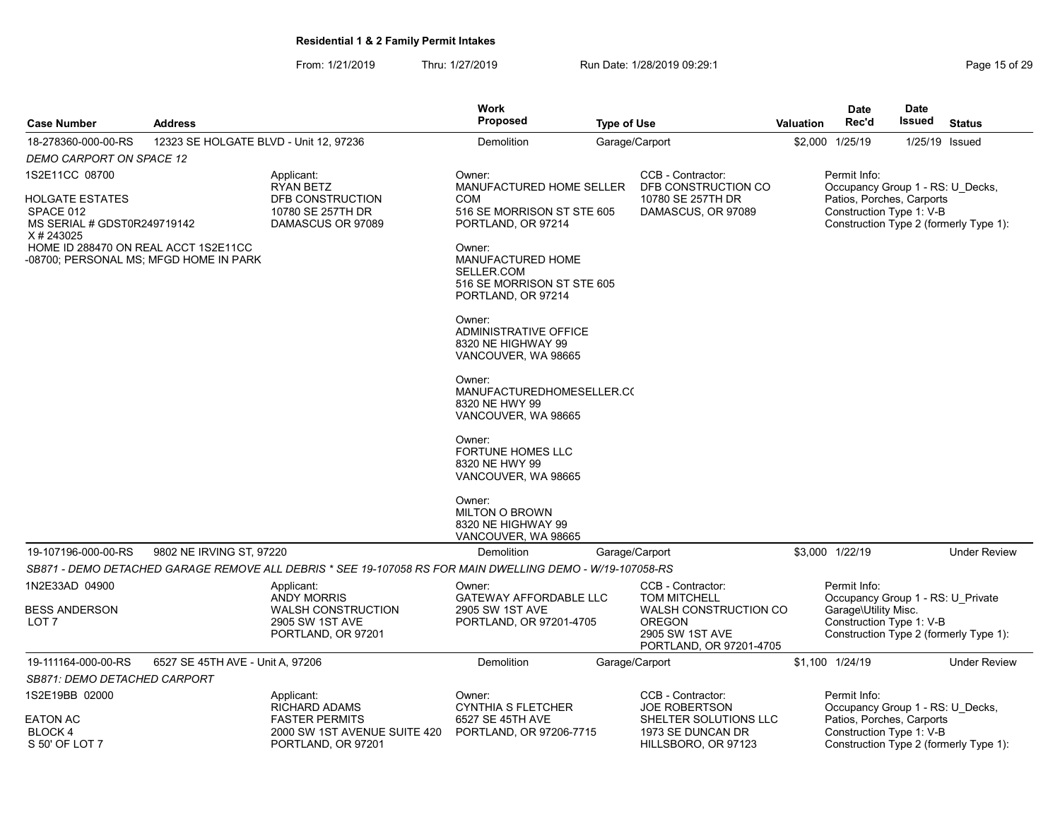**Residential 1 & 2 Family Permit Intakes**

From: 1/21/2019 Thru: 1/27/2019 Run Date: 1/28/2019 09:29:1

| Case Number | Address | Work Proposed | Type of Use | Valuation | Date Rec'd | Date Issued | Status |
|---|---|---|---|---|---|---|---|
| 18-278360-000-00-RS | 12323 SE HOLGATE BLVD - Unit 12, 97236 | Demolition | Garage/Carport | $2,000 | 1/25/19 | 1/25/19 | Issued |

*DEMO CARPORT ON SPACE 12*

1S2E11CC 08700

HOLGATE ESTATES
SPACE 012
MS SERIAL # GDST0R249719142
X # 243025
HOME ID 288470 ON REAL ACCT 1S2E11CC -08700; PERSONAL MS; MFGD HOME IN PARK

Applicant:
RYAN BETZ
DFB CONSTRUCTION
10780 SE 257TH DR
DAMASCUS OR 97089

Owner:
MANUFACTURED HOME SELLER COM
516 SE MORRISON ST STE 605
PORTLAND, OR 97214

Owner:
MANUFACTURED HOME SELLER.COM
516 SE MORRISON ST STE 605
PORTLAND, OR 97214

Owner:
ADMINISTRATIVE OFFICE
8320 NE HIGHWAY 99
VANCOUVER, WA 98665

Owner:
MANUFACTUREDHOMESELLER.C(
8320 NE HWY 99
VANCOUVER, WA 98665

Owner:
FORTUNE HOMES LLC
8320 NE HWY 99
VANCOUVER, WA 98665

Owner:
MILTON O BROWN
8320 NE HIGHWAY 99
VANCOUVER, WA 98665

CCB - Contractor:
DFB CONSTRUCTION CO
10780 SE 257TH DR
DAMASCUS, OR 97089

Permit Info:
Occupancy Group 1 - RS: U_Decks, Patios, Porches, Carports
Construction Type 1: V-B
Construction Type 2 (formerly Type 1):

| Case Number | Address | Work Proposed | Type of Use | Valuation | Date Rec'd | Date Issued | Status |
|---|---|---|---|---|---|---|---|
| 19-107196-000-00-RS | 9802 NE IRVING ST, 97220 | Demolition | Garage/Carport | $3,000 | 1/22/19 | | Under Review |

*SB871 - DEMO DETACHED GARAGE REMOVE ALL DEBRIS * SEE 19-107058 RS FOR MAIN DWELLING DEMO - W/19-107058-RS*

1N2E33AD 04900

BESS ANDERSON
LOT 7

Applicant:
ANDY MORRIS
WALSH CONSTRUCTION
2905 SW 1ST AVE
PORTLAND, OR 97201

Owner:
GATEWAY AFFORDABLE LLC
2905 SW 1ST AVE
PORTLAND, OR 97201-4705

CCB - Contractor:
TOM MITCHELL
WALSH CONSTRUCTION CO OREGON
2905 SW 1ST AVE
PORTLAND, OR 97201-4705

Permit Info:
Occupancy Group 1 - RS: U_Private Garage\Utility Misc.
Construction Type 1: V-B
Construction Type 2 (formerly Type 1):

| Case Number | Address | Work Proposed | Type of Use | Valuation | Date Rec'd | Date Issued | Status |
|---|---|---|---|---|---|---|---|
| 19-111164-000-00-RS | 6527 SE 45TH AVE - Unit A, 97206 | Demolition | Garage/Carport | $1,100 | 1/24/19 | | Under Review |

*SB871: DEMO DETACHED CARPORT*

1S2E19BB 02000

EATON AC
BLOCK 4
S 50' OF LOT 7

Applicant:
RICHARD ADAMS
FASTER PERMITS
2000 SW 1ST AVENUE SUITE 420
PORTLAND, OR 97201

Owner:
CYNTHIA S FLETCHER
6527 SE 45TH AVE
PORTLAND, OR 97206-7715

CCB - Contractor:
JOE ROBERTSON
SHELTER SOLUTIONS LLC
1973 SE DUNCAN DR
HILLSBORO, OR 97123

Permit Info:
Occupancy Group 1 - RS: U_Decks, Patios, Porches, Carports
Construction Type 1: V-B
Construction Type 2 (formerly Type 1):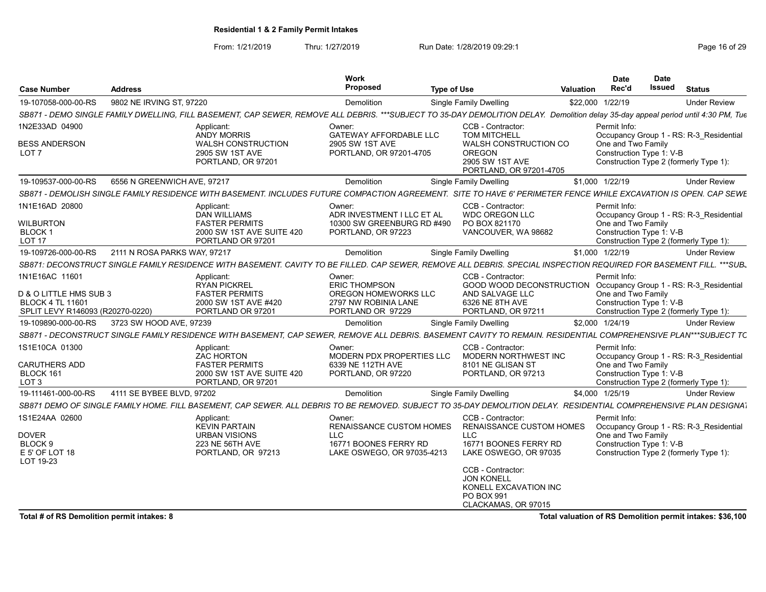**Residential 1 & 2 Family Permit Intakes**

From: 1/21/2019 Thru: 1/27/2019 Run Date: 1/28/2019 09:29:1

| Case Number | Address | Work Proposed | Type of Use | Valuation | Date Rec'd | Date Issued | Status |
|---|---|---|---|---|---|---|---|
| 19-107058-000-00-RS | 9802 NE IRVING ST, 97220 | Demolition | Single Family Dwelling | $22,000 | 1/22/19 | | Under Review |

*SB871 - DEMO SINGLE FAMILY DWELLING, FILL BASEMENT, CAP SEWER, REMOVE ALL DEBRIS. \*\*\*SUBJECT TO 35-DAY DEMOLITION DELAY. Demolition delay 35-day appeal period until 4:30 PM, Tue*

| | Applicant | Owner | CCB - Contractor | Permit Info |
|---|---|---|---|---|
| 1N2E33AD 04900<br>BESS ANDERSON<br>LOT 7 | ANDY MORRIS<br>WALSH CONSTRUCTION<br>2905 SW 1ST AVE<br>PORTLAND, OR 97201 | GATEWAY AFFORDABLE LLC<br>2905 SW 1ST AVE<br>PORTLAND, OR 97201-4705 | TOM MITCHELL<br>WALSH CONSTRUCTION CO OREGON<br>2905 SW 1ST AVE<br>PORTLAND, OR 97201-4705 | Occupancy Group 1 - RS: R-3_Residential One and Two Family<br>Construction Type 1: V-B<br>Construction Type 2 (formerly Type 1): |

| Case Number | Address | Work Proposed | Type of Use | Valuation | Date Rec'd | Date Issued | Status |
|---|---|---|---|---|---|---|---|
| 19-109537-000-00-RS | 6556 N GREENWICH AVE, 97217 | Demolition | Single Family Dwelling | $1,000 | 1/22/19 | | Under Review |

*SB871 - DEMOLISH SINGLE FAMILY RESIDENCE WITH BASEMENT. INCLUDES FUTURE COMPACTION AGREEMENT. SITE TO HAVE 6' PERIMETER FENCE WHILE EXCAVATION IS OPEN. CAP SEWE*

| | Applicant | Owner | CCB - Contractor | Permit Info |
|---|---|---|---|---|
| 1N1E16AD 20800<br>WILBURTON<br>BLOCK 1<br>LOT 17 | DAN WILLIAMS<br>FASTER PERMITS<br>2000 SW 1ST AVE SUITE 420<br>PORTLAND OR 97201 | ADR INVESTMENT I LLC ET AL<br>10300 SW GREENBURG RD #490<br>PORTLAND, OR 97223 | WDC OREGON LLC<br>PO BOX 821170<br>VANCOUVER, WA 98682 | Occupancy Group 1 - RS: R-3_Residential One and Two Family<br>Construction Type 1: V-B<br>Construction Type 2 (formerly Type 1): |

| Case Number | Address | Work Proposed | Type of Use | Valuation | Date Rec'd | Date Issued | Status |
|---|---|---|---|---|---|---|---|
| 19-109726-000-00-RS | 2111 N ROSA PARKS WAY, 97217 | Demolition | Single Family Dwelling | $1,000 | 1/22/19 | | Under Review |

*SB871: DECONSTRUCT SINGLE FAMILY RESIDENCE WITH BASEMENT. CAVITY TO BE FILLED. CAP SEWER, REMOVE ALL DEBRIS. SPECIAL INSPECTION REQUIRED FOR BASEMENT FILL. \*\*\*SUB.*

| | Applicant | Owner | CCB - Contractor | Permit Info |
|---|---|---|---|---|
| 1N1E16AC 11601<br>D & O LITTLE HMS SUB 3<br>BLOCK 4 TL 11601<br>SPLIT LEVY R146093 (R20270-0220) | RYAN PICKREL<br>FASTER PERMITS<br>2000 SW 1ST AVE #420<br>PORTLAND OR 97201 | ERIC THOMPSON<br>OREGON HOMEWORKS LLC<br>2797 NW ROBINIA LANE<br>PORTLAND OR 97229 | GOOD WOOD DECONSTRUCTION AND SALVAGE LLC<br>6326 NE 8TH AVE<br>PORTLAND, OR 97211 | Occupancy Group 1 - RS: R-3_Residential One and Two Family<br>Construction Type 1: V-B<br>Construction Type 2 (formerly Type 1): |

| Case Number | Address | Work Proposed | Type of Use | Valuation | Date Rec'd | Date Issued | Status |
|---|---|---|---|---|---|---|---|
| 19-109890-000-00-RS | 3723 SW HOOD AVE, 97239 | Demolition | Single Family Dwelling | $2,000 | 1/24/19 | | Under Review |

*SB871 - DECONSTRUCT SINGLE FAMILY RESIDENCE WITH BASEMENT, CAP SEWER, REMOVE ALL DEBRIS. BASEMENT CAVITY TO REMAIN. RESIDENTIAL COMPREHENSIVE PLAN\*\*\*SUBJECT TC*

| | Applicant | Owner | CCB - Contractor | Permit Info |
|---|---|---|---|---|
| 1S1E10CA 01300<br>CARUTHERS ADD<br>BLOCK 161<br>LOT 3 | ZAC HORTON<br>FASTER PERMITS<br>2000 SW 1ST AVE SUITE 420<br>PORTLAND, OR 97201 | MODERN PDX PROPERTIES LLC<br>6339 NE 112TH AVE<br>PORTLAND, OR 97220 | MODERN NORTHWEST INC<br>8101 NE GLISAN ST<br>PORTLAND, OR 97213 | Occupancy Group 1 - RS: R-3_Residential One and Two Family<br>Construction Type 1: V-B<br>Construction Type 2 (formerly Type 1): |

| Case Number | Address | Work Proposed | Type of Use | Valuation | Date Rec'd | Date Issued | Status |
|---|---|---|---|---|---|---|---|
| 19-111461-000-00-RS | 4111 SE BYBEE BLVD, 97202 | Demolition | Single Family Dwelling | $4,000 | 1/25/19 | | Under Review |

*SB871 DEMO OF SINGLE FAMILY HOME. FILL BASEMENT, CAP SEWER. ALL DEBRIS TO BE REMOVED. SUBJECT TO 35-DAY DEMOLITION DELAY. RESIDENTIAL COMPREHENSIVE PLAN DESIGNAT*

| | Applicant | Owner | CCB - Contractor | Permit Info |
|---|---|---|---|---|
| 1S1E24AA 02600<br>DOVER<br>BLOCK 9<br>E 5' OF LOT 18<br>LOT 19-23 | KEVIN PARTAIN<br>URBAN VISIONS<br>223 NE 56TH AVE<br>PORTLAND, OR 97213 | RENAISSANCE CUSTOM HOMES LLC<br>16771 BOONES FERRY RD<br>LAKE OSWEGO, OR 97035-4213 | RENAISSANCE CUSTOM HOMES LLC<br>16771 BOONES FERRY RD<br>LAKE OSWEGO, OR 97035<br><br>CCB - Contractor:<br>JON KONELL<br>KONELL EXCAVATION INC<br>PO BOX 991<br>CLACKAMAS, OR 97015 | Occupancy Group 1 - RS: R-3_Residential One and Two Family<br>Construction Type 1: V-B<br>Construction Type 2 (formerly Type 1): |

**Total # of RS Demolition permit intakes: 8**

**Total valuation of RS Demolition permit intakes: $36,100**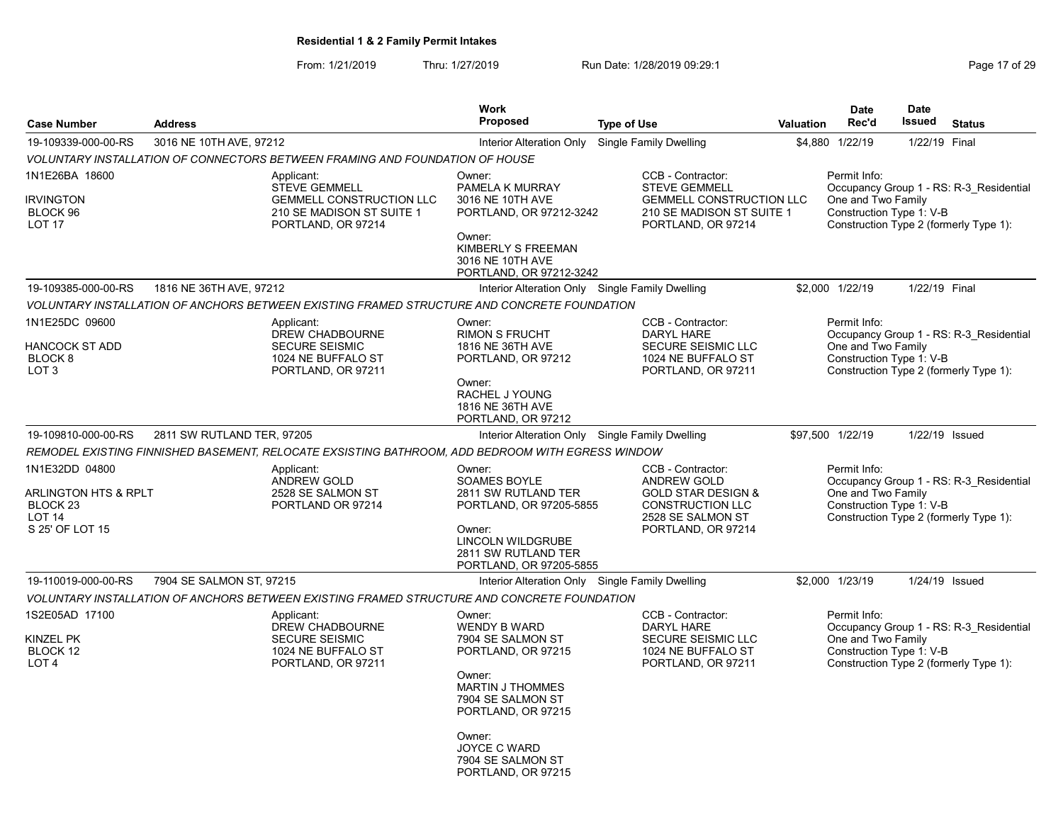**Residential 1 & 2 Family Permit Intakes**

From: 1/21/2019 Thru: 1/27/2019 Run Date: 1/28/2019 09:29:1

| Case Number | Address | Work Proposed | Type of Use | Valuation | Date Rec'd | Date Issued | Status |
|---|---|---|---|---|---|---|---|
| 19-109339-000-00-RS | 3016 NE 10TH AVE, 97212 | Interior Alteration Only | Single Family Dwelling | $4,880 | 1/22/19 | 1/22/19 | Final |

*VOLUNTARY INSTALLATION OF CONNECTORS BETWEEN FRAMING AND FOUNDATION OF HOUSE*

| | | | | |
|---|---|---|---|---|
| 1N1E26BA 18600<br><br>IRVINGTON<br>BLOCK 96<br>LOT 17 | Applicant:<br>STEVE GEMMELL<br>GEMMELL CONSTRUCTION LLC<br>210 SE MADISON ST SUITE 1<br>PORTLAND, OR 97214 | Owner:<br>PAMELA K MURRAY<br>3016 NE 10TH AVE<br>PORTLAND, OR 97212-3242<br><br>Owner:<br>KIMBERLY S FREEMAN<br>3016 NE 10TH AVE<br>PORTLAND, OR 97212-3242 | CCB - Contractor:<br>STEVE GEMMELL<br>GEMMELL CONSTRUCTION LLC<br>210 SE MADISON ST SUITE 1<br>PORTLAND, OR 97214 | Permit Info:<br>Occupancy Group 1 - RS: R-3_Residential One and Two Family<br>Construction Type 1: V-B<br>Construction Type 2 (formerly Type 1): |

| Case Number | Address | Work Proposed | Type of Use | Valuation | Date Rec'd | Date Issued | Status |
|---|---|---|---|---|---|---|---|
| 19-109385-000-00-RS | 1816 NE 36TH AVE, 97212 | Interior Alteration Only | Single Family Dwelling | $2,000 | 1/22/19 | 1/22/19 | Final |

*VOLUNTARY INSTALLATION OF ANCHORS BETWEEN EXISTING FRAMED STRUCTURE AND CONCRETE FOUNDATION*

| | | | | |
|---|---|---|---|---|
| 1N1E25DC 09600<br><br>HANCOCK ST ADD<br>BLOCK 8<br>LOT 3 | Applicant:<br>DREW CHADBOURNE<br>SECURE SEISMIC<br>1024 NE BUFFALO ST<br>PORTLAND, OR 97211 | Owner:<br>RIMON S FRUCHT<br>1816 NE 36TH AVE<br>PORTLAND, OR 97212<br><br>Owner:<br>RACHEL J YOUNG<br>1816 NE 36TH AVE<br>PORTLAND, OR 97212 | CCB - Contractor:<br>DARYL HARE<br>SECURE SEISMIC LLC<br>1024 NE BUFFALO ST<br>PORTLAND, OR 97211 | Permit Info:<br>Occupancy Group 1 - RS: R-3_Residential One and Two Family<br>Construction Type 1: V-B<br>Construction Type 2 (formerly Type 1): |

| Case Number | Address | Work Proposed | Type of Use | Valuation | Date Rec'd | Date Issued | Status |
|---|---|---|---|---|---|---|---|
| 19-109810-000-00-RS | 2811 SW RUTLAND TER, 97205 | Interior Alteration Only | Single Family Dwelling | $97,500 | 1/22/19 | 1/22/19 | Issued |

*REMODEL EXISTING FINNISHED BASEMENT, RELOCATE EXSISTING BATHROOM, ADD BEDROOM WITH EGRESS WINDOW*

| | | | | |
|---|---|---|---|---|
| 1N1E32DD 04800<br><br>ARLINGTON HTS & RPLT<br>BLOCK 23<br>LOT 14<br>S 25' OF LOT 15 | Applicant:<br>ANDREW GOLD<br>2528 SE SALMON ST<br>PORTLAND OR 97214 | Owner:<br>SOAMES BOYLE<br>2811 SW RUTLAND TER<br>PORTLAND, OR 97205-5855<br><br>Owner:<br>LINCOLN WILDGRUBE<br>2811 SW RUTLAND TER<br>PORTLAND, OR 97205-5855 | CCB - Contractor:<br>ANDREW GOLD<br>GOLD STAR DESIGN &<br>CONSTRUCTION LLC<br>2528 SE SALMON ST<br>PORTLAND, OR 97214 | Permit Info:<br>Occupancy Group 1 - RS: R-3_Residential One and Two Family<br>Construction Type 1: V-B<br>Construction Type 2 (formerly Type 1): |

| Case Number | Address | Work Proposed | Type of Use | Valuation | Date Rec'd | Date Issued | Status |
|---|---|---|---|---|---|---|---|
| 19-110019-000-00-RS | 7904 SE SALMON ST, 97215 | Interior Alteration Only | Single Family Dwelling | $2,000 | 1/23/19 | 1/24/19 | Issued |

*VOLUNTARY INSTALLATION OF ANCHORS BETWEEN EXISTING FRAMED STRUCTURE AND CONCRETE FOUNDATION*

| | | | | |
|---|---|---|---|---|
| 1S2E05AD 17100<br><br>KINZEL PK<br>BLOCK 12<br>LOT 4 | Applicant:<br>DREW CHADBOURNE<br>SECURE SEISMIC<br>1024 NE BUFFALO ST<br>PORTLAND, OR 97211 | Owner:<br>WENDY B WARD<br>7904 SE SALMON ST<br>PORTLAND, OR 97215<br><br>Owner:<br>MARTIN J THOMMES<br>7904 SE SALMON ST<br>PORTLAND, OR 97215<br><br>Owner:<br>JOYCE C WARD<br>7904 SE SALMON ST<br>PORTLAND, OR 97215 | CCB - Contractor:<br>DARYL HARE<br>SECURE SEISMIC LLC<br>1024 NE BUFFALO ST<br>PORTLAND, OR 97211 | Permit Info:<br>Occupancy Group 1 - RS: R-3_Residential One and Two Family<br>Construction Type 1: V-B<br>Construction Type 2 (formerly Type 1): |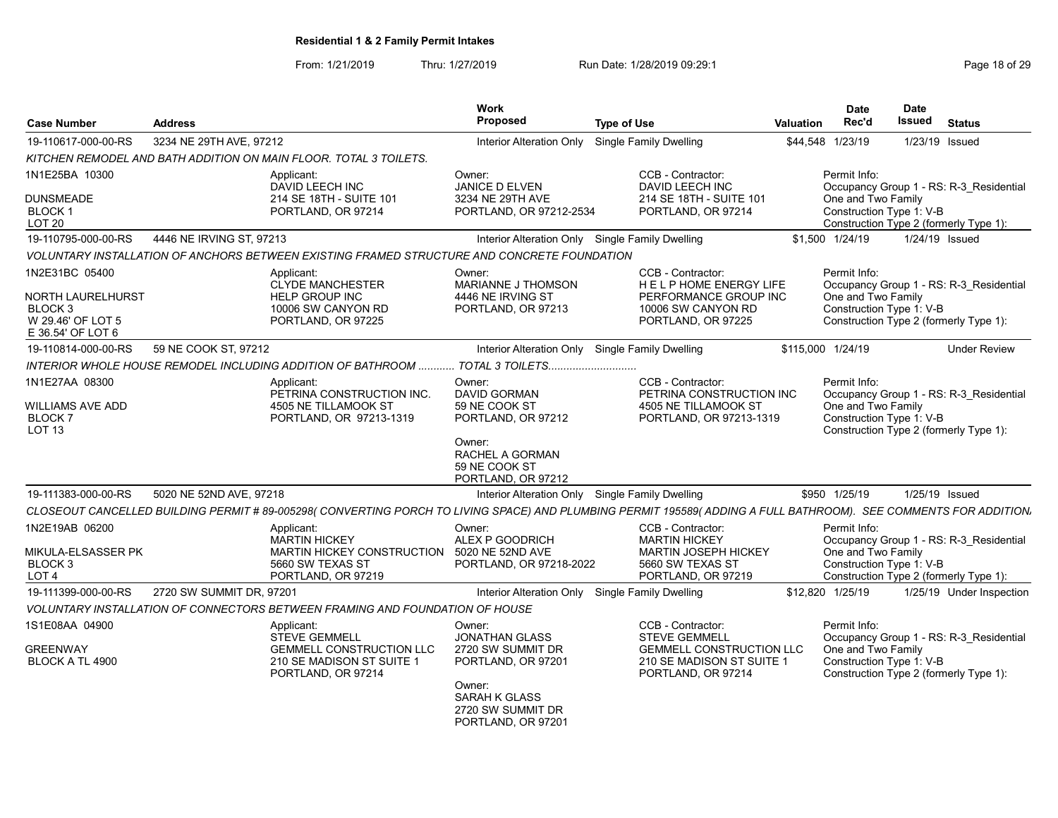**Residential 1 & 2 Family Permit Intakes**

From: 1/21/2019 Thru: 1/27/2019 Run Date: 1/28/2019 09:29:1

| Case Number | Address | Work Proposed | Type of Use | Valuation | Date Rec'd | Date Issued | Status |
|---|---|---|---|---|---|---|---|
| 19-110617-000-00-RS | 3234 NE 29TH AVE, 97212 | Interior Alteration Only | Single Family Dwelling | $44,548 | 1/23/19 | 1/23/19 | Issued |

*KITCHEN REMODEL AND BATH ADDITION ON MAIN FLOOR. TOTAL 3 TOILETS.*

1N1E25BA 10300
DUNSMEADE
BLOCK 1
LOT 20

Applicant: DAVID LEECH INC, 214 SE 18TH - SUITE 101, PORTLAND, OR 97214
Owner: JANICE D ELVEN, 3234 NE 29TH AVE, PORTLAND, OR 97212-2534
CCB - Contractor: DAVID LEECH INC, 214 SE 18TH - SUITE 101, PORTLAND, OR 97214
Permit Info: Occupancy Group 1 - RS: R-3_Residential One and Two Family; Construction Type 1: V-B; Construction Type 2 (formerly Type 1):

| Case Number | Address | Work Proposed | Type of Use | Valuation | Date Rec'd | Date Issued | Status |
|---|---|---|---|---|---|---|---|
| 19-110795-000-00-RS | 4446 NE IRVING ST, 97213 | Interior Alteration Only | Single Family Dwelling | $1,500 | 1/24/19 | 1/24/19 | Issued |

*VOLUNTARY INSTALLATION OF ANCHORS BETWEEN EXISTING FRAMED STRUCTURE AND CONCRETE FOUNDATION*

1N2E31BC 05400
NORTH LAURELHURST
BLOCK 3
W 29.46' OF LOT 5
E 36.54' OF LOT 6

Applicant: CLYDE MANCHESTER, HELP GROUP INC, 10006 SW CANYON RD, PORTLAND, OR 97225
Owner: MARIANNE J THOMSON, 4446 NE IRVING ST, PORTLAND, OR 97213
CCB - Contractor: H E L P HOME ENERGY LIFE PERFORMANCE GROUP INC, 10006 SW CANYON RD, PORTLAND, OR 97225
Permit Info: Occupancy Group 1 - RS: R-3_Residential One and Two Family; Construction Type 1: V-B; Construction Type 2 (formerly Type 1):

| Case Number | Address | Work Proposed | Type of Use | Valuation | Date Rec'd | Date Issued | Status |
|---|---|---|---|---|---|---|---|
| 19-110814-000-00-RS | 59 NE COOK ST, 97212 | Interior Alteration Only | Single Family Dwelling | $115,000 | 1/24/19 | | Under Review |

*INTERIOR WHOLE HOUSE REMODEL INCLUDING ADDITION OF BATHROOM ........... TOTAL 3 TOILETS............................*

1N1E27AA 08300
WILLIAMS AVE ADD
BLOCK 7
LOT 13

Applicant: PETRINA CONSTRUCTION INC., 4505 NE TILLAMOOK ST, PORTLAND, OR 97213-1319
Owner: DAVID GORMAN, 59 NE COOK ST, PORTLAND, OR 97212
Owner: RACHEL A GORMAN, 59 NE COOK ST, PORTLAND, OR 97212
CCB - Contractor: PETRINA CONSTRUCTION INC, 4505 NE TILLAMOOK ST, PORTLAND, OR 97213-1319
Permit Info: Occupancy Group 1 - RS: R-3_Residential One and Two Family; Construction Type 1: V-B; Construction Type 2 (formerly Type 1):

| Case Number | Address | Work Proposed | Type of Use | Valuation | Date Rec'd | Date Issued | Status |
|---|---|---|---|---|---|---|---|
| 19-111383-000-00-RS | 5020 NE 52ND AVE, 97218 | Interior Alteration Only | Single Family Dwelling | $950 | 1/25/19 | 1/25/19 | Issued |

*CLOSEOUT CANCELLED BUILDING PERMIT # 89-005298( CONVERTING PORCH TO LIVING SPACE) AND PLUMBING PERMIT 195589( ADDING A FULL BATHROOM). SEE COMMENTS FOR ADDITION*

1N2E19AB 06200
MIKULA-ELSASSER PK
BLOCK 3
LOT 4

Applicant: MARTIN HICKEY, MARTIN HICKEY CONSTRUCTION, 5660 SW TEXAS ST, PORTLAND, OR 97219
Owner: ALEX P GOODRICH, 5020 NE 52ND AVE, PORTLAND, OR 97218-2022
CCB - Contractor: MARTIN HICKEY, MARTIN JOSEPH HICKEY, 5660 SW TEXAS ST, PORTLAND, OR 97219
Permit Info: Occupancy Group 1 - RS: R-3_Residential One and Two Family; Construction Type 1: V-B; Construction Type 2 (formerly Type 1):

| Case Number | Address | Work Proposed | Type of Use | Valuation | Date Rec'd | Date Issued | Status |
|---|---|---|---|---|---|---|---|
| 19-111399-000-00-RS | 2720 SW SUMMIT DR, 97201 | Interior Alteration Only | Single Family Dwelling | $12,820 | 1/25/19 | 1/25/19 | Under Inspection |

*VOLUNTARY INSTALLATION OF CONNECTORS BETWEEN FRAMING AND FOUNDATION OF HOUSE*

1S1E08AA 04900
GREENWAY
BLOCK A TL 4900

Applicant: STEVE GEMMELL, GEMMELL CONSTRUCTION LLC, 210 SE MADISON ST SUITE 1, PORTLAND, OR 97214
Owner: JONATHAN GLASS, 2720 SW SUMMIT DR, PORTLAND, OR 97201
Owner: SARAH K GLASS, 2720 SW SUMMIT DR, PORTLAND, OR 97201
CCB - Contractor: STEVE GEMMELL, GEMMELL CONSTRUCTION LLC, 210 SE MADISON ST SUITE 1, PORTLAND, OR 97214
Permit Info: Occupancy Group 1 - RS: R-3_Residential One and Two Family; Construction Type 1: V-B; Construction Type 2 (formerly Type 1):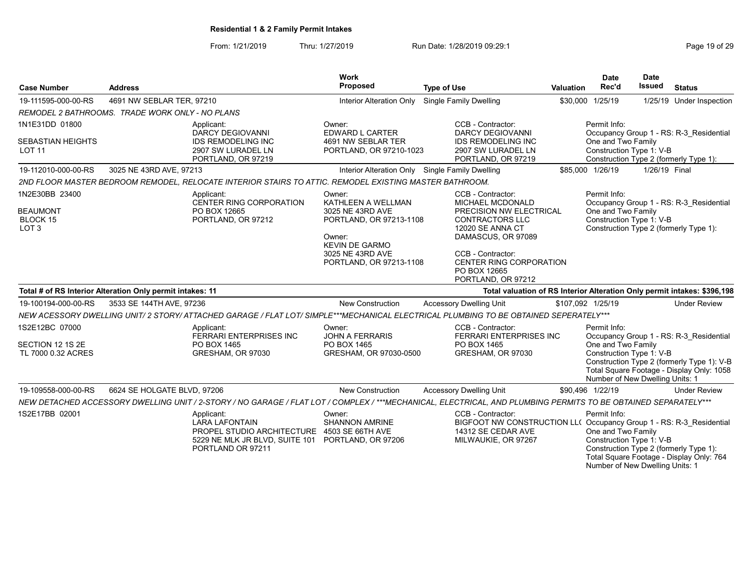# Residential 1 & 2 Family Permit Intakes

From: 1/21/2019 Thru: 1/27/2019 Run Date: 1/28/2019 09:29:1

| Case Number | Address | Work Proposed | Type of Use | Valuation | Date Rec'd | Date Issued | Status |
|---|---|---|---|---|---|---|---|
| 19-111595-000-00-RS | 4691 NW SEBLAR TER, 97210 | Interior Alteration Only | Single Family Dwelling | $30,000 | 1/25/19 | 1/25/19 | Under Inspection |

*REMODEL 2 BATHROOMS. TRADE WORK ONLY - NO PLANS*

1N1E31DD 01800
SEBASTIAN HEIGHTS
LOT 11

Applicant:
DARCY DEGIOVANNI
IDS REMODELING INC
2907 SW LURADEL LN
PORTLAND, OR 97219

Owner:
EDWARD L CARTER
4691 NW SEBLAR TER
PORTLAND, OR 97210-1023

CCB - Contractor:
DARCY DEGIOVANNI
IDS REMODELING INC
2907 SW LURADEL LN
PORTLAND, OR 97219

Permit Info:
Occupancy Group 1 - RS: R-3_Residential One and Two Family
Construction Type 1: V-B
Construction Type 2 (formerly Type 1):

| Case Number | Address | Work Proposed | Type of Use | Valuation | Date Rec'd | Date Issued | Status |
|---|---|---|---|---|---|---|---|
| 19-112010-000-00-RS | 3025 NE 43RD AVE, 97213 | Interior Alteration Only | Single Family Dwelling | $85,000 | 1/26/19 | 1/26/19 | Final |

*2ND FLOOR MASTER BEDROOM REMODEL, RELOCATE INTERIOR STAIRS TO ATTIC. REMODEL EXISTING MASTER BATHROOM.*

1N2E30BB 23400
BEAUMONT
BLOCK 15
LOT 3

Applicant:
CENTER RING CORPORATION
PO BOX 12665
PORTLAND, OR 97212

Owner:
KATHLEEN A WELLMAN
3025 NE 43RD AVE
PORTLAND, OR 97213-1108

Owner:
KEVIN DE GARMO
3025 NE 43RD AVE
PORTLAND, OR 97213-1108

CCB - Contractor:
MICHAEL MCDONALD
PRECISION NW ELECTRICAL CONTRACTORS LLC
12020 SE ANNA CT
DAMASCUS, OR 97089

CCB - Contractor:
CENTER RING CORPORATION
PO BOX 12665
PORTLAND, OR 97212

Permit Info:
Occupancy Group 1 - RS: R-3_Residential One and Two Family
Construction Type 1: V-B
Construction Type 2 (formerly Type 1):

**Total # of RS Interior Alteration Only permit intakes: 11**

**Total valuation of RS Interior Alteration Only permit intakes: $396,198**

| Case Number | Address | Work Proposed | Type of Use | Valuation | Date Rec'd | Date Issued | Status |
|---|---|---|---|---|---|---|---|
| 19-100194-000-00-RS | 3533 SE 144TH AVE, 97236 | New Construction | Accessory Dwelling Unit | $107,092 | 1/25/19 | | Under Review |

*NEW ACESSORY DWELLING UNIT/ 2 STORY/ ATTACHED GARAGE / FLAT LOT/ SIMPLE***MECHANICAL ELECTRICAL PLUMBING TO BE OBTAINED SEPERATELY****

1S2E12BC 07000
SECTION 12 1S 2E
TL 7000 0.32 ACRES

Applicant:
FERRARI ENTERPRISES INC
PO BOX 1465
GRESHAM, OR 97030

Owner:
JOHN A FERRARIS
PO BOX 1465
GRESHAM, OR 97030-0500

CCB - Contractor:
FERRARI ENTERPRISES INC
PO BOX 1465
GRESHAM, OR 97030

Permit Info:
Occupancy Group 1 - RS: R-3_Residential One and Two Family
Construction Type 1: V-B
Construction Type 2 (formerly Type 1): V-B
Total Square Footage - Display Only: 1058
Number of New Dwelling Units: 1

| Case Number | Address | Work Proposed | Type of Use | Valuation | Date Rec'd | Date Issued | Status |
|---|---|---|---|---|---|---|---|
| 19-109558-000-00-RS | 6624 SE HOLGATE BLVD, 97206 | New Construction | Accessory Dwelling Unit | $90,496 | 1/22/19 | | Under Review |

*NEW DETACHED ACCESSORY DWELLING UNIT / 2-STORY / NO GARAGE / FLAT LOT / COMPLEX / ***MECHANICAL, ELECTRICAL, AND PLUMBING PERMITS TO BE OBTAINED SEPARATELY****

1S2E17BB 02001

Applicant:
LARA LAFONTAIN
PROPEL STUDIO ARCHITECTURE
5229 NE MLK JR BLVD, SUITE 101
PORTLAND OR 97211

Owner:
SHANNON AMRINE
4503 SE 66TH AVE
PORTLAND, OR 97206

CCB - Contractor:
BIGFOOT NW CONSTRUCTION LL(
14312 SE CEDAR AVE
MILWAUKIE, OR 97267

Permit Info:
Occupancy Group 1 - RS: R-3_Residential One and Two Family
Construction Type 1: V-B
Construction Type 2 (formerly Type 1):
Total Square Footage - Display Only: 764
Number of New Dwelling Units: 1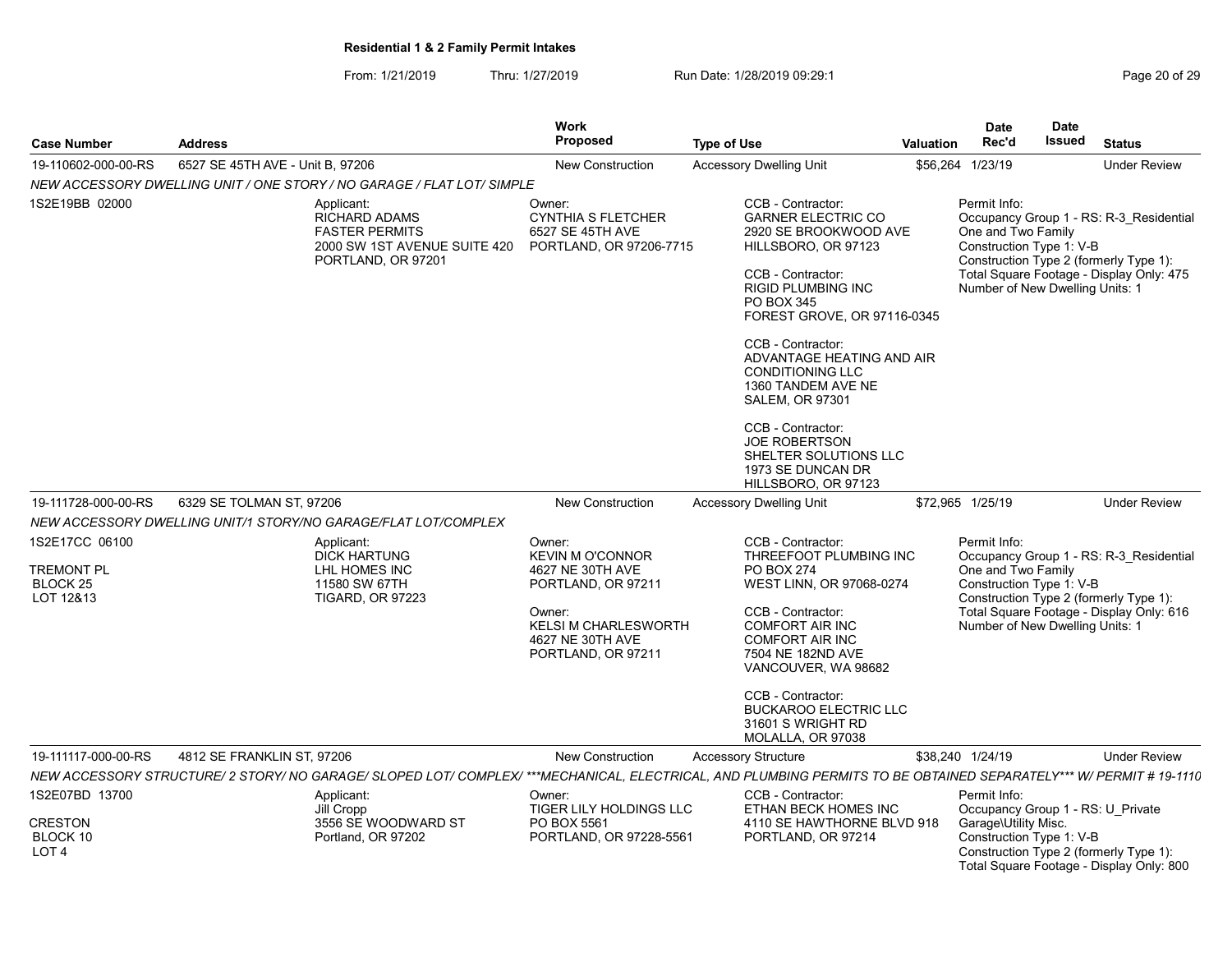**Residential 1 & 2 Family Permit Intakes**

From: 1/21/2019 Thru: 1/27/2019 Run Date: 1/28/2019 09:29:1

| Case Number | Address | Work Proposed | Type of Use | Valuation | Date Rec'd | Date Issued | Status |
|---|---|---|---|---|---|---|---|
| 19-110602-000-00-RS | 6527 SE 45TH AVE - Unit B, 97206 | New Construction | Accessory Dwelling Unit | $56,264 | 1/23/19 | | Under Review |
| 19-111728-000-00-RS | 6329 SE TOLMAN ST, 97206 | New Construction | Accessory Dwelling Unit | $72,965 | 1/25/19 | | Under Review |
| 19-111117-000-00-RS | 4812 SE FRANKLIN ST, 97206 | New Construction | Accessory Structure | $38,240 | 1/24/19 | | Under Review |

## 19-110602-000-00-RS

*NEW ACCESSORY DWELLING UNIT / ONE STORY / NO GARAGE / FLAT LOT/ SIMPLE*

1S2E19BB 02000

Applicant:
RICHARD ADAMS
FASTER PERMITS
2000 SW 1ST AVENUE SUITE 420
PORTLAND, OR 97201

Owner:
CYNTHIA S FLETCHER
6527 SE 45TH AVE
PORTLAND, OR 97206-7715

CCB - Contractor:
GARNER ELECTRIC CO
2920 SE BROOKWOOD AVE
HILLSBORO, OR 97123

CCB - Contractor:
RIGID PLUMBING INC
PO BOX 345
FOREST GROVE, OR 97116-0345

CCB - Contractor:
ADVANTAGE HEATING AND AIR CONDITIONING LLC
1360 TANDEM AVE NE
SALEM, OR 97301

CCB - Contractor:
JOE ROBERTSON
SHELTER SOLUTIONS LLC
1973 SE DUNCAN DR
HILLSBORO, OR 97123

Permit Info:
Occupancy Group 1 - RS: R-3_Residential One and Two Family
Construction Type 1: V-B
Construction Type 2 (formerly Type 1):
Total Square Footage - Display Only: 475
Number of New Dwelling Units: 1

## 19-111728-000-00-RS

*NEW ACCESSORY DWELLING UNIT/1 STORY/NO GARAGE/FLAT LOT/COMPLEX*

1S2E17CC 06100

TREMONT PL
BLOCK 25
LOT 12&13

Applicant:
DICK HARTUNG
LHL HOMES INC
11580 SW 67TH
TIGARD, OR 97223

Owner:
KEVIN M O'CONNOR
4627 NE 30TH AVE
PORTLAND, OR 97211

Owner:
KELSI M CHARLESWORTH
4627 NE 30TH AVE
PORTLAND, OR 97211

CCB - Contractor:
THREEFOOT PLUMBING INC
PO BOX 274
WEST LINN, OR 97068-0274

CCB - Contractor:
COMFORT AIR INC
COMFORT AIR INC
7504 NE 182ND AVE
VANCOUVER, WA 98682

CCB - Contractor:
BUCKAROO ELECTRIC LLC
31601 S WRIGHT RD
MOLALLA, OR 97038

Permit Info:
Occupancy Group 1 - RS: R-3_Residential One and Two Family
Construction Type 1: V-B
Construction Type 2 (formerly Type 1):
Total Square Footage - Display Only: 616
Number of New Dwelling Units: 1

## 19-111117-000-00-RS

*NEW ACCESSORY STRUCTURE/ 2 STORY/ NO GARAGE/ SLOPED LOT/ COMPLEX/ ***MECHANICAL, ELECTRICAL, AND PLUMBING PERMITS TO BE OBTAINED SEPARATELY*** W/ PERMIT # 19-1110*

1S2E07BD 13700

CRESTON
BLOCK 10
LOT 4

Applicant:
Jill Cropp
3556 SE WOODWARD ST
Portland, OR 97202

Owner:
TIGER LILY HOLDINGS LLC
PO BOX 5561
PORTLAND, OR 97228-5561

CCB - Contractor:
ETHAN BECK HOMES INC
4110 SE HAWTHORNE BLVD 918
PORTLAND, OR 97214

Permit Info:
Occupancy Group 1 - RS: U_Private Garage\Utility Misc.
Construction Type 1: V-B
Construction Type 2 (formerly Type 1):
Total Square Footage - Display Only: 800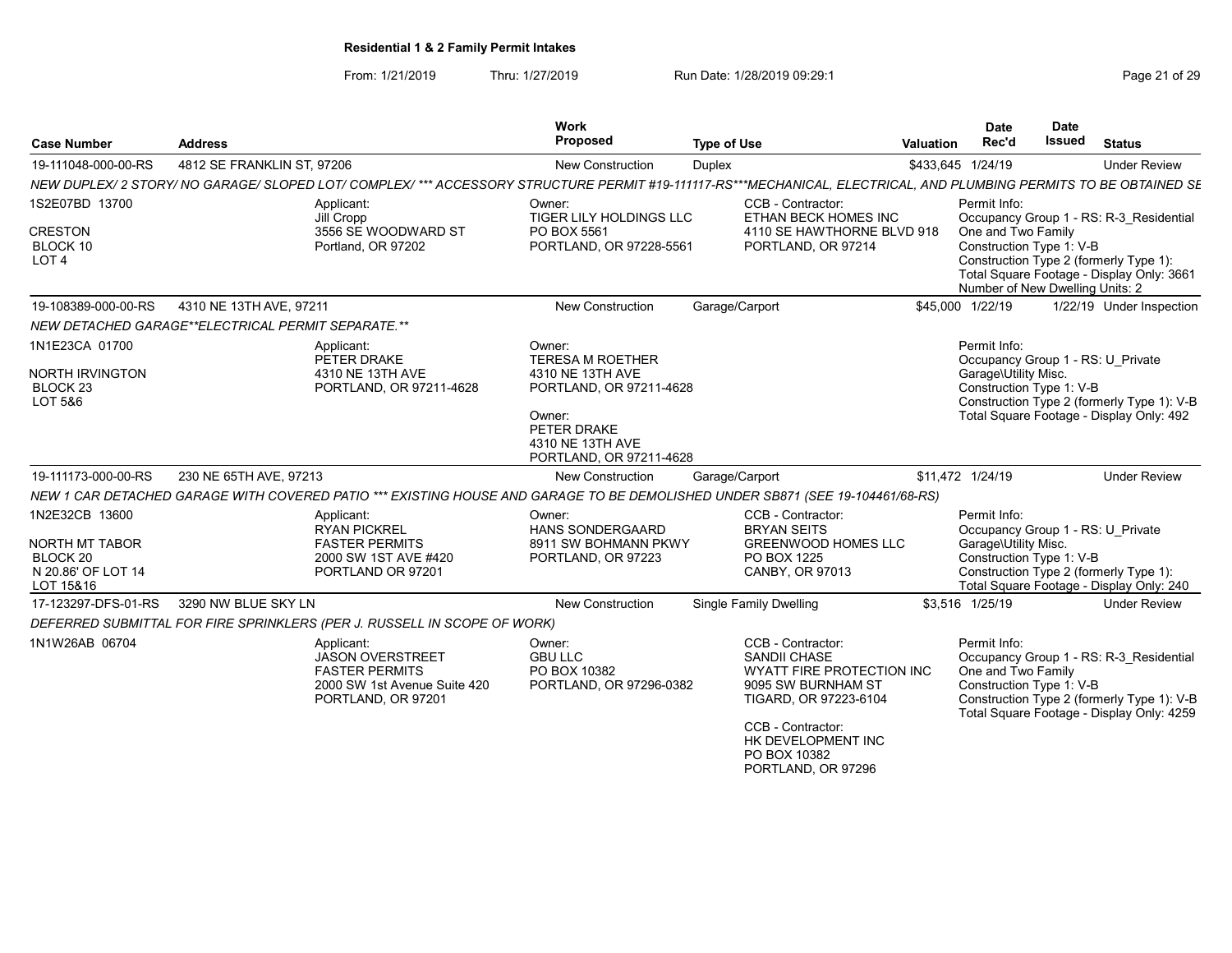## Residential 1 & 2 Family Permit Intakes

From: 1/21/2019 Thru: 1/27/2019 Run Date: 1/28/2019 09:29:1

| Case Number | Address | Work Proposed | Type of Use | Valuation | Date Rec'd | Date Issued | Status |
|---|---|---|---|---|---|---|---|
| 19-111048-000-00-RS | 4812 SE FRANKLIN ST, 97206 | New Construction | Duplex | $433,645 | 1/24/19 | | Under Review |
| 19-108389-000-00-RS | 4310 NE 13TH AVE, 97211 | New Construction | Garage/Carport | $45,000 | 1/22/19 | 1/22/19 | Under Inspection |
| 19-111173-000-00-RS | 230 NE 65TH AVE, 97213 | New Construction | Garage/Carport | $11,472 | 1/24/19 | | Under Review |
| 17-123297-DFS-01-RS | 3290 NW BLUE SKY LN | New Construction | Single Family Dwelling | $3,516 | 1/25/19 | | Under Review |

### 19-111048-000-00-RS — 4812 SE FRANKLIN ST, 97206

NEW DUPLEX/ 2 STORY/ NO GARAGE/ SLOPED LOT/ COMPLEX/ *** ACCESSORY STRUCTURE PERMIT #19-111117-RS***MECHANICAL, ELECTRICAL, AND PLUMBING PERMITS TO BE OBTAINED SE

1S2E07BD 13700
CRESTON
BLOCK 10
LOT 4

Applicant:
Jill Cropp
3556 SE WOODWARD ST
Portland, OR 97202

Owner:
TIGER LILY HOLDINGS LLC
PO BOX 5561
PORTLAND, OR 97228-5561

CCB - Contractor:
ETHAN BECK HOMES INC
4110 SE HAWTHORNE BLVD 918
PORTLAND, OR 97214

Permit Info:
Occupancy Group 1 - RS: R-3_Residential One and Two Family
Construction Type 1: V-B
Construction Type 2 (formerly Type 1):
Total Square Footage - Display Only: 3661
Number of New Dwelling Units: 2

### 19-108389-000-00-RS — 4310 NE 13TH AVE, 97211

NEW DETACHED GARAGE**ELECTRICAL PERMIT SEPARATE.**

1N1E23CA 01700
NORTH IRVINGTON
BLOCK 23
LOT 5&6

Applicant:
PETER DRAKE
4310 NE 13TH AVE
PORTLAND, OR 97211-4628

Owner:
TERESA M ROETHER
4310 NE 13TH AVE
PORTLAND, OR 97211-4628

Owner:
PETER DRAKE
4310 NE 13TH AVE
PORTLAND, OR 97211-4628

Permit Info:
Occupancy Group 1 - RS: U_Private Garage\Utility Misc.
Construction Type 1: V-B
Construction Type 2 (formerly Type 1): V-B
Total Square Footage - Display Only: 492

### 19-111173-000-00-RS — 230 NE 65TH AVE, 97213

NEW 1 CAR DETACHED GARAGE WITH COVERED PATIO *** EXISTING HOUSE AND GARAGE TO BE DEMOLISHED UNDER SB871 (SEE 19-104461/68-RS)

1N2E32CB 13600
NORTH MT TABOR
BLOCK 20
N 20.86' OF LOT 14
LOT 15&16

Applicant:
RYAN PICKREL
FASTER PERMITS
2000 SW 1ST AVE #420
PORTLAND OR 97201

Owner:
HANS SONDERGAARD
8911 SW BOHMANN PKWY
PORTLAND, OR 97223

CCB - Contractor:
BRYAN SEITS
GREENWOOD HOMES LLC
PO BOX 1225
CANBY, OR 97013

Permit Info:
Occupancy Group 1 - RS: U_Private Garage\Utility Misc.
Construction Type 1: V-B
Construction Type 2 (formerly Type 1):
Total Square Footage - Display Only: 240

### 17-123297-DFS-01-RS — 3290 NW BLUE SKY LN

DEFERRED SUBMITTAL FOR FIRE SPRINKLERS (PER J. RUSSELL IN SCOPE OF WORK)

1N1W26AB 06704

Applicant:
JASON OVERSTREET
FASTER PERMITS
2000 SW 1st Avenue Suite 420
PORTLAND, OR 97201

Owner:
GBU LLC
PO BOX 10382
PORTLAND, OR 97296-0382

CCB - Contractor:
SANDII CHASE
WYATT FIRE PROTECTION INC
9095 SW BURNHAM ST
TIGARD, OR 97223-6104

CCB - Contractor:
HK DEVELOPMENT INC
PO BOX 10382
PORTLAND, OR 97296

Permit Info:
Occupancy Group 1 - RS: R-3_Residential One and Two Family
Construction Type 1: V-B
Construction Type 2 (formerly Type 1): V-B
Total Square Footage - Display Only: 4259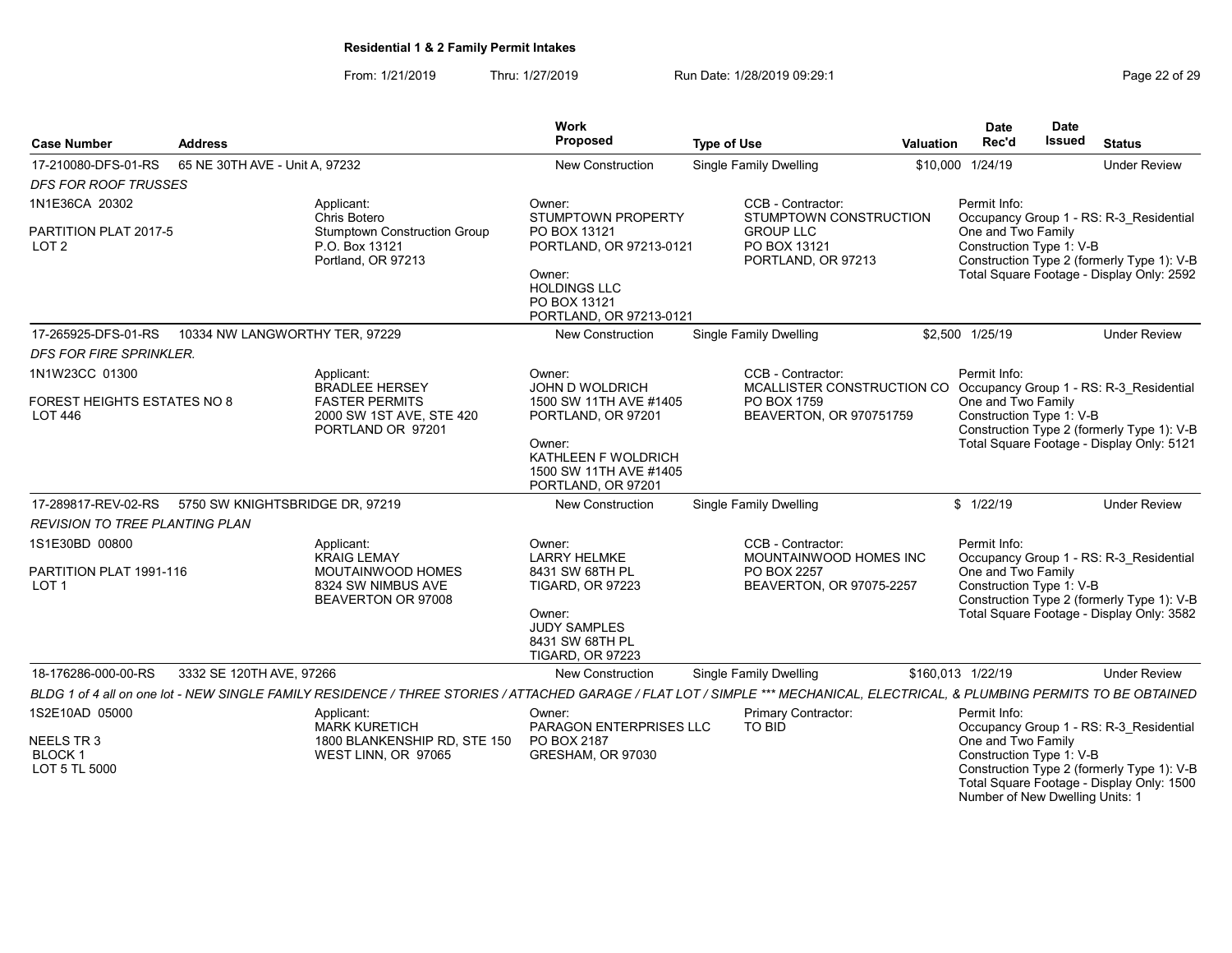**Residential 1 & 2 Family Permit Intakes**

From: 1/21/2019 Thru: 1/27/2019 Run Date: 1/28/2019 09:29:1

| Case Number | Address | Work Proposed | Type of Use | Valuation | Date Rec'd | Date Issued | Status |
|---|---|---|---|---|---|---|---|
| 17-210080-DFS-01-RS | 65 NE 30TH AVE - Unit A, 97232 | New Construction | Single Family Dwelling | $10,000 | 1/24/19 | | Under Review |

*DFS FOR ROOF TRUSSES*

1N1E36CA 20302
PARTITION PLAT 2017-5
LOT 2

Applicant: Chris Botero, Stumptown Construction Group, P.O. Box 13121, Portland, OR 97213

Owner: STUMPTOWN PROPERTY, PO BOX 13121, PORTLAND, OR 97213-0121

Owner: HOLDINGS LLC, PO BOX 13121, PORTLAND, OR 97213-0121

CCB - Contractor: STUMPTOWN CONSTRUCTION GROUP LLC, PO BOX 13121, PORTLAND, OR 97213

Permit Info:
Occupancy Group 1 - RS: R-3_Residential One and Two Family
Construction Type 1: V-B
Construction Type 2 (formerly Type 1): V-B
Total Square Footage - Display Only: 2592

| Case Number | Address | Work Proposed | Type of Use | Valuation | Date Rec'd | Date Issued | Status |
|---|---|---|---|---|---|---|---|
| 17-265925-DFS-01-RS | 10334 NW LANGWORTHY TER, 97229 | New Construction | Single Family Dwelling | $2,500 | 1/25/19 | | Under Review |

*DFS FOR FIRE SPRINKLER.*

1N1W23CC 01300
FOREST HEIGHTS ESTATES NO 8
LOT 446

Applicant: BRADLEE HERSEY, FASTER PERMITS, 2000 SW 1ST AVE, STE 420, PORTLAND OR 97201

Owner: JOHN D WOLDRICH, 1500 SW 11TH AVE #1405, PORTLAND, OR 97201

Owner: KATHLEEN F WOLDRICH, 1500 SW 11TH AVE #1405, PORTLAND, OR 97201

CCB - Contractor: MCALLISTER CONSTRUCTION CO, PO BOX 1759, BEAVERTON, OR 970751759

Permit Info:
Occupancy Group 1 - RS: R-3_Residential One and Two Family
Construction Type 1: V-B
Construction Type 2 (formerly Type 1): V-B
Total Square Footage - Display Only: 5121

| Case Number | Address | Work Proposed | Type of Use | Valuation | Date Rec'd | Date Issued | Status |
|---|---|---|---|---|---|---|---|
| 17-289817-REV-02-RS | 5750 SW KNIGHTSBRIDGE DR, 97219 | New Construction | Single Family Dwelling | $ | 1/22/19 | | Under Review |

*REVISION TO TREE PLANTING PLAN*

1S1E30BD 00800
PARTITION PLAT 1991-116
LOT 1

Applicant: KRAIG LEMAY, MOUTAINWOOD HOMES, 8324 SW NIMBUS AVE, BEAVERTON OR 97008

Owner: LARRY HELMKE, 8431 SW 68TH PL, TIGARD, OR 97223

Owner: JUDY SAMPLES, 8431 SW 68TH PL, TIGARD, OR 97223

CCB - Contractor: MOUNTAINWOOD HOMES INC, PO BOX 2257, BEAVERTON, OR 97075-2257

Permit Info:
Occupancy Group 1 - RS: R-3_Residential One and Two Family
Construction Type 1: V-B
Construction Type 2 (formerly Type 1): V-B
Total Square Footage - Display Only: 3582

| Case Number | Address | Work Proposed | Type of Use | Valuation | Date Rec'd | Date Issued | Status |
|---|---|---|---|---|---|---|---|
| 18-176286-000-00-RS | 3332 SE 120TH AVE, 97266 | New Construction | Single Family Dwelling | $160,013 | 1/22/19 | | Under Review |

*BLDG 1 of 4 all on one lot - NEW SINGLE FAMILY RESIDENCE / THREE STORIES / ATTACHED GARAGE / FLAT LOT / SIMPLE *** MECHANICAL, ELECTRICAL, & PLUMBING PERMITS TO BE OBTAINED*

1S2E10AD 05000
NEELS TR 3
BLOCK 1
LOT 5 TL 5000

Applicant: MARK KURETICH, 1800 BLANKENSHIP RD, STE 150, WEST LINN, OR 97065

Owner: PARAGON ENTERPRISES LLC, PO BOX 2187, GRESHAM, OR 97030

Primary Contractor: TO BID

Permit Info:
Occupancy Group 1 - RS: R-3_Residential One and Two Family
Construction Type 1: V-B
Construction Type 2 (formerly Type 1): V-B
Total Square Footage - Display Only: 1500
Number of New Dwelling Units: 1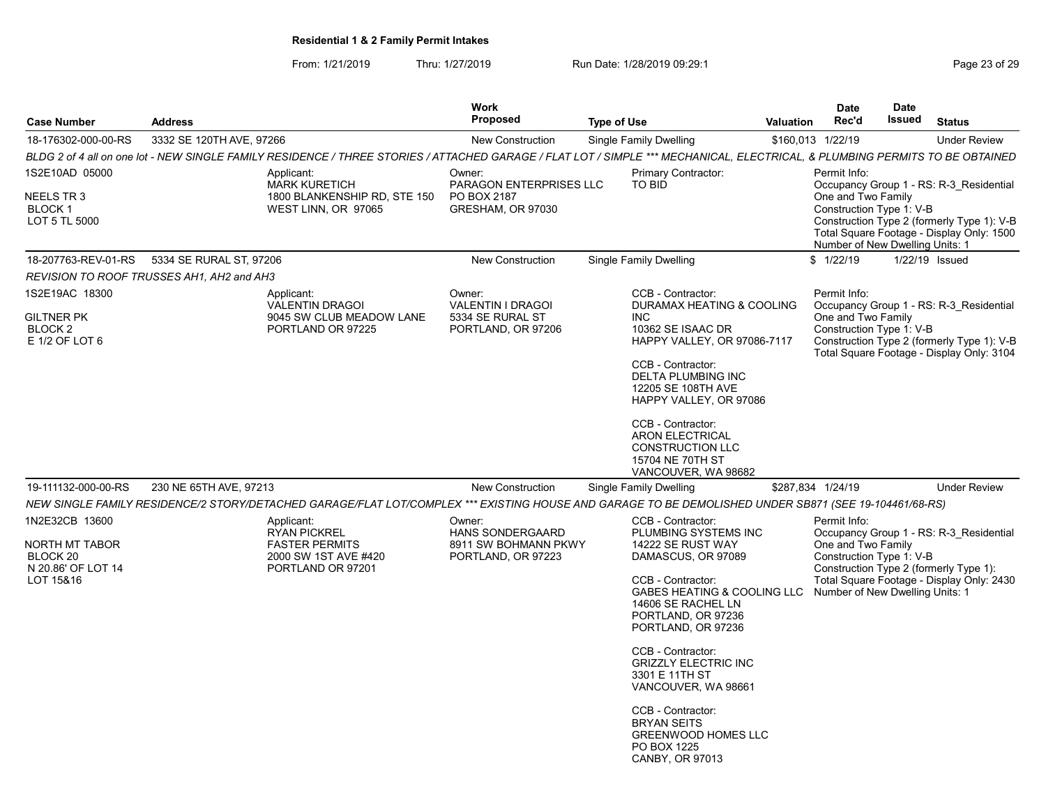# Residential 1 & 2 Family Permit Intakes

From: 1/21/2019 Thru: 1/27/2019 Run Date: 1/28/2019 09:29:1

| Case Number | Address | Work Proposed | Type of Use | Valuation | Date Rec'd | Date Issued | Status |
|---|---|---|---|---|---|---|---|
| 18-176302-000-00-RS | 3332 SE 120TH AVE, 97266 | New Construction | Single Family Dwelling | $160,013 | 1/22/19 | | Under Review |

*BLDG 2 of 4 all on one lot - NEW SINGLE FAMILY RESIDENCE / THREE STORIES / ATTACHED GARAGE / FLAT LOT / SIMPLE \*\*\* MECHANICAL, ELECTRICAL, & PLUMBING PERMITS TO BE OBTAINED*

1S2E10AD 05000
NEELS TR 3
BLOCK 1
LOT 5 TL 5000

Applicant:
MARK KURETICH
1800 BLANKENSHIP RD, STE 150
WEST LINN, OR 97065

Owner:
PARAGON ENTERPRISES LLC
PO BOX 2187
GRESHAM, OR 97030

Primary Contractor:
TO BID

Permit Info:
Occupancy Group 1 - RS: R-3_Residential One and Two Family
Construction Type 1: V-B
Construction Type 2 (formerly Type 1): V-B
Total Square Footage - Display Only: 1500
Number of New Dwelling Units: 1

| Case Number | Address | Work Proposed | Type of Use | Valuation | Date Rec'd | Date Issued | Status |
|---|---|---|---|---|---|---|---|
| 18-207763-REV-01-RS | 5334 SE RURAL ST, 97206 | New Construction | Single Family Dwelling | $ | 1/22/19 | 1/22/19 | Issued |

*REVISION TO ROOF TRUSSES AH1, AH2 and AH3*

1S2E19AC 18300
GILTNER PK
BLOCK 2
E 1/2 OF LOT 6

Applicant:
VALENTIN DRAGOI
9045 SW CLUB MEADOW LANE
PORTLAND OR 97225

Owner:
VALENTIN I DRAGOI
5334 SE RURAL ST
PORTLAND, OR 97206

CCB - Contractor:
DURAMAX HEATING & COOLING INC
10362 SE ISAAC DR
HAPPY VALLEY, OR 97086-7117

CCB - Contractor:
DELTA PLUMBING INC
12205 SE 108TH AVE
HAPPY VALLEY, OR 97086

CCB - Contractor:
ARON ELECTRICAL CONSTRUCTION LLC
15704 NE 70TH ST
VANCOUVER, WA 98682

Permit Info:
Occupancy Group 1 - RS: R-3_Residential One and Two Family
Construction Type 1: V-B
Construction Type 2 (formerly Type 1): V-B
Total Square Footage - Display Only: 3104

| Case Number | Address | Work Proposed | Type of Use | Valuation | Date Rec'd | Date Issued | Status |
|---|---|---|---|---|---|---|---|
| 19-111132-000-00-RS | 230 NE 65TH AVE, 97213 | New Construction | Single Family Dwelling | $287,834 | 1/24/19 | | Under Review |

*NEW SINGLE FAMILY RESIDENCE/2 STORY/DETACHED GARAGE/FLAT LOT/COMPLEX \*\*\* EXISTING HOUSE AND GARAGE TO BE DEMOLISHED UNDER SB871 (SEE 19-104461/68-RS)*

1N2E32CB 13600
NORTH MT TABOR
BLOCK 20
N 20.86' OF LOT 14
LOT 15&16

Applicant:
RYAN PICKREL
FASTER PERMITS
2000 SW 1ST AVE #420
PORTLAND OR 97201

Owner:
HANS SONDERGAARD
8911 SW BOHMANN PKWY
PORTLAND, OR 97223

CCB - Contractor:
PLUMBING SYSTEMS INC
14222 SE RUST WAY
DAMASCUS, OR 97089

CCB - Contractor:
GABES HEATING & COOLING LLC
14606 SE RACHEL LN
PORTLAND, OR 97236
PORTLAND, OR 97236

CCB - Contractor:
GRIZZLY ELECTRIC INC
3301 E 11TH ST
VANCOUVER, WA 98661

CCB - Contractor:
BRYAN SEITS
GREENWOOD HOMES LLC
PO BOX 1225
CANBY, OR 97013

Permit Info:
Occupancy Group 1 - RS: R-3_Residential One and Two Family
Construction Type 1: V-B
Construction Type 2 (formerly Type 1):
Total Square Footage - Display Only: 2430
Number of New Dwelling Units: 1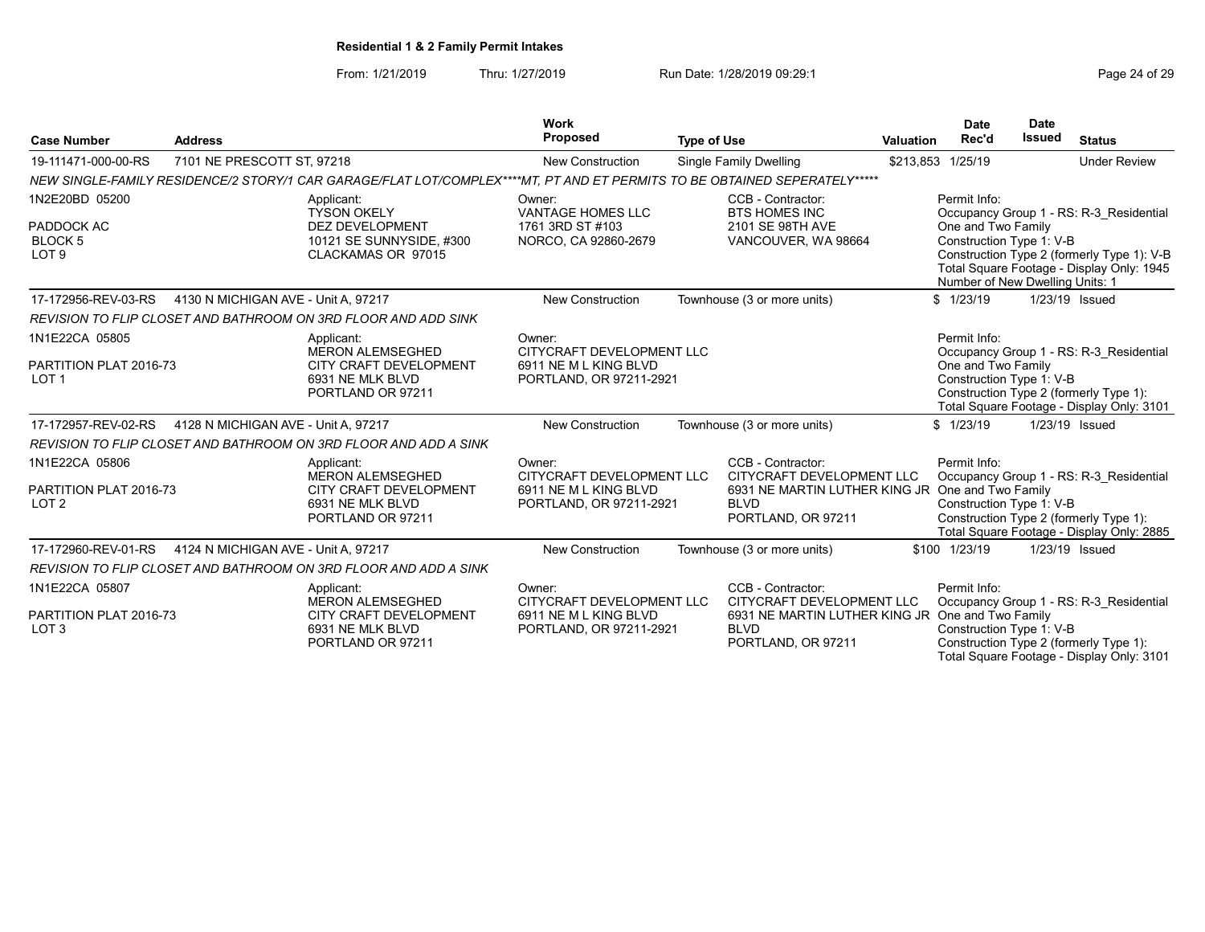**Residential 1 & 2 Family Permit Intakes**

From: 1/21/2019 Thru: 1/27/2019 Run Date: 1/28/2019 09:29:1

| Case Number | Address | Work Proposed | Type of Use | Valuation | Date Rec'd | Date Issued | Status |
|---|---|---|---|---|---|---|---|
| 19-111471-000-00-RS | 7101 NE PRESCOTT ST, 97218 | New Construction | Single Family Dwelling | $213,853 | 1/25/19 | | Under Review |

*NEW SINGLE-FAMILY RESIDENCE/2 STORY/1 CAR GARAGE/FLAT LOT/COMPLEX****MT, PT AND ET PERMITS TO BE OBTAINED SEPERATELY*****

- 1N2E20BD 05200, PADDOCK AC, BLOCK 5, LOT 9
- Applicant: TYSON OKELY, DEZ DEVELOPMENT, 10121 SE SUNNYSIDE, #300, CLACKAMAS OR 97015
- Owner: VANTAGE HOMES LLC, 1761 3RD ST #103, NORCO, CA 92860-2679
- CCB - Contractor: BTS HOMES INC, 2101 SE 98TH AVE, VANCOUVER, WA 98664
- Permit Info: Occupancy Group 1 - RS: R-3_Residential One and Two Family; Construction Type 1: V-B; Construction Type 2 (formerly Type 1): V-B; Total Square Footage - Display Only: 1945; Number of New Dwelling Units: 1

| Case Number | Address | Work Proposed | Type of Use | Valuation | Date Rec'd | Date Issued | Status |
|---|---|---|---|---|---|---|---|
| 17-172956-REV-03-RS | 4130 N MICHIGAN AVE - Unit A, 97217 | New Construction | Townhouse (3 or more units) | $ | 1/23/19 | 1/23/19 | Issued |

*REVISION TO FLIP CLOSET AND BATHROOM ON 3RD FLOOR AND ADD SINK*

- 1N1E22CA 05805, PARTITION PLAT 2016-73, LOT 1
- Applicant: MERON ALEMSEGHED, CITY CRAFT DEVELOPMENT, 6931 NE MLK BLVD, PORTLAND OR 97211
- Owner: CITYCRAFT DEVELOPMENT LLC, 6911 NE M L KING BLVD, PORTLAND, OR 97211-2921
- Permit Info: Occupancy Group 1 - RS: R-3_Residential One and Two Family; Construction Type 1: V-B; Construction Type 2 (formerly Type 1):; Total Square Footage - Display Only: 3101

| Case Number | Address | Work Proposed | Type of Use | Valuation | Date Rec'd | Date Issued | Status |
|---|---|---|---|---|---|---|---|
| 17-172957-REV-02-RS | 4128 N MICHIGAN AVE - Unit A, 97217 | New Construction | Townhouse (3 or more units) | $ | 1/23/19 | 1/23/19 | Issued |

*REVISION TO FLIP CLOSET AND BATHROOM ON 3RD FLOOR AND ADD A SINK*

- 1N1E22CA 05806, PARTITION PLAT 2016-73, LOT 2
- Applicant: MERON ALEMSEGHED, CITY CRAFT DEVELOPMENT, 6931 NE MLK BLVD, PORTLAND OR 97211
- Owner: CITYCRAFT DEVELOPMENT LLC, 6911 NE M L KING BLVD, PORTLAND, OR 97211-2921
- CCB - Contractor: CITYCRAFT DEVELOPMENT LLC, 6931 NE MARTIN LUTHER KING JR BLVD, PORTLAND, OR 97211
- Permit Info: Occupancy Group 1 - RS: R-3_Residential One and Two Family; Construction Type 1: V-B; Construction Type 2 (formerly Type 1):; Total Square Footage - Display Only: 2885

| Case Number | Address | Work Proposed | Type of Use | Valuation | Date Rec'd | Date Issued | Status |
|---|---|---|---|---|---|---|---|
| 17-172960-REV-01-RS | 4124 N MICHIGAN AVE - Unit A, 97217 | New Construction | Townhouse (3 or more units) | $100 | 1/23/19 | 1/23/19 | Issued |

*REVISION TO FLIP CLOSET AND BATHROOM ON 3RD FLOOR AND ADD A SINK*

- 1N1E22CA 05807, PARTITION PLAT 2016-73, LOT 3
- Applicant: MERON ALEMSEGHED, CITY CRAFT DEVELOPMENT, 6931 NE MLK BLVD, PORTLAND OR 97211
- Owner: CITYCRAFT DEVELOPMENT LLC, 6911 NE M L KING BLVD, PORTLAND, OR 97211-2921
- CCB - Contractor: CITYCRAFT DEVELOPMENT LLC, 6931 NE MARTIN LUTHER KING JR BLVD, PORTLAND, OR 97211
- Permit Info: Occupancy Group 1 - RS: R-3_Residential One and Two Family; Construction Type 1: V-B; Construction Type 2 (formerly Type 1):; Total Square Footage - Display Only: 3101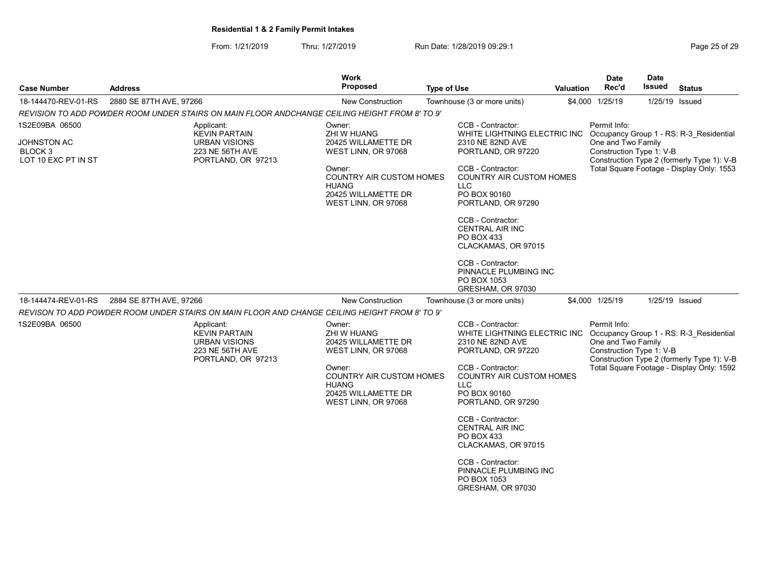**Residential 1 & 2 Family Permit Intakes**

From: 1/21/2019 Thru: 1/27/2019 Run Date: 1/28/2019 09:29:1

| Case Number | Address | Work Proposed | Type of Use | Valuation | Date Rec'd | Date Issued | Status |
|---|---|---|---|---|---|---|---|
| 18-144470-REV-01-RS | 2880 SE 87TH AVE, 97266 | New Construction | Townhouse (3 or more units) | $4,000 | 1/25/19 | 1/25/19 | Issued |

*REVISION TO ADD POWDER ROOM UNDER STAIRS ON MAIN FLOOR ANDCHANGE CEILING HEIGHT FROM 8' TO 9'*

1S2E09BA 06500

JOHNSTON AC
BLOCK 3
LOT 10 EXC PT IN ST

Applicant:
KEVIN PARTAIN
URBAN VISIONS
223 NE 56TH AVE
PORTLAND, OR 97213

Owner:
ZHI W HUANG
20425 WILLAMETTE DR
WEST LINN, OR 97068

Owner:
COUNTRY AIR CUSTOM HOMES HUANG
20425 WILLAMETTE DR
WEST LINN, OR 97068

CCB - Contractor:
WHITE LIGHTNING ELECTRIC INC
2310 NE 82ND AVE
PORTLAND, OR 97220

CCB - Contractor:
COUNTRY AIR CUSTOM HOMES LLC
PO BOX 90160
PORTLAND, OR 97290

CCB - Contractor:
CENTRAL AIR INC
PO BOX 433
CLACKAMAS, OR 97015

CCB - Contractor:
PINNACLE PLUMBING INC
PO BOX 1053
GRESHAM, OR 97030

Permit Info:
Occupancy Group 1 - RS: R-3_Residential One and Two Family
Construction Type 1: V-B
Construction Type 2 (formerly Type 1): V-B
Total Square Footage - Display Only: 1553

| Case Number | Address | Work Proposed | Type of Use | Valuation | Date Rec'd | Date Issued | Status |
|---|---|---|---|---|---|---|---|
| 18-144474-REV-01-RS | 2884 SE 87TH AVE, 97266 | New Construction | Townhouse (3 or more units) | $4,000 | 1/25/19 | 1/25/19 | Issued |

*REVISON TO ADD POWDER ROOM UNDER STAIRS ON MAIN FLOOR AND CHANGE CEILING HEIGHT FROM 8' TO 9'*

1S2E09BA 06500

Applicant:
KEVIN PARTAIN
URBAN VISIONS
223 NE 56TH AVE
PORTLAND, OR 97213

Owner:
ZHI W HUANG
20425 WILLAMETTE DR
WEST LINN, OR 97068

Owner:
COUNTRY AIR CUSTOM HOMES HUANG
20425 WILLAMETTE DR
WEST LINN, OR 97068

CCB - Contractor:
WHITE LIGHTNING ELECTRIC INC
2310 NE 82ND AVE
PORTLAND, OR 97220

CCB - Contractor:
COUNTRY AIR CUSTOM HOMES LLC
PO BOX 90160
PORTLAND, OR 97290

CCB - Contractor:
CENTRAL AIR INC
PO BOX 433
CLACKAMAS, OR 97015

CCB - Contractor:
PINNACLE PLUMBING INC
PO BOX 1053
GRESHAM, OR 97030

Permit Info:
Occupancy Group 1 - RS: R-3_Residential One and Two Family
Construction Type 1: V-B
Construction Type 2 (formerly Type 1): V-B
Total Square Footage - Display Only: 1592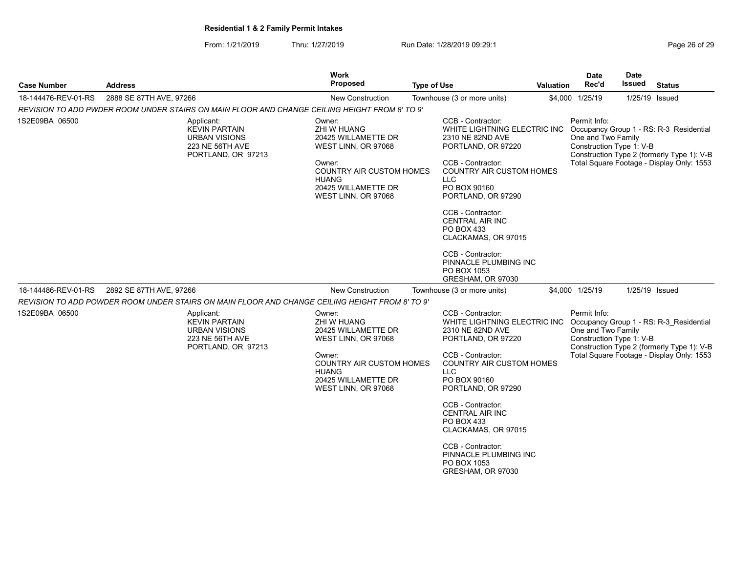**Residential 1 & 2 Family Permit Intakes**

From: 1/21/2019 Thru: 1/27/2019 Run Date: 1/28/2019 09:29:1

| Case Number | Address | Work Proposed | Type of Use | Valuation | Date Rec'd | Date Issued | Status |
|---|---|---|---|---|---|---|---|
| 18-144476-REV-01-RS | 2888 SE 87TH AVE, 97266 | New Construction | Townhouse (3 or more units) | $4,000 | 1/25/19 | 1/25/19 | Issued |

*REVISION TO ADD PWDER ROOM UNDER STAIRS ON MAIN FLOOR AND CHANGE CEILING HEIGHT FROM 8' TO 9'*

1S2E09BA 06500

Applicant:
KEVIN PARTAIN
URBAN VISIONS
223 NE 56TH AVE
PORTLAND, OR 97213

Owner:
ZHI W HUANG
20425 WILLAMETTE DR
WEST LINN, OR 97068

Owner:
COUNTRY AIR CUSTOM HOMES
HUANG
20425 WILLAMETTE DR
WEST LINN, OR 97068

CCB - Contractor:
WHITE LIGHTNING ELECTRIC INC
2310 NE 82ND AVE
PORTLAND, OR 97220

CCB - Contractor:
COUNTRY AIR CUSTOM HOMES LLC
PO BOX 90160
PORTLAND, OR 97290

CCB - Contractor:
CENTRAL AIR INC
PO BOX 433
CLACKAMAS, OR 97015

CCB - Contractor:
PINNACLE PLUMBING INC
PO BOX 1053
GRESHAM, OR 97030

Permit Info:
Occupancy Group 1 - RS: R-3_Residential One and Two Family
Construction Type 1: V-B
Construction Type 2 (formerly Type 1): V-B
Total Square Footage - Display Only: 1553

| Case Number | Address | Work Proposed | Type of Use | Valuation | Date Rec'd | Date Issued | Status |
|---|---|---|---|---|---|---|---|
| 18-144486-REV-01-RS | 2892 SE 87TH AVE, 97266 | New Construction | Townhouse (3 or more units) | $4,000 | 1/25/19 | 1/25/19 | Issued |

*REVISION TO ADD POWDER ROOM UNDER STAIRS ON MAIN FLOOR AND CHANGE CEILING HEIGHT FROM 8' TO 9'*

1S2E09BA 06500

Applicant:
KEVIN PARTAIN
URBAN VISIONS
223 NE 56TH AVE
PORTLAND, OR 97213

Owner:
ZHI W HUANG
20425 WILLAMETTE DR
WEST LINN, OR 97068

Owner:
COUNTRY AIR CUSTOM HOMES
HUANG
20425 WILLAMETTE DR
WEST LINN, OR 97068

CCB - Contractor:
WHITE LIGHTNING ELECTRIC INC
2310 NE 82ND AVE
PORTLAND, OR 97220

CCB - Contractor:
COUNTRY AIR CUSTOM HOMES LLC
PO BOX 90160
PORTLAND, OR 97290

CCB - Contractor:
CENTRAL AIR INC
PO BOX 433
CLACKAMAS, OR 97015

CCB - Contractor:
PINNACLE PLUMBING INC
PO BOX 1053
GRESHAM, OR 97030

Permit Info:
Occupancy Group 1 - RS: R-3_Residential One and Two Family
Construction Type 1: V-B
Construction Type 2 (formerly Type 1): V-B
Total Square Footage - Display Only: 1553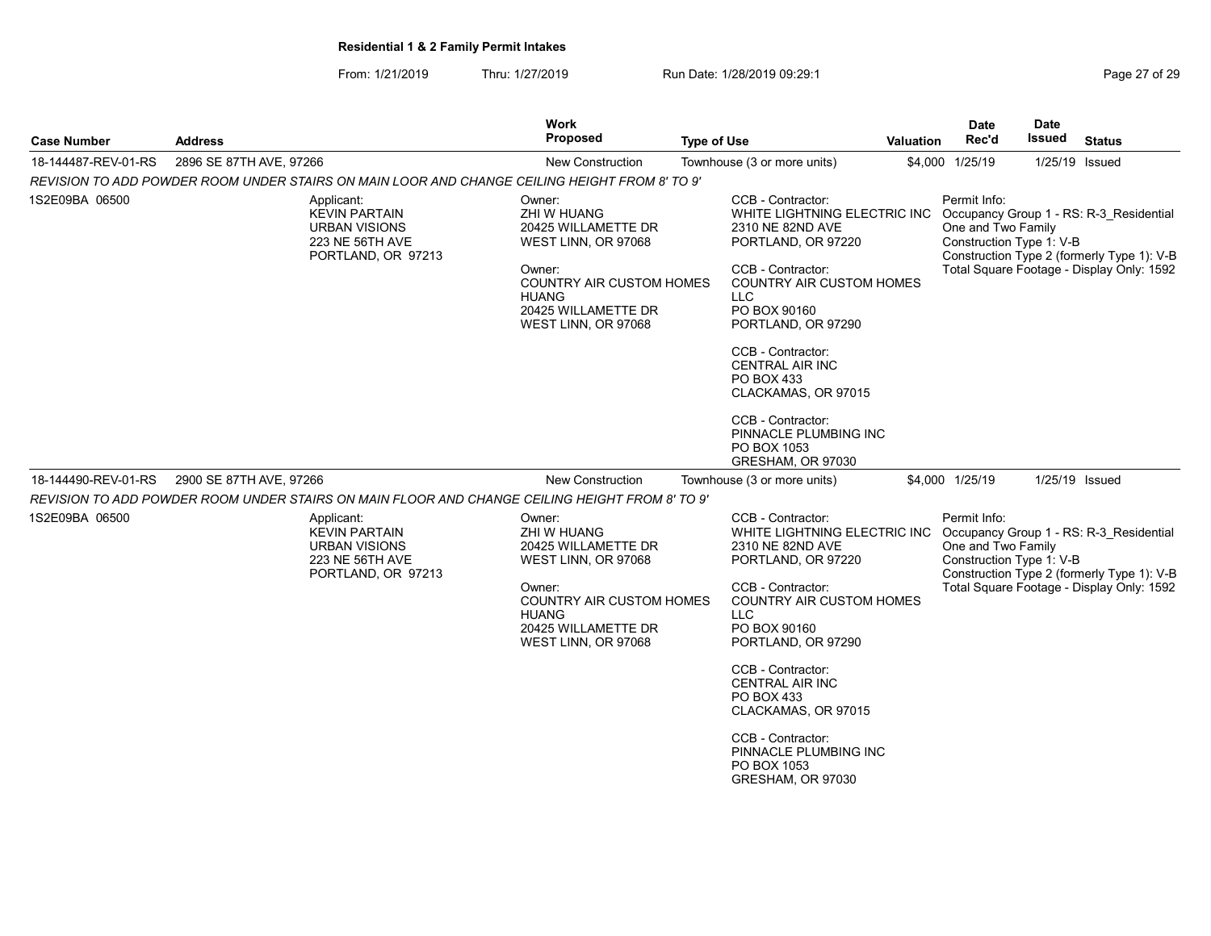**Residential 1 & 2 Family Permit Intakes**

From: 1/21/2019 Thru: 1/27/2019 Run Date: 1/28/2019 09:29:1

| Case Number | Address | Work Proposed | Type of Use | Valuation | Date Rec'd | Date Issued | Status |
|---|---|---|---|---|---|---|---|
| 18-144487-REV-01-RS | 2896 SE 87TH AVE, 97266 | New Construction | Townhouse (3 or more units) | $4,000 | 1/25/19 | 1/25/19 | Issued |

*REVISION TO ADD POWDER ROOM UNDER STAIRS ON MAIN LOOR AND CHANGE CEILING HEIGHT FROM 8' TO 9'*

1S2E09BA 06500

Applicant:
KEVIN PARTAIN
URBAN VISIONS
223 NE 56TH AVE
PORTLAND, OR 97213

Owner:
ZHI W HUANG
20425 WILLAMETTE DR
WEST LINN, OR 97068

Owner:
COUNTRY AIR CUSTOM HOMES
HUANG
20425 WILLAMETTE DR
WEST LINN, OR 97068

CCB - Contractor:
WHITE LIGHTNING ELECTRIC INC
2310 NE 82ND AVE
PORTLAND, OR 97220

CCB - Contractor:
COUNTRY AIR CUSTOM HOMES LLC
PO BOX 90160
PORTLAND, OR 97290

CCB - Contractor:
CENTRAL AIR INC
PO BOX 433
CLACKAMAS, OR 97015

CCB - Contractor:
PINNACLE PLUMBING INC
PO BOX 1053
GRESHAM, OR 97030

Permit Info:
Occupancy Group 1 - RS: R-3_Residential One and Two Family
Construction Type 1: V-B
Construction Type 2 (formerly Type 1): V-B
Total Square Footage - Display Only: 1592

| Case Number | Address | Work Proposed | Type of Use | Valuation | Date Rec'd | Date Issued | Status |
|---|---|---|---|---|---|---|---|
| 18-144490-REV-01-RS | 2900 SE 87TH AVE, 97266 | New Construction | Townhouse (3 or more units) | $4,000 | 1/25/19 | 1/25/19 | Issued |

*REVISION TO ADD POWDER ROOM UNDER STAIRS ON MAIN FLOOR AND CHANGE CEILING HEIGHT FROM 8' TO 9'*

1S2E09BA 06500

Applicant:
KEVIN PARTAIN
URBAN VISIONS
223 NE 56TH AVE
PORTLAND, OR 97213

Owner:
ZHI W HUANG
20425 WILLAMETTE DR
WEST LINN, OR 97068

Owner:
COUNTRY AIR CUSTOM HOMES
HUANG
20425 WILLAMETTE DR
WEST LINN, OR 97068

CCB - Contractor:
WHITE LIGHTNING ELECTRIC INC
2310 NE 82ND AVE
PORTLAND, OR 97220

CCB - Contractor:
COUNTRY AIR CUSTOM HOMES LLC
PO BOX 90160
PORTLAND, OR 97290

CCB - Contractor:
CENTRAL AIR INC
PO BOX 433
CLACKAMAS, OR 97015

CCB - Contractor:
PINNACLE PLUMBING INC
PO BOX 1053
GRESHAM, OR 97030

Permit Info:
Occupancy Group 1 - RS: R-3_Residential One and Two Family
Construction Type 1: V-B
Construction Type 2 (formerly Type 1): V-B
Total Square Footage - Display Only: 1592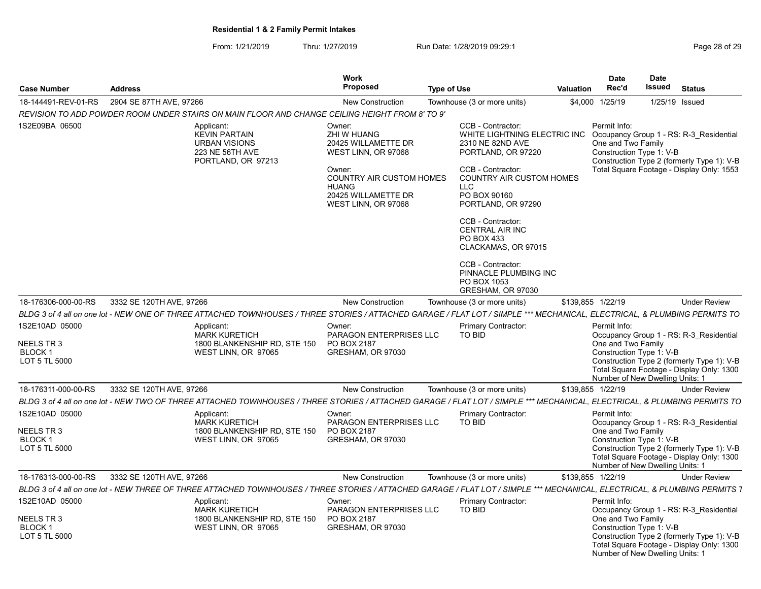**Residential 1 & 2 Family Permit Intakes**

From: 1/21/2019 Thru: 1/27/2019 Run Date: 1/28/2019 09:29:1

| Case Number | Address | Work Proposed | Type of Use | Valuation | Date Rec'd | Date Issued | Status |
|---|---|---|---|---|---|---|---|
| 18-144491-REV-01-RS | 2904 SE 87TH AVE, 97266 | New Construction | Townhouse (3 or more units) | $4,000 | 1/25/19 | 1/25/19 | Issued |

*REVISION TO ADD POWDER ROOM UNDER STAIRS ON MAIN FLOOR AND CHANGE CEILING HEIGHT FROM 8' TO 9'*

1S2E09BA 06500

Applicant:
KEVIN PARTAIN
URBAN VISIONS
223 NE 56TH AVE
PORTLAND, OR 97213

Owner:
ZHI W HUANG
20425 WILLAMETTE DR
WEST LINN, OR 97068

Owner:
COUNTRY AIR CUSTOM HOMES
HUANG
20425 WILLAMETTE DR
WEST LINN, OR 97068

CCB - Contractor:
WHITE LIGHTNING ELECTRIC INC
2310 NE 82ND AVE
PORTLAND, OR 97220

CCB - Contractor:
COUNTRY AIR CUSTOM HOMES LLC
PO BOX 90160
PORTLAND, OR 97290

CCB - Contractor:
CENTRAL AIR INC
PO BOX 433
CLACKAMAS, OR 97015

CCB - Contractor:
PINNACLE PLUMBING INC
PO BOX 1053
GRESHAM, OR 97030

Permit Info:
Occupancy Group 1 - RS: R-3_Residential One and Two Family
Construction Type 1: V-B
Construction Type 2 (formerly Type 1): V-B
Total Square Footage - Display Only: 1553

---

| Case Number | Address | Work Proposed | Type of Use | Valuation | Date Rec'd | Date Issued | Status |
|---|---|---|---|---|---|---|---|
| 18-176306-000-00-RS | 3332 SE 120TH AVE, 97266 | New Construction | Townhouse (3 or more units) | $139,855 | 1/22/19 | | Under Review |

*BLDG 3 of 4 all on one lot - NEW ONE OF THREE ATTACHED TOWNHOUSES / THREE STORIES / ATTACHED GARAGE / FLAT LOT / SIMPLE *** MECHANICAL, ELECTRICAL, & PLUMBING PERMITS TO*

1S2E10AD 05000
NEELS TR 3
BLOCK 1
LOT 5 TL 5000

Applicant:
MARK KURETICH
1800 BLANKENSHIP RD, STE 150
WEST LINN, OR 97065

Owner:
PARAGON ENTERPRISES LLC
PO BOX 2187
GRESHAM, OR 97030

Primary Contractor:
TO BID

Permit Info:
Occupancy Group 1 - RS: R-3_Residential One and Two Family
Construction Type 1: V-B
Construction Type 2 (formerly Type 1): V-B
Total Square Footage - Display Only: 1300
Number of New Dwelling Units: 1

---

| Case Number | Address | Work Proposed | Type of Use | Valuation | Date Rec'd | Date Issued | Status |
|---|---|---|---|---|---|---|---|
| 18-176311-000-00-RS | 3332 SE 120TH AVE, 97266 | New Construction | Townhouse (3 or more units) | $139,855 | 1/22/19 | | Under Review |

*BLDG 3 of 4 all on one lot - NEW TWO OF THREE ATTACHED TOWNHOUSES / THREE STORIES / ATTACHED GARAGE / FLAT LOT / SIMPLE *** MECHANICAL, ELECTRICAL, & PLUMBING PERMITS TO*

1S2E10AD 05000
NEELS TR 3
BLOCK 1
LOT 5 TL 5000

Applicant:
MARK KURETICH
1800 BLANKENSHIP RD, STE 150
WEST LINN, OR 97065

Owner:
PARAGON ENTERPRISES LLC
PO BOX 2187
GRESHAM, OR 97030

Primary Contractor:
TO BID

Permit Info:
Occupancy Group 1 - RS: R-3_Residential One and Two Family
Construction Type 1: V-B
Construction Type 2 (formerly Type 1): V-B
Total Square Footage - Display Only: 1300
Number of New Dwelling Units: 1

---

| Case Number | Address | Work Proposed | Type of Use | Valuation | Date Rec'd | Date Issued | Status |
|---|---|---|---|---|---|---|---|
| 18-176313-000-00-RS | 3332 SE 120TH AVE, 97266 | New Construction | Townhouse (3 or more units) | $139,855 | 1/22/19 | | Under Review |

*BLDG 3 of 4 all on one lot - NEW THREE OF THREE ATTACHED TOWNHOUSES / THREE STORIES / ATTACHED GARAGE / FLAT LOT / SIMPLE *** MECHANICAL, ELECTRICAL, & PLUMBING PERMITS T*

1S2E10AD 05000
NEELS TR 3
BLOCK 1
LOT 5 TL 5000

Applicant:
MARK KURETICH
1800 BLANKENSHIP RD, STE 150
WEST LINN, OR 97065

Owner:
PARAGON ENTERPRISES LLC
PO BOX 2187
GRESHAM, OR 97030

Primary Contractor:
TO BID

Permit Info:
Occupancy Group 1 - RS: R-3_Residential One and Two Family
Construction Type 1: V-B
Construction Type 2 (formerly Type 1): V-B
Total Square Footage - Display Only: 1300
Number of New Dwelling Units: 1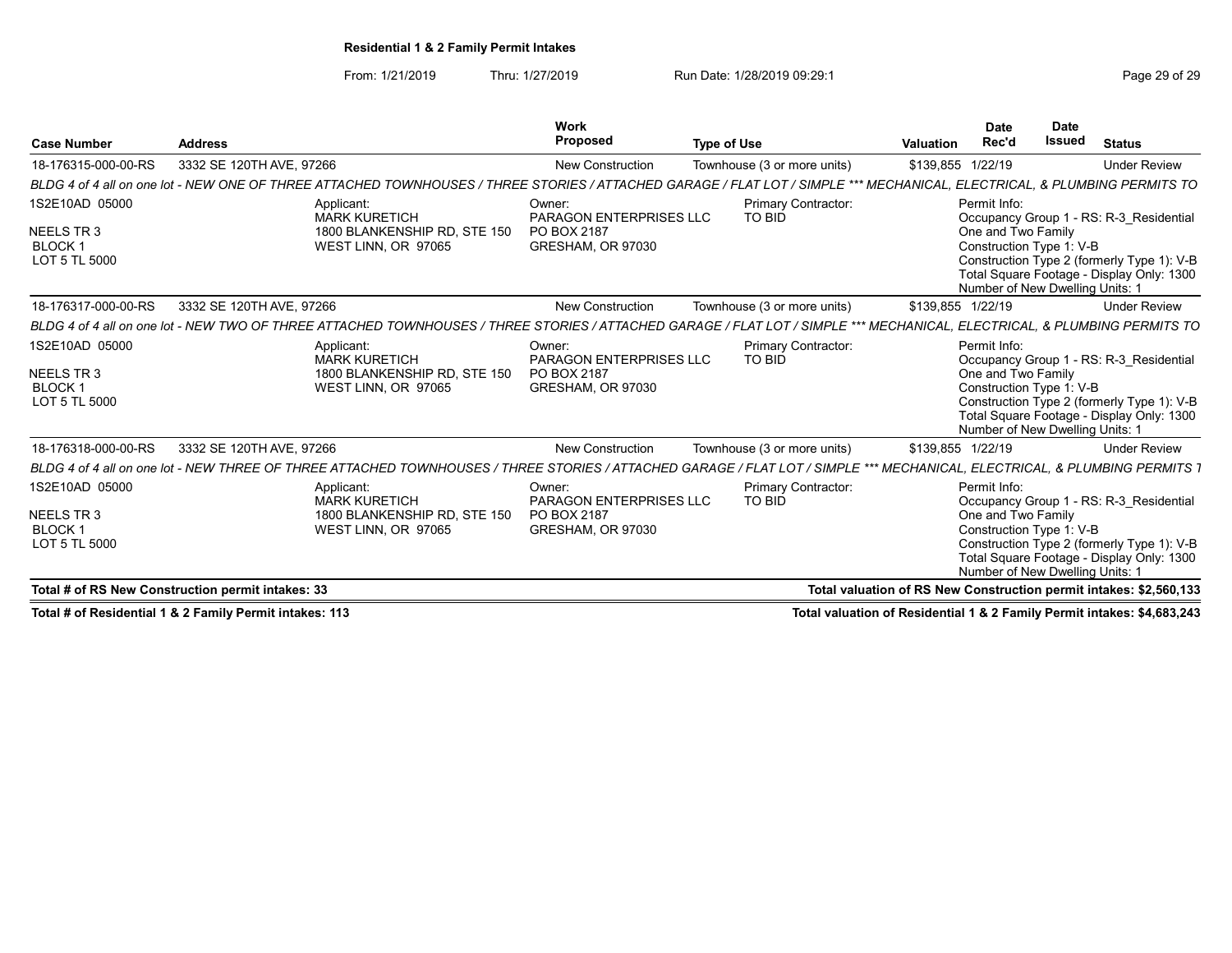**Residential 1 & 2 Family Permit Intakes**

From: 1/21/2019 Thru: 1/27/2019 Run Date: 1/28/2019 09:29:1

| Case Number | Address | Work Proposed | Type of Use | Valuation | Date Rec'd | Date Issued | Status |
|---|---|---|---|---|---|---|---|
| 18-176315-000-00-RS | 3332 SE 120TH AVE, 97266 | New Construction | Townhouse (3 or more units) | $139,855 | 1/22/19 | | Under Review |

*BLDG 4 of 4 all on one lot - NEW ONE OF THREE ATTACHED TOWNHOUSES / THREE STORIES / ATTACHED GARAGE / FLAT LOT / SIMPLE *** MECHANICAL, ELECTRICAL, & PLUMBING PERMITS TO*

1S2E10AD 05000
NEELS TR 3
BLOCK 1
LOT 5 TL 5000

Applicant:
MARK KURETICH
1800 BLANKENSHIP RD, STE 150
WEST LINN, OR 97065

Owner:
PARAGON ENTERPRISES LLC
PO BOX 2187
GRESHAM, OR 97030

Primary Contractor:
TO BID

Permit Info:
Occupancy Group 1 - RS: R-3_Residential One and Two Family
Construction Type 1: V-B
Construction Type 2 (formerly Type 1): V-B
Total Square Footage - Display Only: 1300
Number of New Dwelling Units: 1

| Case Number | Address | Work Proposed | Type of Use | Valuation | Date Rec'd | Date Issued | Status |
|---|---|---|---|---|---|---|---|
| 18-176317-000-00-RS | 3332 SE 120TH AVE, 97266 | New Construction | Townhouse (3 or more units) | $139,855 | 1/22/19 | | Under Review |

*BLDG 4 of 4 all on one lot - NEW TWO OF THREE ATTACHED TOWNHOUSES / THREE STORIES / ATTACHED GARAGE / FLAT LOT / SIMPLE *** MECHANICAL, ELECTRICAL, & PLUMBING PERMITS TO*

1S2E10AD 05000
NEELS TR 3
BLOCK 1
LOT 5 TL 5000

Applicant:
MARK KURETICH
1800 BLANKENSHIP RD, STE 150
WEST LINN, OR 97065

Owner:
PARAGON ENTERPRISES LLC
PO BOX 2187
GRESHAM, OR 97030

Primary Contractor:
TO BID

Permit Info:
Occupancy Group 1 - RS: R-3_Residential One and Two Family
Construction Type 1: V-B
Construction Type 2 (formerly Type 1): V-B
Total Square Footage - Display Only: 1300
Number of New Dwelling Units: 1

| Case Number | Address | Work Proposed | Type of Use | Valuation | Date Rec'd | Date Issued | Status |
|---|---|---|---|---|---|---|---|
| 18-176318-000-00-RS | 3332 SE 120TH AVE, 97266 | New Construction | Townhouse (3 or more units) | $139,855 | 1/22/19 | | Under Review |

*BLDG 4 of 4 all on one lot - NEW THREE OF THREE ATTACHED TOWNHOUSES / THREE STORIES / ATTACHED GARAGE / FLAT LOT / SIMPLE *** MECHANICAL, ELECTRICAL, & PLUMBING PERMITS T*

1S2E10AD 05000
NEELS TR 3
BLOCK 1
LOT 5 TL 5000

Applicant:
MARK KURETICH
1800 BLANKENSHIP RD, STE 150
WEST LINN, OR 97065

Owner:
PARAGON ENTERPRISES LLC
PO BOX 2187
GRESHAM, OR 97030

Primary Contractor:
TO BID

Permit Info:
Occupancy Group 1 - RS: R-3_Residential One and Two Family
Construction Type 1: V-B
Construction Type 2 (formerly Type 1): V-B
Total Square Footage - Display Only: 1300
Number of New Dwelling Units: 1

**Total # of RS New Construction permit intakes: 33**

**Total valuation of RS New Construction permit intakes: $2,560,133**

**Total # of Residential 1 & 2 Family Permit intakes: 113**

**Total valuation of Residential 1 & 2 Family Permit intakes: $4,683,243**